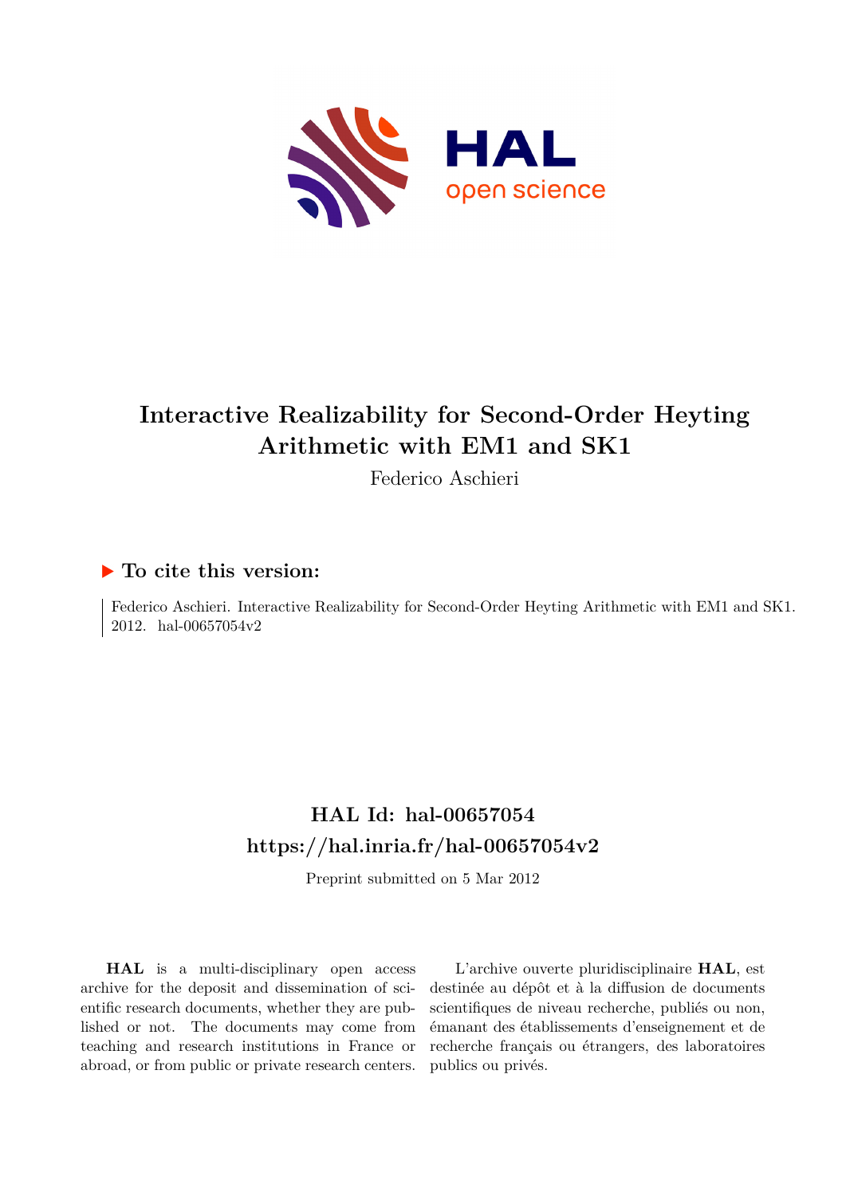# Interactive Realizability for Second-Order Heyting Arithmetic with EM1 and SK1

Federico Aschieri

## ▶ To cite this version:

Federico Aschieri. Interactive Realizability for Second-Order Heyting Arithmetic with EM1 and SK1. 2012. hal-00657054v2

## HAL Id: hal-00657054

## https://hal.inria.fr/hal-00657054v2

Preprint submitted on 5 Mar 2012

**HAL** is a multi-disciplinary open access archive for the deposit and dissemination of scientific research documents, whether they are published or not. The documents may come from teaching and research institutions in France or abroad, or from public or private research centers.

L'archive ouverte pluridisciplinaire **HAL**, est destinée au dépôt et à la diffusion de documents scientifiques de niveau recherche, publiés ou non, émanant des établissements d'enseignement et de recherche français ou étrangers, des laboratoires publics ou privés.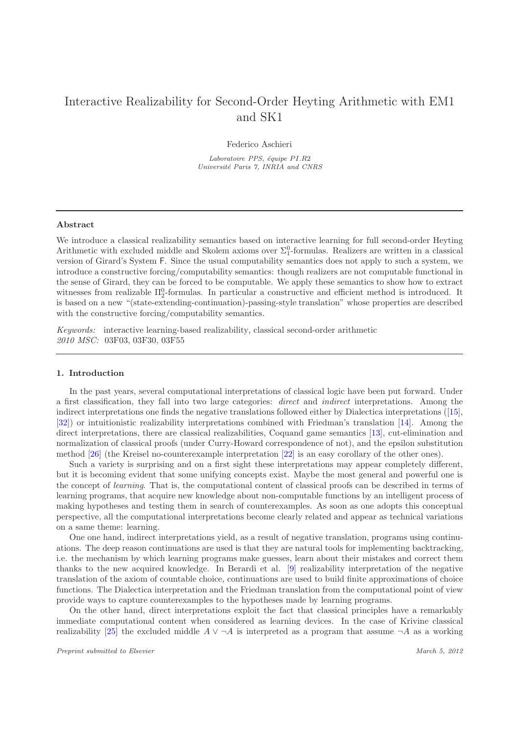# Interactive Realizability for Second-Order Heyting Arithmetic with EM1 and SK1

Federico Aschieri

*Laboratoire PPS, équipe PI.R2*
*Université Paris 7, INRIA and CNRS*

---

## Abstract

We introduce a classical realizability semantics based on interactive learning for full second-order Heyting Arithmetic with excluded middle and Skolem axioms over $\Sigma^0_1$-formulas. Realizers are written in a classical version of Girard's System $\mathsf{F}$. Since the usual computability semantics does not apply to such a system, we introduce a constructive forcing/computability semantics: though realizers are not computable functional in the sense of Girard, they can be forced to be computable. We apply these semantics to show how to extract witnesses from realizable $\Pi^0_2$-formulas. In particular a constructive and efficient method is introduced. It is based on a new "(state-extending-continuation)-passing-style translation" whose properties are described with the constructive forcing/computability semantics.

*Keywords:* interactive learning-based realizability, classical second-order arithmetic
*2010 MSC:* 03F03, 03F30, 03F55

---

## 1. Introduction

In the past years, several computational interpretations of classical logic have been put forward. Under a first classification, they fall into two large categories: *direct* and *indirect* interpretations. Among the indirect interpretations one finds the negative translations followed either by Dialectica interpretations ([15], [32]) or intuitionistic realizability interpretations combined with Friedman's translation [14]. Among the direct interpretations, there are classical realizabilities, Coquand game semantics [13], cut-elimination and normalization of classical proofs (under Curry-Howard correspondence of not), and the epsilon substitution method [26] (the Kreisel no-counterexample interpretation [22] is an easy corollary of the other ones).

Such a variety is surprising and on a first sight these interpretations may appear completely different, but it is becoming evident that some unifying concepts exist. Maybe the most general and powerful one is the concept of *learning*. That is, the computational content of classical proofs can be described in terms of learning programs, that acquire new knowledge about non-computable functions by an intelligent process of making hypotheses and testing them in search of counterexamples. As soon as one adopts this conceptual perspective, all the computational interpretations become clearly related and appear as technical variations on a same theme: learning.

One one hand, indirect interpretations yield, as a result of negative translation, programs using continuations. The deep reason continuations are used is that they are natural tools for implementing backtracking, i.e. the mechanism by which learning programs make guesses, learn about their mistakes and correct them thanks to the new acquired knowledge. In Berardi et al. [9] realizability interpretation of the negative translation of the axiom of countable choice, continuations are used to build finite approximations of choice functions. The Dialectica interpretation and the Friedman translation from the computational point of view provide ways to capture counterexamples to the hypotheses made by learning programs.

On the other hand, direct interpretations exploit the fact that classical principles have a remarkably immediate computational content when considered as learning devices. In the case of Krivine classical realizability [25] the excluded middle $A \vee \neg A$ is interpreted as a program that assume $\neg A$ as a working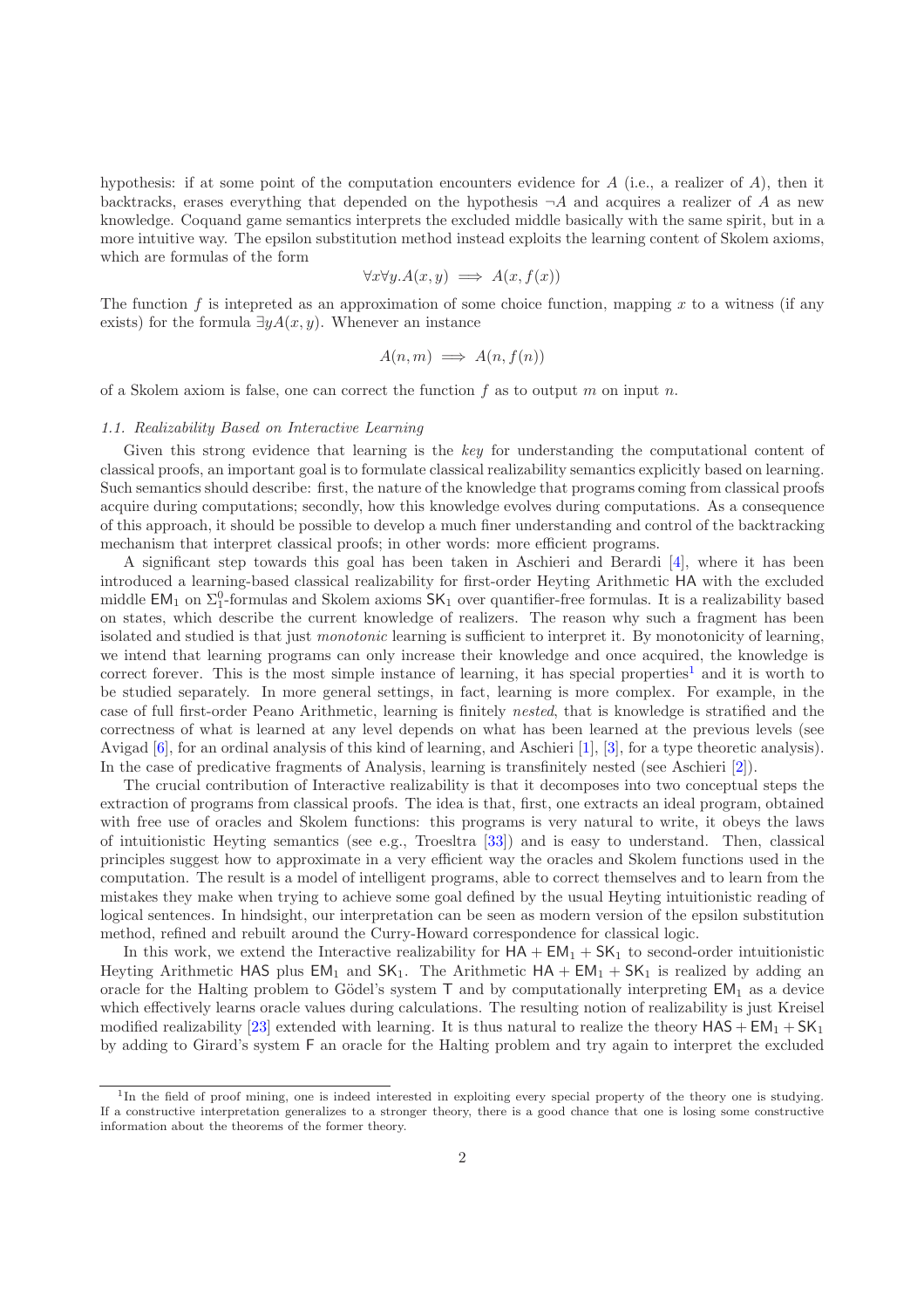hypothesis: if at some point of the computation encounters evidence for $A$ (i.e., a realizer of $A$), then it backtracks, erases everything that depended on the hypothesis $\neg A$ and acquires a realizer of $A$ as new knowledge. Coquand game semantics interprets the excluded middle basically with the same spirit, but in a more intuitive way. The epsilon substitution method instead exploits the learning content of Skolem axioms, which are formulas of the form

$$\forall x \forall y. A(x, y) \implies A(x, f(x))$$

The function $f$ is intepreted as an approximation of some choice function, mapping $x$ to a witness (if any exists) for the formula $\exists y A(x, y)$. Whenever an instance

$$A(n, m) \implies A(n, f(n))$$

of a Skolem axiom is false, one can correct the function $f$ as to output $m$ on input $n$.

### 1.1. Realizability Based on Interactive Learning

Given this strong evidence that learning is the *key* for understanding the computational content of classical proofs, an important goal is to formulate classical realizability semantics explicitly based on learning. Such semantics should describe: first, the nature of the knowledge that programs coming from classical proofs acquire during computations; secondly, how this knowledge evolves during computations. As a consequence of this approach, it should be possible to develop a much finer understanding and control of the backtracking mechanism that interpret classical proofs; in other words: more efficient programs.

A significant step towards this goal has been taken in Aschieri and Berardi [4], where it has been introduced a learning-based classical realizability for first-order Heyting Arithmetic $\mathsf{HA}$ with the excluded middle $\mathsf{EM}_1$ on $\Sigma^0_1$-formulas and Skolem axioms $\mathsf{SK}_1$ over quantifier-free formulas. It is a realizability based on states, which describe the current knowledge of realizers. The reason why such a fragment has been isolated and studied is that just *monotonic* learning is sufficient to interpret it. By monotonicity of learning, we intend that learning programs can only increase their knowledge and once acquired, the knowledge is correct forever. This is the most simple instance of learning, it has special properties[1] and it is worth to be studied separately. In more general settings, in fact, learning is more complex. For example, in the case of full first-order Peano Arithmetic, learning is finitely *nested*, that is knowledge is stratified and the correctness of what is learned at any level depends on what has been learned at the previous levels (see Avigad [6], for an ordinal analysis of this kind of learning, and Aschieri [1], [3], for a type theoretic analysis). In the case of predicative fragments of Analysis, learning is transfinitely nested (see Aschieri [2]).

The crucial contribution of Interactive realizability is that it decomposes into two conceptual steps the extraction of programs from classical proofs. The idea is that, first, one extracts an ideal program, obtained with free use of oracles and Skolem functions: this programs is very natural to write, it obeys the laws of intuitionistic Heyting semantics (see e.g., Troesltra [33]) and is easy to understand. Then, classical principles suggest how to approximate in a very efficient way the oracles and Skolem functions used in the computation. The result is a model of intelligent programs, able to correct themselves and to learn from the mistakes they make when trying to achieve some goal defined by the usual Heyting intuitionistic reading of logical sentences. In hindsight, our interpretation can be seen as modern version of the epsilon substitution method, refined and rebuilt around the Curry-Howard correspondence for classical logic.

In this work, we extend the Interactive realizability for $\mathsf{HA} + \mathsf{EM}_1 + \mathsf{SK}_1$ to second-order intuitionistic Heyting Arithmetic $\mathsf{HAS}$ plus $\mathsf{EM}_1$ and $\mathsf{SK}_1$. The Arithmetic $\mathsf{HA} + \mathsf{EM}_1 + \mathsf{SK}_1$ is realized by adding an oracle for the Halting problem to Gödel's system $\mathsf{T}$ and by computationally interpreting $\mathsf{EM}_1$ as a device which effectively learns oracle values during calculations. The resulting notion of realizability is just Kreisel modified realizability [23] extended with learning. It is thus natural to realize the theory $\mathsf{HAS} + \mathsf{EM}_1 + \mathsf{SK}_1$ by adding to Girard's system $\mathsf{F}$ an oracle for the Halting problem and try again to interpret the excluded

[1] In the field of proof mining, one is indeed interested in exploiting every special property of the theory one is studying. If a constructive interpretation generalizes to a stronger theory, there is a good chance that one is losing some constructive information about the theorems of the former theory.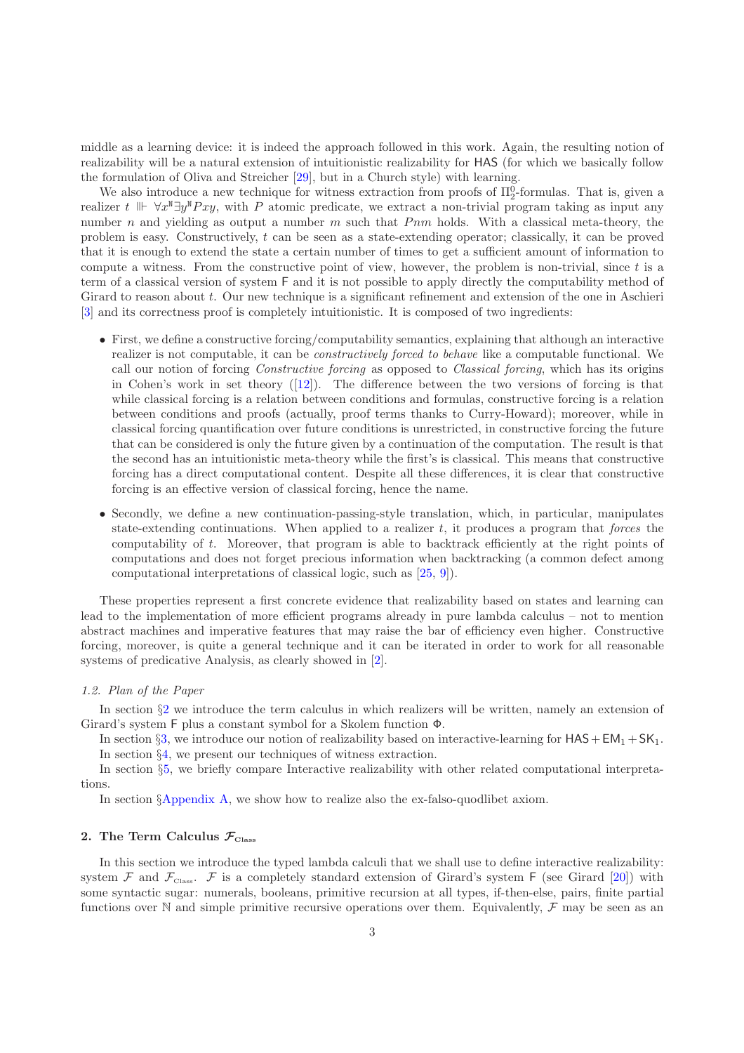middle as a learning device: it is indeed the approach followed in this work. Again, the resulting notion of realizability will be a natural extension of intuitionistic realizability for $\mathsf{HAS}$ (for which we basically follow the formulation of Oliva and Streicher [29], but in a Church style) with learning.

We also introduce a new technique for witness extraction from proofs of $\Pi^0_2$-formulas. That is, given a realizer $t \Vdash \forall x^{\mathtt{N}} \exists y^{\mathtt{N}} Pxy$, with $P$ atomic predicate, we extract a non-trivial program taking as input any number $n$ and yielding as output a number $m$ such that $Pnm$ holds. With a classical meta-theory, the problem is easy. Constructively, $t$ can be seen as a state-extending operator; classically, it can be proved that it is enough to extend the state a certain number of times to get a sufficient amount of information to compute a witness. From the constructive point of view, however, the problem is non-trivial, since $t$ is a term of a classical version of system $\mathsf{F}$ and it is not possible to apply directly the computability method of Girard to reason about $t$. Our new technique is a significant refinement and extension of the one in Aschieri [3] and its correctness proof is completely intuitionistic. It is composed of two ingredients:

- First, we define a constructive forcing/computability semantics, explaining that although an interactive realizer is not computable, it can be *constructively forced to behave* like a computable functional. We call our notion of forcing *Constructive forcing* as opposed to *Classical forcing*, which has its origins in Cohen's work in set theory ([12]). The difference between the two versions of forcing is that while classical forcing is a relation between conditions and formulas, constructive forcing is a relation between conditions and proofs (actually, proof terms thanks to Curry-Howard); moreover, while in classical forcing quantification over future conditions is unrestricted, in constructive forcing the future that can be considered is only the future given by a continuation of the computation. The result is that the second has an intuitionistic meta-theory while the first's is classical. This means that constructive forcing has a direct computational content. Despite all these differences, it is clear that constructive forcing is an effective version of classical forcing, hence the name.
- Secondly, we define a new continuation-passing-style translation, which, in particular, manipulates state-extending continuations. When applied to a realizer $t$, it produces a program that *forces* the computability of $t$. Moreover, that program is able to backtrack efficiently at the right points of computations and does not forget precious information when backtracking (a common defect among computational interpretations of classical logic, such as [25, 9]).

These properties represent a first concrete evidence that realizability based on states and learning can lead to the implementation of more efficient programs already in pure lambda calculus – not to mention abstract machines and imperative features that may raise the bar of efficiency even higher. Constructive forcing, moreover, is quite a general technique and it can be iterated in order to work for all reasonable systems of predicative Analysis, as clearly showed in [2].

### 1.2. Plan of the Paper

In section §2 we introduce the term calculus in which realizers will be written, namely an extension of Girard's system $\mathsf{F}$ plus a constant symbol for a Skolem function $\Phi$.

In section §3, we introduce our notion of realizability based on interactive-learning for $\mathsf{HAS} + \mathsf{EM}_1 + \mathsf{SK}_1$.

In section §4, we present our techniques of witness extraction.

In section §5, we briefly compare Interactive realizability with other related computational interpretations.

In section §Appendix A, we show how to realize also the ex-falso-quodlibet axiom.

## 2. The Term Calculus $\mathcal{F}_{\text{Class}}$

In this section we introduce the typed lambda calculi that we shall use to define interactive realizability: system $\mathcal{F}$ and $\mathcal{F}_{\text{Class}}$. $\mathcal{F}$ is a completely standard extension of Girard's system $\mathsf{F}$ (see Girard [20]) with some syntactic sugar: numerals, booleans, primitive recursion at all types, if-then-else, pairs, finite partial functions over $\mathbb{N}$ and simple primitive recursive operations over them. Equivalently, $\mathcal{F}$ may be seen as an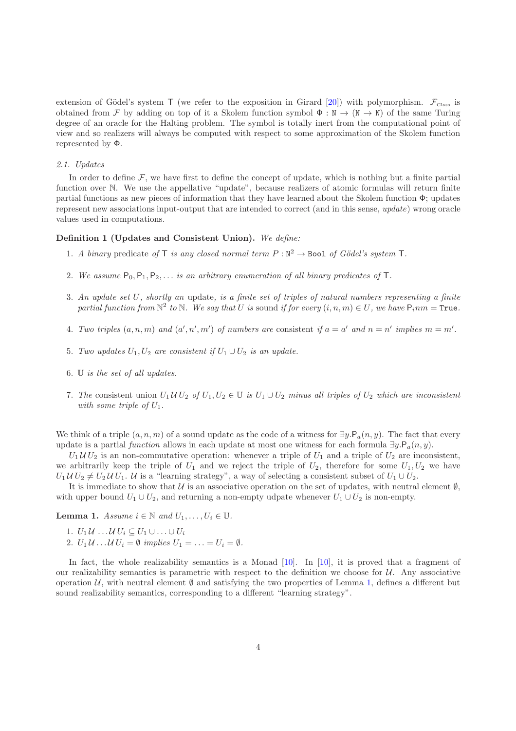extension of Gödel's system $\mathsf{T}$ (we refer to the exposition in Girard [20]) with polymorphism. $\mathcal{F}_{\text{Class}}$ is obtained from $\mathcal{F}$ by adding on top of it a Skolem function symbol $\Phi : \mathtt{N} \to (\mathtt{N} \to \mathtt{N})$ of the same Turing degree of an oracle for the Halting problem. The symbol is totally inert from the computational point of view and so realizers will always be computed with respect to some approximation of the Skolem function represented by $\Phi$.

### 2.1. Updates

In order to define $\mathcal{F}$, we have first to define the concept of update, which is nothing but a finite partial function over $\mathbb{N}$. We use the appellative "update", because realizers of atomic formulas will return finite partial functions as new pieces of information that they have learned about the Skolem function $\Phi$; updates represent new associations input-output that are intended to correct (and in this sense, *update*) wrong oracle values used in computations.

**Definition 1 (Updates and Consistent Union).** *We define:*

1. *A* binary *predicate of $\mathsf{T}$ is any closed normal term $P : \mathtt{N}^2 \to \mathtt{Bool}$ of Gödel's system $\mathsf{T}$.*

2. *We assume $\mathsf{P}_0, \mathsf{P}_1, \mathsf{P}_2, \dots$ is an arbitrary enumeration of all binary predicates of $\mathsf{T}$.*

3. *An update set $U$, shortly an* update, *is a finite set of triples of natural numbers representing a finite partial function from $\mathbb{N}^2$ to $\mathbb{N}$. We say that $U$ is* sound *if for every $(i, n, m) \in U$, we have $\mathsf{P}_i nm = \mathtt{True}$.*

4. *Two triples $(a, n, m)$ and $(a', n', m')$ of numbers are* consistent *if $a = a'$ and $n = n'$ implies $m = m'$.*

5. *Two updates $U_1, U_2$ are consistent if $U_1 \cup U_2$ is an update.*

6. *$\mathbb{U}$ is the set of all updates.*

7. *The* consistent union *$U_1 \,\mathcal{U}\, U_2$ of $U_1, U_2 \in \mathbb{U}$ is $U_1 \cup U_2$ minus all triples of $U_2$ which are inconsistent with some triple of $U_1$.*

We think of a triple $(a, n, m)$ of a sound update as the code of a witness for $\exists y.\mathsf{P}_a(n, y)$. The fact that every update is a partial *function* allows in each update at most one witness for each formula $\exists y.\mathsf{P}_a(n, y)$.

$U_1 \,\mathcal{U}\, U_2$ is an non-commutative operation: whenever a triple of $U_1$ and a triple of $U_2$ are inconsistent, we arbitrarily keep the triple of $U_1$ and we reject the triple of $U_2$, therefore for some $U_1, U_2$ we have $U_1 \,\mathcal{U}\, U_2 \neq U_2 \,\mathcal{U}\, U_1$. $\mathcal{U}$ is a "learning strategy", a way of selecting a consistent subset of $U_1 \cup U_2$.

It is immediate to show that $\mathcal{U}$ is an associative operation on the set of updates, with neutral element $\emptyset$, with upper bound $U_1 \cup U_2$, and returning a non-empty udpate whenever $U_1 \cup U_2$ is non-empty.

**Lemma 1.** *Assume $i \in \mathbb{N}$ and $U_1, \dots, U_i \in \mathbb{U}$.*

1. *$U_1 \,\mathcal{U} \dots \mathcal{U}\, U_i \subseteq U_1 \cup \dots \cup U_i$*
2. *$U_1 \,\mathcal{U} \dots \mathcal{U}\, U_i = \emptyset$ implies $U_1 = \dots = U_i = \emptyset$.*

In fact, the whole realizability semantics is a Monad [10]. In [10], it is proved that a fragment of our realizability semantics is parametric with respect to the definition we choose for $\mathcal{U}$. Any associative operation $\mathcal{U}$, with neutral element $\emptyset$ and satisfying the two properties of Lemma 1, defines a different but sound realizability semantics, corresponding to a different "learning strategy".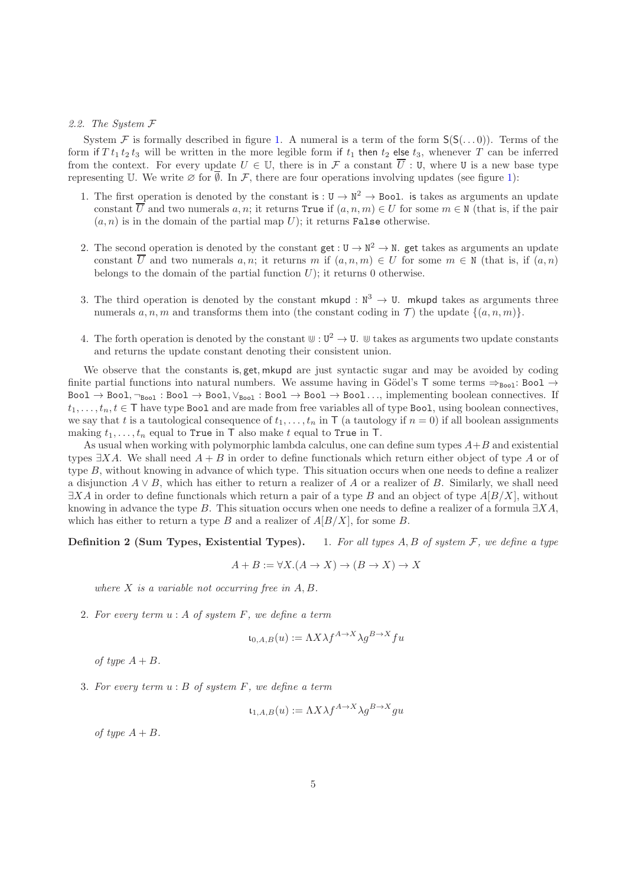*2.2. The System $\mathcal{F}$*

System $\mathcal{F}$ is formally described in figure 1. A numeral is a term of the form $\mathsf{S}(\mathsf{S}(\ldots 0))$. Terms of the form $\mathsf{if}\, T\, t_1\, t_2\, t_3$ will be written in the more legible form $\mathsf{if}\ t_1\ \mathsf{then}\ t_2\ \mathsf{else}\ t_3$, whenever $T$ can be inferred from the context. For every update $U \in \mathbb{U}$, there is in $\mathcal{F}$ a constant $\overline{U} : \mathtt{U}$, where $\mathtt{U}$ is a new base type representing $\mathbb{U}$. We write $\varnothing$ for $\overline{\emptyset}$. In $\mathcal{F}$, there are four operations involving updates (see figure 1):

1. The first operation is denoted by the constant $\mathsf{is} : \mathtt{U} \to \mathtt{N}^2 \to \mathtt{Bool}$. $\mathsf{is}$ takes as arguments an update constant $\overline{U}$ and two numerals $a, n$; it returns $\mathtt{True}$ if $(a, n, m) \in U$ for some $m \in \mathtt{N}$ (that is, if the pair $(a, n)$ is in the domain of the partial map $U$); it returns $\mathtt{False}$ otherwise.

2. The second operation is denoted by the constant $\mathsf{get} : \mathtt{U} \to \mathtt{N}^2 \to \mathtt{N}$. $\mathsf{get}$ takes as arguments an update constant $\overline{U}$ and two numerals $a, n$; it returns $m$ if $(a, n, m) \in U$ for some $m \in \mathtt{N}$ (that is, if $(a, n)$ belongs to the domain of the partial function $U$); it returns $0$ otherwise.

3. The third operation is denoted by the constant $\mathsf{mkupd} : \mathtt{N}^3 \to \mathtt{U}$. $\mathsf{mkupd}$ takes as arguments three numerals $a, n, m$ and transforms them into (the constant coding in $\mathcal{T}$) the update $\{(a, n, m)\}$.

4. The forth operation is denoted by the constant $\Cup : \mathtt{U}^2 \to \mathtt{U}$. $\Cup$ takes as arguments two update constants and returns the update constant denoting their consistent union.

We observe that the constants $\mathsf{is}, \mathsf{get}, \mathsf{mkupd}$ are just syntactic sugar and may be avoided by coding finite partial functions into natural numbers. We assume having in Gödel's $\mathsf{T}$ some terms $\Rightarrow_{\mathtt{Bool}}$: $\mathtt{Bool} \to \mathtt{Bool} \to \mathtt{Bool}, \neg_{\mathtt{Bool}} : \mathtt{Bool} \to \mathtt{Bool}, \vee_{\mathtt{Bool}} : \mathtt{Bool} \to \mathtt{Bool} \to \mathtt{Bool} \ldots$, implementing boolean connectives. If $t_1, \ldots, t_n, t \in \mathsf{T}$ have type $\mathtt{Bool}$ and are made from free variables all of type $\mathtt{Bool}$, using boolean connectives, we say that $t$ is a tautological consequence of $t_1, \ldots, t_n$ in $\mathsf{T}$ (a tautology if $n = 0$) if all boolean assignments making $t_1, \ldots, t_n$ equal to $\mathtt{True}$ in $\mathsf{T}$ also make $t$ equal to $\mathtt{True}$ in $\mathsf{T}$.

As usual when working with polymorphic lambda calculus, one can define sum types $A+B$ and existential types $\exists X A$. We shall need $A+B$ in order to define functionals which return either object of type $A$ or of type $B$, without knowing in advance of which type. This situation occurs when one needs to define a realizer a disjunction $A \vee B$, which has either to return a realizer of $A$ or a realizer of $B$. Similarly, we shall need $\exists X A$ in order to define functionals which return a pair of a type $B$ and an object of type $A[B/X]$, without knowing in advance the type $B$. This situation occurs when one needs to define a realizer of a formula $\exists X A$, which has either to return a type $B$ and a realizer of $A[B/X]$, for some $B$.

**Definition 2 (Sum Types, Existential Types).** 1. *For all types $A, B$ of system $\mathcal{F}$, we define a type*

$$A + B := \forall X.(A \to X) \to (B \to X) \to X$$

*where $X$ is a variable not occurring free in $A, B$.*

2. *For every term $u : A$ of system $F$, we define a term*

$$\iota_{0,A,B}(u) := \Lambda X \lambda f^{A \to X} \lambda g^{B \to X} f u$$

*of type $A + B$.*

3. *For every term $u : B$ of system $F$, we define a term*

$$\iota_{1,A,B}(u) := \Lambda X \lambda f^{A \to X} \lambda g^{B \to X} g u$$

*of type $A + B$.*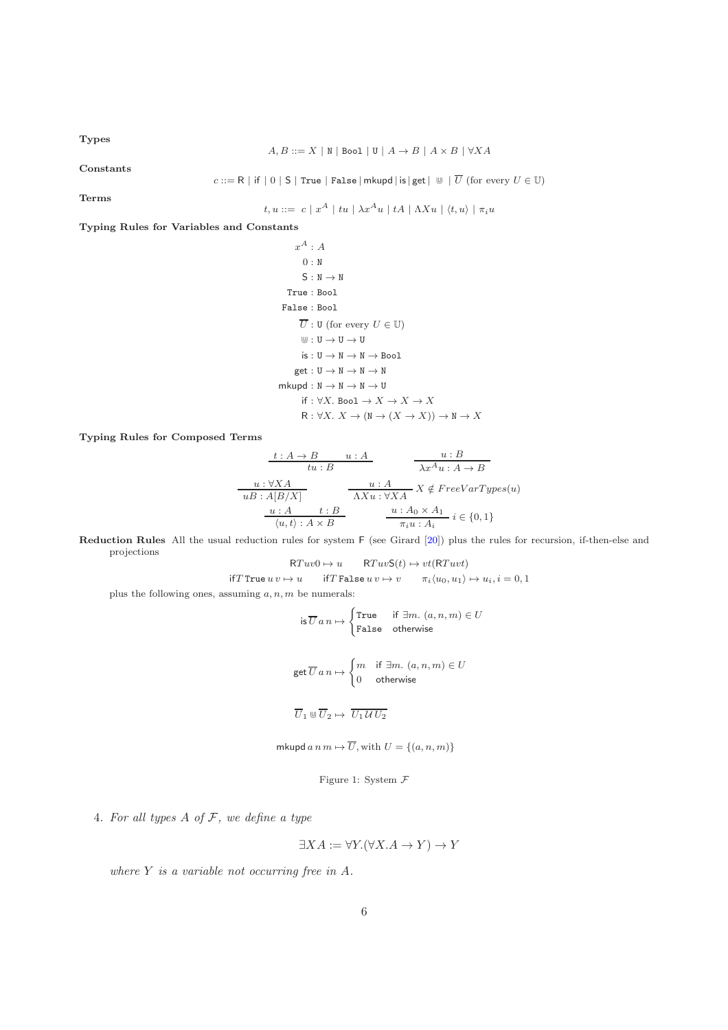**Types**

$$A, B ::= X \mid \mathtt{N} \mid \mathtt{Bool} \mid \mathtt{U} \mid A \to B \mid A \times B \mid \forall X A$$

**Constants**

$$c ::= \mathsf{R} \mid \mathsf{if} \mid 0 \mid \mathsf{S} \mid \mathtt{True} \mid \mathtt{False} \mid \mathsf{mkupd} \mid \mathsf{is} \mid \mathsf{get} \mid \Cup \mid \overline{U} \text{ (for every } U \in \mathbb{U})$$

**Terms**

$$t, u ::= c \mid x^A \mid tu \mid \lambda x^A u \mid tA \mid \Lambda X u \mid \langle t, u\rangle \mid \pi_i u$$

**Typing Rules for Variables and Constants**

$$
\begin{aligned}
x^A &: A\\
0 &: \mathtt{N}\\
\mathsf{S} &: \mathtt{N} \to \mathtt{N}\\
\mathtt{True} &: \mathtt{Bool}\\
\mathtt{False} &: \mathtt{Bool}\\
\overline{U} &: \mathtt{U} \text{ (for every } U \in \mathbb{U})\\
\Cup &: \mathtt{U} \to \mathtt{U} \to \mathtt{U}\\
\mathsf{is} &: \mathtt{U} \to \mathtt{N} \to \mathtt{N} \to \mathtt{Bool}\\
\mathsf{get} &: \mathtt{U} \to \mathtt{N} \to \mathtt{N} \to \mathtt{N}\\
\mathsf{mkupd} &: \mathtt{N} \to \mathtt{N} \to \mathtt{N} \to \mathtt{U}\\
\mathsf{if} &: \forall X.\ \mathtt{Bool} \to X \to X \to X\\
\mathsf{R} &: \forall X.\ X \to (\mathtt{N} \to (X \to X)) \to \mathtt{N} \to X
\end{aligned}
$$

**Typing Rules for Composed Terms**

$$\frac{t : A \to B \qquad u : A}{tu : B} \qquad \frac{u : B}{\lambda x^A u : A \to B}$$

$$\frac{u : \forall X A}{uB : A[B/X]} \qquad \frac{u : A}{\Lambda X u : \forall X A}\ X \notin FreeVarTypes(u)$$

$$\frac{u : A \qquad t : B}{\langle u, t\rangle : A \times B} \qquad \frac{u : A_0 \times A_1}{\pi_i u : A_i}\ i \in \{0, 1\}$$

**Reduction Rules** All the usual reduction rules for system F (see Girard [20]) plus the rules for recursion, if-then-else and projections

$$\mathsf{R}Tuv0 \mapsto u \qquad \mathsf{R}Tuv\mathsf{S}(t) \mapsto vt(\mathsf{R}Tuvt)$$

$$\mathsf{if}T\,\mathtt{True}\,u\,v \mapsto u \qquad \mathsf{if}T\,\mathtt{False}\,u\,v \mapsto v \qquad \pi_i\langle u_0, u_1\rangle \mapsto u_i, i = 0, 1$$

plus the following ones, assuming $a, n, m$ be numerals:

$$\mathsf{is}\,\overline{U}\,a\,n \mapsto \begin{cases} \mathtt{True} & \text{if } \exists m.\ (a, n, m) \in U\\ \mathtt{False} & \text{otherwise}\end{cases}$$

$$\mathsf{get}\,\overline{U}\,a\,n \mapsto \begin{cases} m & \text{if } \exists m.\ (a, n, m) \in U\\ 0 & \text{otherwise}\end{cases}$$

$$\overline{U_1} \Cup \overline{U_2} \mapsto \overline{U_1 \mathcal{U} U_2}$$

$$\mathsf{mkupd}\,a\,n\,m \mapsto \overline{U}, \text{with } U = \{(a, n, m)\}$$

Figure 1: System $\mathcal{F}$

4. *For all types $A$ of $\mathcal{F}$, we define a type*

$$\exists X A := \forall Y.(\forall X.A \to Y) \to Y$$

*where $Y$ is a variable not occurring free in $A$.*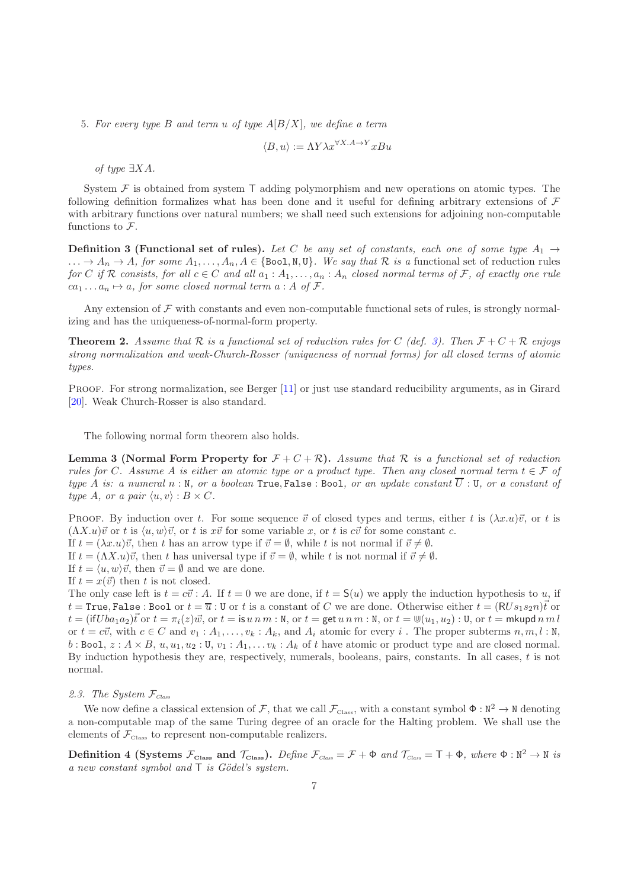5. *For every type $B$ and term $u$ of type $A[B/X]$, we define a term*

$$\langle B, u\rangle := \Lambda Y \lambda x^{\forall X.A \to Y} xBu$$

*of type $\exists XA$.*

System $\mathcal{F}$ is obtained from system $\mathsf{T}$ adding polymorphism and new operations on atomic types. The following definition formalizes what has been done and it useful for defining arbitrary extensions of $\mathcal{F}$ with arbitrary functions over natural numbers; we shall need such extensions for adjoining non-computable functions to $\mathcal{F}$.

**Definition 3 (Functional set of rules).** *Let $C$ be any set of constants, each one of some type $A_1 \to \ldots \to A_n \to A$, for some $A_1, \ldots, A_n, A \in \{\texttt{Bool}, \texttt{N}, \texttt{U}\}$. We say that $\mathcal{R}$ is a* functional set of reduction rules *for $C$ if $\mathcal{R}$ consists, for all $c \in C$ and all $a_1 : A_1, \ldots, a_n : A_n$ closed normal terms of $\mathcal{F}$, of exactly one rule $ca_1 \ldots a_n \mapsto a$, for some closed normal term $a : A$ of $\mathcal{F}$.*

Any extension of $\mathcal{F}$ with constants and even non-computable functional sets of rules, is strongly normalizing and has the uniqueness-of-normal-form property.

**Theorem 2.** *Assume that $\mathcal{R}$ is a functional set of reduction rules for $C$ (def. 3). Then $\mathcal{F} + C + \mathcal{R}$ enjoys strong normalization and weak-Church-Rosser (uniqueness of normal forms) for all closed terms of atomic types.*

Proof. For strong normalization, see Berger [11] or just use standard reducibility arguments, as in Girard [20]. Weak Church-Rosser is also standard.

The following normal form theorem also holds.

**Lemma 3 (Normal Form Property for $\mathcal{F} + C + \mathcal{R}$).** *Assume that $\mathcal{R}$ is a functional set of reduction rules for $C$. Assume $A$ is either an atomic type or a product type. Then any closed normal term $t \in \mathcal{F}$ of type $A$ is: a numeral $n : \texttt{N}$, or a boolean $\texttt{True}, \texttt{False} : \texttt{Bool}$, or an update constant $\overline{U} : \texttt{U}$, or a constant of type $A$, or a pair $\langle u, v\rangle : B \times C$.*

Proof. By induction over $t$. For some sequence $\vec{v}$ of closed types and terms, either $t$ is $(\lambda x.u)\vec{v}$, or $t$ is $(\Lambda X.u)\vec{v}$ or $t$ is $\langle u, w\rangle\vec{v}$, or $t$ is $x\vec{v}$ for some variable $x$, or $t$ is $c\vec{v}$ for some constant $c$.
If $t = (\lambda x.u)\vec{v}$, then $t$ has an arrow type if $\vec{v} = \emptyset$, while $t$ is not normal if $\vec{v} \neq \emptyset$.
If $t = (\Lambda X.u)\vec{v}$, then $t$ has universal type if $\vec{v} = \emptyset$, while $t$ is not normal if $\vec{v} \neq \emptyset$.
If $t = \langle u, w\rangle\vec{v}$, then $\vec{v} = \emptyset$ and we are done.
If $t = x(\vec{v})$ then $t$ is not closed.
The only case left is $t = c\vec{v} : A$. If $t = 0$ we are done, if $t = \mathsf{S}(u)$ we apply the induction hypothesis to $u$, if $t = \texttt{True}, \texttt{False} : \texttt{Bool}$ or $t = \overline{u} : \texttt{U}$ or $t$ is a constant of $C$ we are done. Otherwise either $t = (\mathsf{R}U s_1 s_2 n)\vec{t}$ or $t = (\mathsf{if} U b a_1 a_2)\vec{t}$ or $t = \pi_i(z)\vec{w}$, or $t = \mathsf{is}\, u\, n\, m : \texttt{N}$, or $t = \mathsf{get}\, u\, n\, m : \texttt{N}$, or $t = \Cup(u_1, u_2) : \texttt{U}$, or $t = \mathsf{mkupd}\, n\, m\, l$ or $t = c\vec{v}$, with $c \in C$ and $v_1 : A_1, \ldots, v_k : A_k$, and $A_i$ atomic for every $i$. The proper subterms $n, m, l : \texttt{N}$, $b : \texttt{Bool}$, $z : A \times B$, $u, u_1, u_2 : \texttt{U}$, $v_1 : A_1, \ldots v_k : A_k$ of $t$ have atomic or product type and are closed normal. By induction hypothesis they are, respectively, numerals, booleans, pairs, constants. In all cases, $t$ is not normal.

*2.3. The System $\mathcal{F}_{Class}$*

We now define a classical extension of $\mathcal{F}$, that we call $\mathcal{F}_{\text{Class}}$, with a constant symbol $\Phi : \texttt{N}^2 \to \texttt{N}$ denoting a non-computable map of the same Turing degree of an oracle for the Halting problem. We shall use the elements of $\mathcal{F}_{\text{Class}}$ to represent non-computable realizers.

**Definition 4 (Systems $\mathcal{F}_{\text{Class}}$ and $\mathcal{T}_{\text{Class}}$).** *Define $\mathcal{F}_{\text{Class}} = \mathcal{F} + \Phi$ and $\mathcal{T}_{\text{Class}} = \mathsf{T} + \Phi$, where $\Phi : \texttt{N}^2 \to \texttt{N}$ is a new constant symbol and $\mathsf{T}$ is Gödel's system.*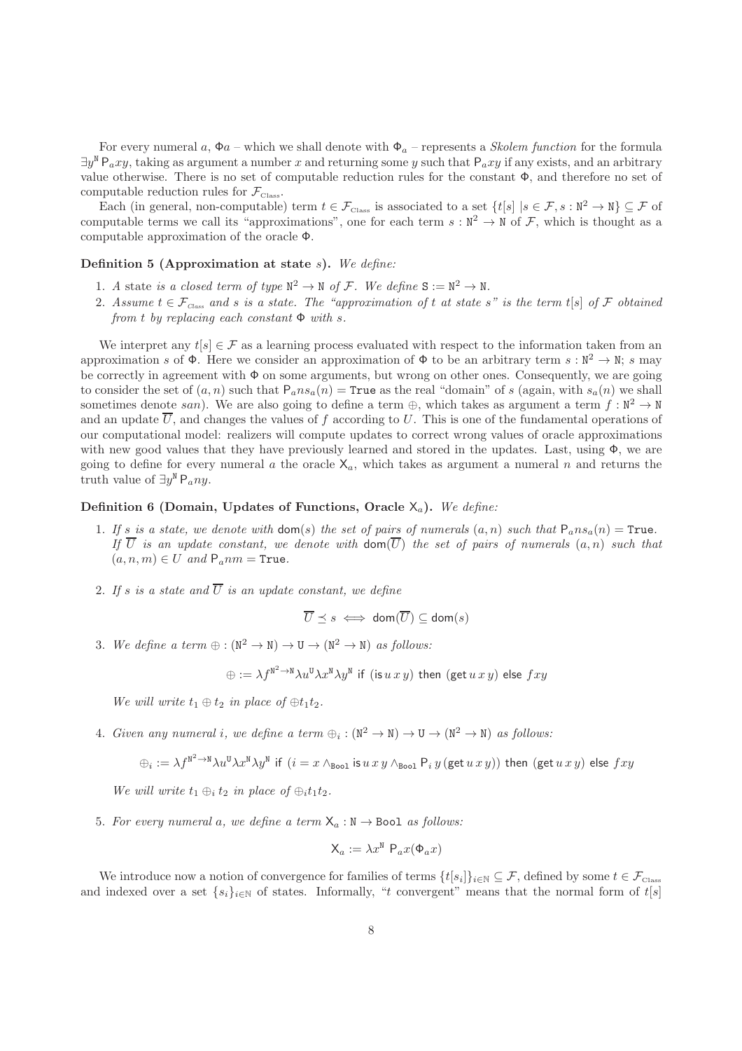For every numeral $a$, $\Phi a$ – which we shall denote with $\Phi_a$ – represents a *Skolem function* for the formula $\exists y^{\mathtt{N}} \mathsf{P}_a xy$, taking as argument a number $x$ and returning some $y$ such that $\mathsf{P}_a xy$ if any exists, and an arbitrary value otherwise. There is no set of computable reduction rules for the constant $\Phi$, and therefore no set of computable reduction rules for $\mathcal{F}_{\text{Class}}$.

Each (in general, non-computable) term $t \in \mathcal{F}_{\text{Class}}$ is associated to a set $\{t[s] \mid s \in \mathcal{F}, s : \mathtt{N}^2 \to \mathtt{N}\} \subseteq \mathcal{F}$ of computable terms we call its "approximations", one for each term $s : \mathtt{N}^2 \to \mathtt{N}$ of $\mathcal{F}$, which is thought as a computable approximation of the oracle $\Phi$.

**Definition 5 (Approximation at state $s$).** *We define:*

1. *A* state *is a closed term of type $\mathtt{N}^2 \to \mathtt{N}$ of $\mathcal{F}$. We define $\mathtt{S} := \mathtt{N}^2 \to \mathtt{N}$.*
2. *Assume $t \in \mathcal{F}_{\text{Class}}$ and $s$ is a state. The "approximation of $t$ at state $s$" is the term $t[s]$ of $\mathcal{F}$ obtained from $t$ by replacing each constant $\Phi$ with $s$.*

We interpret any $t[s] \in \mathcal{F}$ as a learning process evaluated with respect to the information taken from an approximation $s$ of $\Phi$. Here we consider an approximation of $\Phi$ to be an arbitrary term $s : \mathtt{N}^2 \to \mathtt{N}$; $s$ may be correctly in agreement with $\Phi$ on some arguments, but wrong on other ones. Consequently, we are going to consider the set of $(a, n)$ such that $\mathsf{P}_a n s_a(n) = \mathtt{True}$ as the real "domain" of $s$ (again, with $s_a(n)$ we shall sometimes denote $san$). We are also going to define a term $\oplus$, which takes as argument a term $f : \mathtt{N}^2 \to \mathtt{N}$ and an update $\overline{U}$, and changes the values of $f$ according to $U$. This is one of the fundamental operations of our computational model: realizers will compute updates to correct wrong values of oracle approximations with new good values that they have previously learned and stored in the updates. Last, using $\Phi$, we are going to define for every numeral $a$ the oracle $\mathsf{X}_a$, which takes as argument a numeral $n$ and returns the truth value of $\exists y^{\mathtt{N}} \mathsf{P}_a n y$.

**Definition 6 (Domain, Updates of Functions, Oracle $\mathsf{X}_a$).** *We define:*

1. *If $s$ is a state, we denote with $\mathsf{dom}(s)$ the set of pairs of numerals $(a, n)$ such that $\mathsf{P}_a n s_a(n) = \mathtt{True}$. If $\overline{U}$ is an update constant, we denote with $\mathsf{dom}(\overline{U})$ the set of pairs of numerals $(a, n)$ such that $(a, n, m) \in U$ and $\mathsf{P}_a nm = \mathtt{True}$.*

2. *If $s$ is a state and $\overline{U}$ is an update constant, we define*

$$\overline{U} \preceq s \iff \mathsf{dom}(\overline{U}) \subseteq \mathsf{dom}(s)$$

3. *We define a term $\oplus : (\mathtt{N}^2 \to \mathtt{N}) \to \mathtt{U} \to (\mathtt{N}^2 \to \mathtt{N})$ as follows:*

$$\oplus := \lambda f^{\mathtt{N}^2 \to \mathtt{N}} \lambda u^{\mathtt{U}} \lambda x^{\mathtt{N}} \lambda y^{\mathtt{N}} \text{ if } (\mathsf{is}\, u\, x\, y) \text{ then } (\mathsf{get}\, u\, x\, y) \text{ else } fxy$$

*We will write $t_1 \oplus t_2$ in place of $\oplus t_1 t_2$.*

4. *Given any numeral $i$, we define a term $\oplus_i : (\mathtt{N}^2 \to \mathtt{N}) \to \mathtt{U} \to (\mathtt{N}^2 \to \mathtt{N})$ as follows:*

$$\oplus_i := \lambda f^{\mathtt{N}^2 \to \mathtt{N}} \lambda u^{\mathtt{U}} \lambda x^{\mathtt{N}} \lambda y^{\mathtt{N}} \text{ if } (i = x \wedge_{\mathtt{Bool}} \mathsf{is}\, u\, x\, y \wedge_{\mathtt{Bool}} \mathsf{P}_i\, y\, (\mathsf{get}\, u\, x\, y)) \text{ then } (\mathsf{get}\, u\, x\, y) \text{ else } fxy$$

*We will write $t_1 \oplus_i t_2$ in place of $\oplus_i t_1 t_2$.*

5. *For every numeral $a$, we define a term $\mathsf{X}_a : \mathtt{N} \to \mathtt{Bool}$ as follows:*

$$\mathsf{X}_a := \lambda x^{\mathtt{N}}\ \mathsf{P}_a x(\Phi_a x)$$

We introduce now a notion of convergence for families of terms $\{t[s_i]\}_{i \in \mathbb{N}} \subseteq \mathcal{F}$, defined by some $t \in \mathcal{F}_{\text{Class}}$ and indexed over a set $\{s_i\}_{i \in \mathbb{N}}$ of states. Informally, "$t$ convergent" means that the normal form of $t[s]$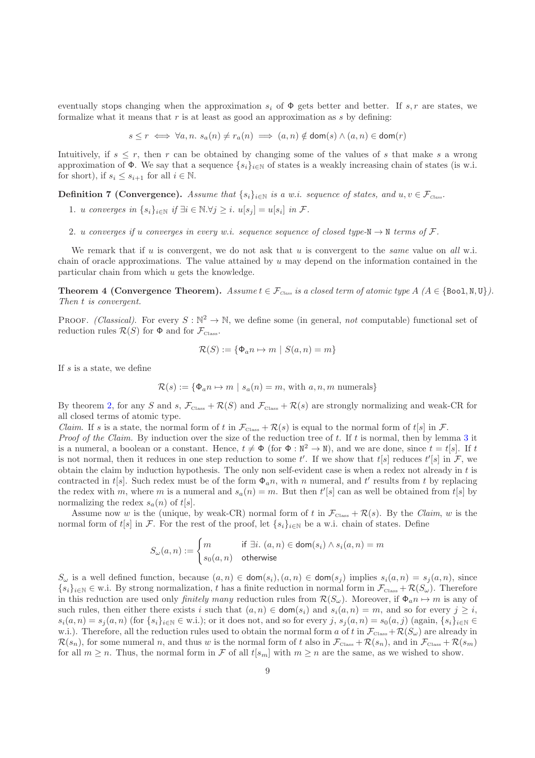eventually stops changing when the approximation $s_i$ of $\Phi$ gets better and better. If $s, r$ are states, we formalize what it means that $r$ is at least as good an approximation as $s$ by defining:

$$s \leq r \iff \forall a, n.\ s_a(n) \neq r_a(n) \implies (a, n) \notin \mathsf{dom}(s) \wedge (a, n) \in \mathsf{dom}(r)$$

Intuitively, if $s \leq r$, then $r$ can be obtained by changing some of the values of $s$ that make $s$ a wrong approximation of $\Phi$. We say that a sequence $\{s_i\}_{i\in\mathbb{N}}$ of states is a weakly increasing chain of states (is w.i. for short), if $s_i \leq s_{i+1}$ for all $i \in \mathbb{N}$.

**Definition 7 (Convergence).** *Assume that $\{s_i\}_{i\in\mathbb{N}}$ is a w.i. sequence of states, and $u, v \in \mathcal{F}_{\text{Class}}$.*

1. *$u$ converges in $\{s_i\}_{i\in\mathbb{N}}$ if $\exists i \in \mathbb{N}. \forall j \geq i.\ u[s_j] = u[s_i]$ in $\mathcal{F}$.*
2. *$u$ converges if $u$ converges in every w.i. sequence sequence of closed type-$\mathtt{N} \rightarrow \mathtt{N}$ terms of $\mathcal{F}$.*

We remark that if $u$ is convergent, we do not ask that $u$ is convergent to the *same* value on *all* w.i. chain of oracle approximations. The value attained by $u$ may depend on the information contained in the particular chain from which $u$ gets the knowledge.

**Theorem 4 (Convergence Theorem).** *Assume $t \in \mathcal{F}_{\text{Class}}$ is a closed term of atomic type $A$ ($A \in \{\mathtt{Bool}, \mathtt{N}, \mathtt{U}\}$). Then $t$ is convergent.*

Proof. *(Classical).* For every $S : \mathbb{N}^2 \rightarrow \mathbb{N}$, we define some (in general, *not* computable) functional set of reduction rules $\mathcal{R}(S)$ for $\Phi$ and for $\mathcal{F}_{\text{Class}}$.

$$\mathcal{R}(S) := \{\Phi_a n \mapsto m \mid S(a, n) = m\}$$

If $s$ is a state, we define

$$\mathcal{R}(s) := \{\Phi_a n \mapsto m \mid s_a(n) = m, \text{ with } a, n, m \text{ numerals}\}$$

By theorem 2, for any $S$ and $s$, $\mathcal{F}_{\text{Class}} + \mathcal{R}(S)$ and $\mathcal{F}_{\text{Class}} + \mathcal{R}(s)$ are strongly normalizing and weak-CR for all closed terms of atomic type.

*Claim.* If $s$ is a state, the normal form of $t$ in $\mathcal{F}_{\text{Class}} + \mathcal{R}(s)$ is equal to the normal form of $t[s]$ in $\mathcal{F}$.

*Proof of the Claim.* By induction over the size of the reduction tree of $t$. If $t$ is normal, then by lemma 3 it is a numeral, a boolean or a constant. Hence, $t \neq \Phi$ (for $\Phi : \mathtt{N}^2 \rightarrow \mathtt{N}$), and we are done, since $t = t[s]$. If $t$ is not normal, then it reduces in one step reduction to some $t'$. If we show that $t[s]$ reduces $t'[s]$ in $\mathcal{F}$, we obtain the claim by induction hypothesis. The only non self-evident case is when a redex not already in $t$ is contracted in $t[s]$. Such redex must be of the form $\Phi_a n$, with $n$ numeral, and $t'$ results from $t$ by replacing the redex with $m$, where $m$ is a numeral and $s_a(n) = m$. But then $t'[s]$ can as well be obtained from $t[s]$ by normalizing the redex $s_a(n)$ of $t[s]$.

Assume now $w$ is the (unique, by weak-CR) normal form of $t$ in $\mathcal{F}_{\text{Class}} + \mathcal{R}(s)$. By the *Claim*, $w$ is the normal form of $t[s]$ in $\mathcal{F}$. For the rest of the proof, let $\{s_i\}_{i\in\mathbb{N}}$ be a w.i. chain of states. Define

$$S_\omega(a, n) := \begin{cases} m & \text{if } \exists i.\ (a, n) \in \mathsf{dom}(s_i) \wedge s_i(a, n) = m \\ s_0(a, n) & \text{otherwise} \end{cases}$$

$S_\omega$ is a well defined function, because $(a, n) \in \mathsf{dom}(s_i), (a, n) \in \mathsf{dom}(s_j)$ implies $s_i(a, n) = s_j(a, n)$, since $\{s_i\}_{i\in\mathbb{N}} \in$ w.i. By strong normalization, $t$ has a finite reduction in normal form in $\mathcal{F}_{\text{Class}} + \mathcal{R}(S_\omega)$. Therefore in this reduction are used only *finitely many* reduction rules from $\mathcal{R}(S_\omega)$. Moreover, if $\Phi_a n \mapsto m$ is any of such rules, then either there exists $i$ such that $(a, n) \in \mathsf{dom}(s_i)$ and $s_i(a, n) = m$, and so for every $j \geq i$, $s_i(a, n) = s_j(a, n)$ (for $\{s_i\}_{i\in\mathbb{N}} \in$ w.i.); or it does not, and so for every $j$, $s_j(a, n) = s_0(a, j)$ (again, $\{s_i\}_{i\in\mathbb{N}} \in$ w.i.). Therefore, all the reduction rules used to obtain the normal form $a$ of $t$ in $\mathcal{F}_{\text{Class}} + \mathcal{R}(S_\omega)$ are already in $\mathcal{R}(s_n)$, for some numeral $n$, and thus $w$ is the normal form of $t$ also in $\mathcal{F}_{\text{Class}} + \mathcal{R}(s_n)$, and in $\mathcal{F}_{\text{Class}} + \mathcal{R}(s_m)$ for all $m \geq n$. Thus, the normal form in $\mathcal{F}$ of all $t[s_m]$ with $m \geq n$ are the same, as we wished to show.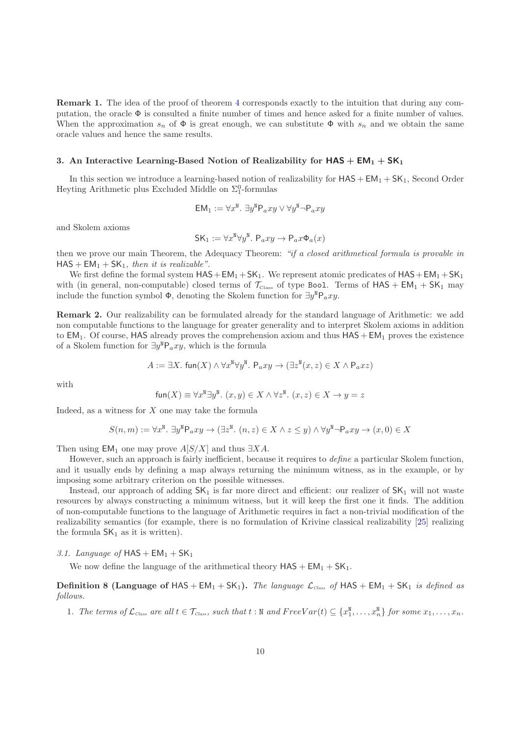**Remark 1.** The idea of the proof of theorem 4 corresponds exactly to the intuition that during any computation, the oracle $\Phi$ is consulted a finite number of times and hence asked for a finite number of values. When the approximation $s_n$ of $\Phi$ is great enough, we can substitute $\Phi$ with $s_n$ and we obtain the same oracle values and hence the same results.

## 3. An Interactive Learning-Based Notion of Realizability for $\mathsf{HAS} + \mathsf{EM}_1 + \mathsf{SK}_1$

In this section we introduce a learning-based notion of realizability for $\mathsf{HAS} + \mathsf{EM}_1 + \mathsf{SK}_1$, Second Order Heyting Arithmetic plus Excluded Middle on $\Sigma^0_1$-formulas

$$\mathsf{EM}_1 := \forall x^{\mathtt{N}}.\ \exists y^{\mathtt{N}} \mathsf{P}_a xy \vee \forall y^{\mathtt{N}} \neg \mathsf{P}_a xy$$

and Skolem axioms

$$\mathsf{SK}_1 := \forall x^{\mathtt{N}} \forall y^{\mathtt{N}}.\ \mathsf{P}_a xy \to \mathsf{P}_a x \Phi_a(x)$$

then we prove our main Theorem, the Adequacy Theorem: *"if a closed arithmetical formula is provable in* $\mathsf{HAS} + \mathsf{EM}_1 + \mathsf{SK}_1$*, then it is realizable"*.

We first define the formal system $\mathsf{HAS} + \mathsf{EM}_1 + \mathsf{SK}_1$. We represent atomic predicates of $\mathsf{HAS} + \mathsf{EM}_1 + \mathsf{SK}_1$ with (in general, non-computable) closed terms of $\mathcal{T}_{\text{Class}}$ of type `Bool`. Terms of $\mathsf{HAS} + \mathsf{EM}_1 + \mathsf{SK}_1$ may include the function symbol $\Phi$, denoting the Skolem function for $\exists y^{\mathtt{N}} \mathsf{P}_a xy$.

**Remark 2.** Our realizability can be formulated already for the standard language of Arithmetic: we add non computable functions to the language for greater generality and to interpret Skolem axioms in addition to $\mathsf{EM}_1$. Of course, $\mathsf{HAS}$ already proves the comprehension axiom and thus $\mathsf{HAS} + \mathsf{EM}_1$ proves the existence of a Skolem function for $\exists y^{\mathtt{N}} \mathsf{P}_a xy$, which is the formula

$$A := \exists X.\ \mathsf{fun}(X) \wedge \forall x^{\mathtt{N}} \forall y^{\mathtt{N}}.\ \mathsf{P}_a xy \to (\exists z^{\mathtt{N}} (x, z) \in X \wedge \mathsf{P}_a xz)$$

with

$$\mathsf{fun}(X) \equiv \forall x^{\mathtt{N}} \exists y^{\mathtt{N}}.\ (x, y) \in X \wedge \forall z^{\mathtt{N}}.\ (x, z) \in X \to y = z$$

Indeed, as a witness for $X$ one may take the formula

$$S(n, m) := \forall x^{\mathtt{N}}.\ \exists y^{\mathtt{N}} \mathsf{P}_a xy \to (\exists z^{\mathtt{N}}.\ (n, z) \in X \wedge z \leq y) \wedge \forall y^{\mathtt{N}} \neg \mathsf{P}_a xy \to (x, 0) \in X$$

Then using $\mathsf{EM}_1$ one may prove $A[S/X]$ and thus $\exists X A$.

However, such an approach is fairly inefficient, because it requires to *define* a particular Skolem function, and it usually ends by defining a map always returning the minimum witness, as in the example, or by imposing some arbitrary criterion on the possible witnesses.

Instead, our approach of adding $\mathsf{SK}_1$ is far more direct and efficient: our realizer of $\mathsf{SK}_1$ will not waste resources by always constructing a minimum witness, but it will keep the first one it finds. The addition of non-computable functions to the language of Arithmetic requires in fact a non-trivial modification of the realizability semantics (for example, there is no formulation of Krivine classical realizability [25] realizing the formula $\mathsf{SK}_1$ as it is written).

### *3.1. Language of* $\mathsf{HAS} + \mathsf{EM}_1 + \mathsf{SK}_1$

We now define the language of the arithmetical theory $\mathsf{HAS} + \mathsf{EM}_1 + \mathsf{SK}_1$.

**Definition 8 (Language of $\mathsf{HAS} + \mathsf{EM}_1 + \mathsf{SK}_1$).** *The language $\mathcal{L}_{\text{Class}}$ of $\mathsf{HAS} + \mathsf{EM}_1 + \mathsf{SK}_1$ is defined as follows.*

1. *The terms of $\mathcal{L}_{\text{Class}}$ are all $t \in \mathcal{T}_{\text{Class}}$, such that $t : \mathtt{N}$ and $FreeVar(t) \subseteq \{x_1^{\mathtt{N}}, \ldots, x_n^{\mathtt{N}}\}$ for some $x_1, \ldots, x_n$.*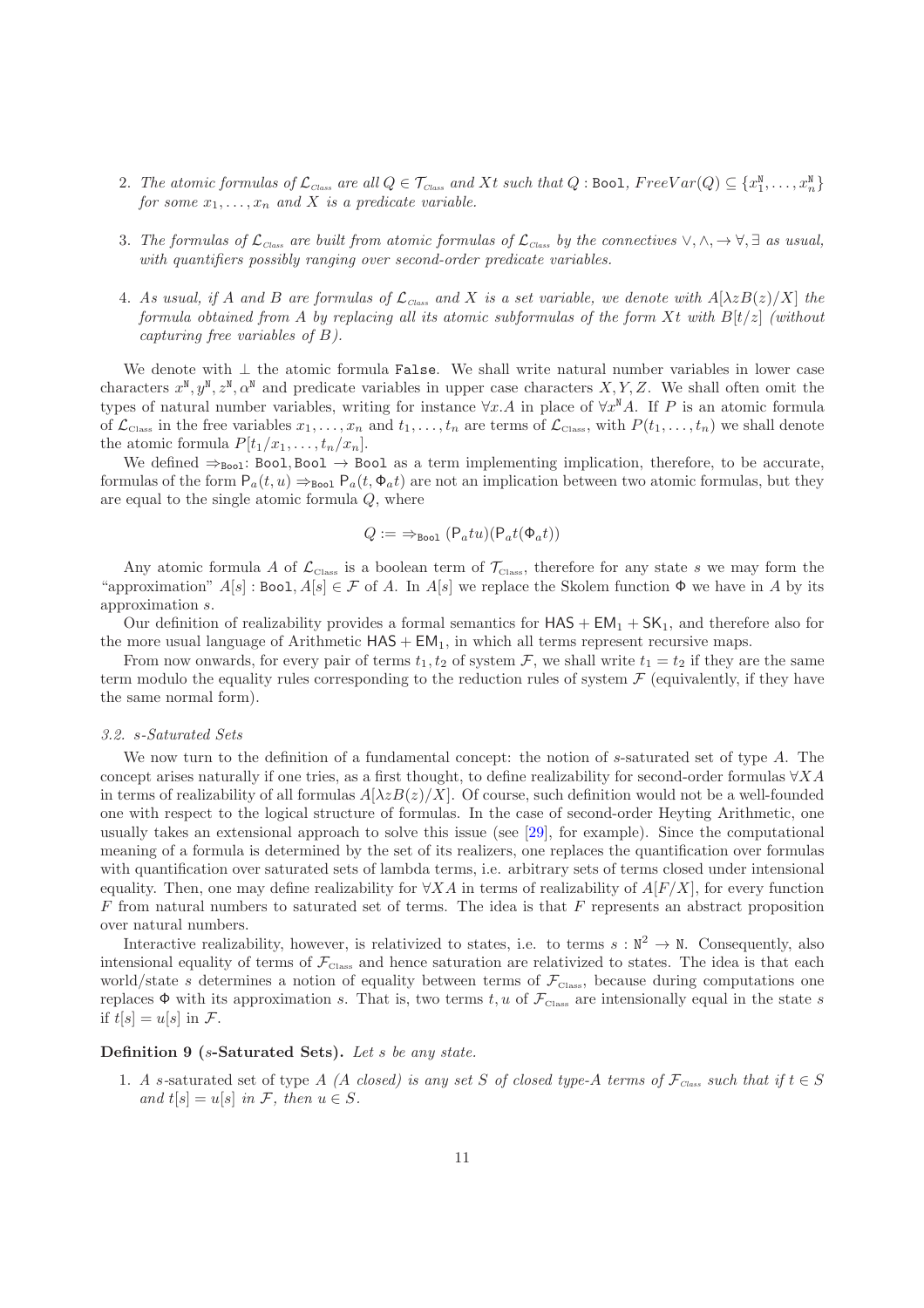2. *The atomic formulas of $\mathcal{L}_{\text{Class}}$ are all $Q \in \mathcal{T}_{\text{Class}}$ and $Xt$ such that $Q : \texttt{Bool}$, $FreeVar(Q) \subseteq \{x_1^{\texttt{N}}, \ldots, x_n^{\texttt{N}}\}$ for some $x_1, \ldots, x_n$ and $X$ is a predicate variable.*

3. *The formulas of $\mathcal{L}_{\text{Class}}$ are built from atomic formulas of $\mathcal{L}_{\text{Class}}$ by the connectives $\vee, \wedge, \rightarrow \forall, \exists$ as usual, with quantifiers possibly ranging over second-order predicate variables.*

4. *As usual, if $A$ and $B$ are formulas of $\mathcal{L}_{\text{Class}}$ and $X$ is a set variable, we denote with $A[\lambda z B(z)/X]$ the formula obtained from $A$ by replacing all its atomic subformulas of the form $Xt$ with $B[t/z]$ (without capturing free variables of $B$).*

We denote with $\perp$ the atomic formula $\texttt{False}$. We shall write natural number variables in lower case characters $x^{\texttt{N}}, y^{\texttt{N}}, z^{\texttt{N}}, \alpha^{\texttt{N}}$ and predicate variables in upper case characters $X, Y, Z$. We shall often omit the types of natural number variables, writing for instance $\forall x.A$ in place of $\forall x^{\texttt{N}} A$. If $P$ is an atomic formula of $\mathcal{L}_{\text{Class}}$ in the free variables $x_1, \ldots, x_n$ and $t_1, \ldots, t_n$ are terms of $\mathcal{L}_{\text{Class}}$, with $P(t_1, \ldots, t_n)$ we shall denote the atomic formula $P[t_1/x_1, \ldots, t_n/x_n]$.

We defined $\Rightarrow_{\texttt{Bool}} : \texttt{Bool}, \texttt{Bool} \rightarrow \texttt{Bool}$ as a term implementing implication, therefore, to be accurate, formulas of the form $\mathsf{P}_a(t, u) \Rightarrow_{\texttt{Bool}} \mathsf{P}_a(t, \Phi_a t)$ are not an implication between two atomic formulas, but they are equal to the single atomic formula $Q$, where

$$Q := \Rightarrow_{\texttt{Bool}} (\mathsf{P}_a t u)(\mathsf{P}_a t(\Phi_a t))$$

Any atomic formula $A$ of $\mathcal{L}_{\text{Class}}$ is a boolean term of $\mathcal{T}_{\text{Class}}$, therefore for any state $s$ we may form the "approximation" $A[s] : \texttt{Bool}, A[s] \in \mathcal{F}$ of $A$. In $A[s]$ we replace the Skolem function $\Phi$ we have in $A$ by its approximation $s$.

Our definition of realizability provides a formal semantics for $\mathsf{HAS} + \mathsf{EM}_1 + \mathsf{SK}_1$, and therefore also for the more usual language of Arithmetic $\mathsf{HAS} + \mathsf{EM}_1$, in which all terms represent recursive maps.

From now onwards, for every pair of terms $t_1, t_2$ of system $\mathcal{F}$, we shall write $t_1 = t_2$ if they are the same term modulo the equality rules corresponding to the reduction rules of system $\mathcal{F}$ (equivalently, if they have the same normal form).

### 3.2. s-Saturated Sets

We now turn to the definition of a fundamental concept: the notion of $s$-saturated set of type $A$. The concept arises naturally if one tries, as a first thought, to define realizability for second-order formulas $\forall X A$ in terms of realizability of all formulas $A[\lambda z B(z)/X]$. Of course, such definition would not be a well-founded one with respect to the logical structure of formulas. In the case of second-order Heyting Arithmetic, one usually takes an extensional approach to solve this issue (see [29], for example). Since the computational meaning of a formula is determined by the set of its realizers, one replaces the quantification over formulas with quantification over saturated sets of lambda terms, i.e. arbitrary sets of terms closed under intensional equality. Then, one may define realizability for $\forall X A$ in terms of realizability of $A[F/X]$, for every function $F$ from natural numbers to saturated set of terms. The idea is that $F$ represents an abstract proposition over natural numbers.

Interactive realizability, however, is relativized to states, i.e. to terms $s : \texttt{N}^2 \rightarrow \texttt{N}$. Consequently, also intensional equality of terms of $\mathcal{F}_{\text{Class}}$ and hence saturation are relativized to states. The idea is that each world/state $s$ determines a notion of equality between terms of $\mathcal{F}_{\text{Class}}$, because during computations one replaces $\Phi$ with its approximation $s$. That is, two terms $t, u$ of $\mathcal{F}_{\text{Class}}$ are intensionally equal in the state $s$ if $t[s] = u[s]$ in $\mathcal{F}$.

**Definition 9 ($s$-Saturated Sets).** *Let $s$ be any state.*

1. *A* $s$-saturated set of type $A$ *($A$ closed) is any set $S$ of closed type-$A$ terms of $\mathcal{F}_{\text{Class}}$ such that if $t \in S$ and $t[s] = u[s]$ in $\mathcal{F}$, then $u \in S$.*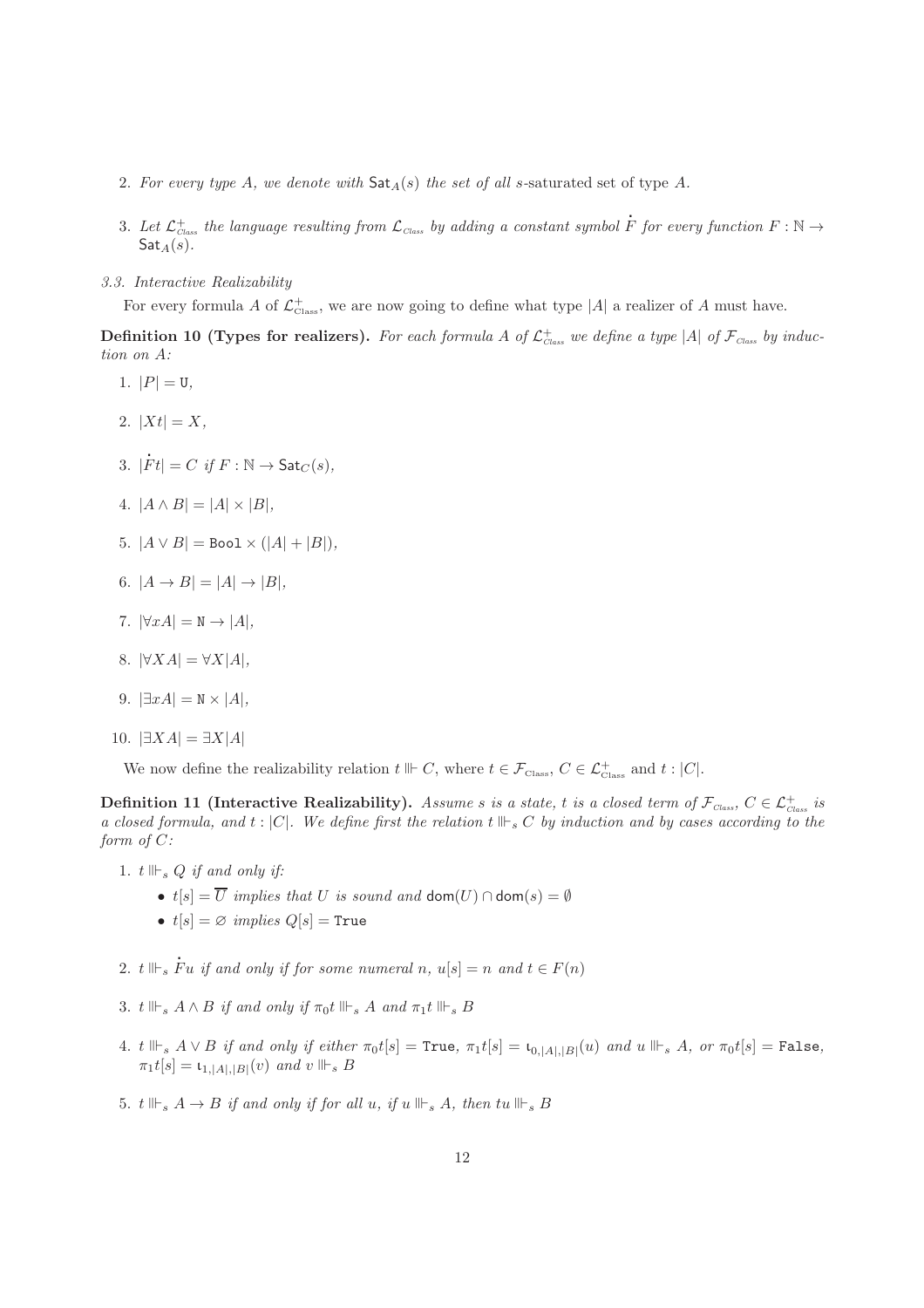2. *For every type $A$, we denote with $\mathsf{Sat}_A(s)$ the set of all $s$-saturated set of type $A$.*

3. *Let $\mathcal{L}^+_{\text{Class}}$ the language resulting from $\mathcal{L}_{\text{Class}}$ by adding a constant symbol $\dot{F}$ for every function $F : \mathbb{N} \to \mathsf{Sat}_A(s)$.*

### 3.3. Interactive Realizability

For every formula $A$ of $\mathcal{L}^+_{\text{Class}}$, we are now going to define what type $|A|$ a realizer of $A$ must have.

**Definition 10 (Types for realizers).** *For each formula $A$ of $\mathcal{L}^+_{\text{Class}}$ we define a type $|A|$ of $\mathcal{F}_{\text{Class}}$ by induction on $A$:*

1. $|P| = \mathtt{U}$,

2. $|Xt| = X$,

3. $|\dot{F}t| = C$ *if* $F : \mathbb{N} \to \mathsf{Sat}_C(s)$,

4. $|A \wedge B| = |A| \times |B|$,

5. $|A \vee B| = \mathtt{Bool} \times (|A| + |B|)$,

6. $|A \to B| = |A| \to |B|$,

7. $|\forall x A| = \mathtt{N} \to |A|$,

8. $|\forall X A| = \forall X |A|$,

9. $|\exists x A| = \mathtt{N} \times |A|$,

10. $|\exists X A| = \exists X |A|$

We now define the realizability relation $t \Vdash C$, where $t \in \mathcal{F}_{\text{Class}}$, $C \in \mathcal{L}^+_{\text{Class}}$ and $t : |C|$.

**Definition 11 (Interactive Realizability).** *Assume $s$ is a state, $t$ is a closed term of $\mathcal{F}_{\text{Class}}$, $C \in \mathcal{L}^+_{\text{Class}}$ is a closed formula, and $t : |C|$. We define first the relation $t \Vdash_s C$ by induction and by cases according to the form of $C$:*

1. *$t \Vdash_s Q$ if and only if:*
   - *$t[s] = \overline{U}$ implies that $U$ is sound and $\mathsf{dom}(U) \cap \mathsf{dom}(s) = \emptyset$*
   - *$t[s] = \varnothing$ implies $Q[s] = \mathtt{True}$*

2. *$t \Vdash_s \dot{F}u$ if and only if for some numeral $n$, $u[s] = n$ and $t \in F(n)$*

3. *$t \Vdash_s A \wedge B$ if and only if $\pi_0 t \Vdash_s A$ and $\pi_1 t \Vdash_s B$*

4. *$t \Vdash_s A \vee B$ if and only if either $\pi_0 t[s] = \mathtt{True}$, $\pi_1 t[s] = \iota_{0,|A|,|B|}(u)$ and $u \Vdash_s A$, or $\pi_0 t[s] = \mathtt{False}$, $\pi_1 t[s] = \iota_{1,|A|,|B|}(v)$ and $v \Vdash_s B$*

5. *$t \Vdash_s A \to B$ if and only if for all $u$, if $u \Vdash_s A$, then $tu \Vdash_s B$*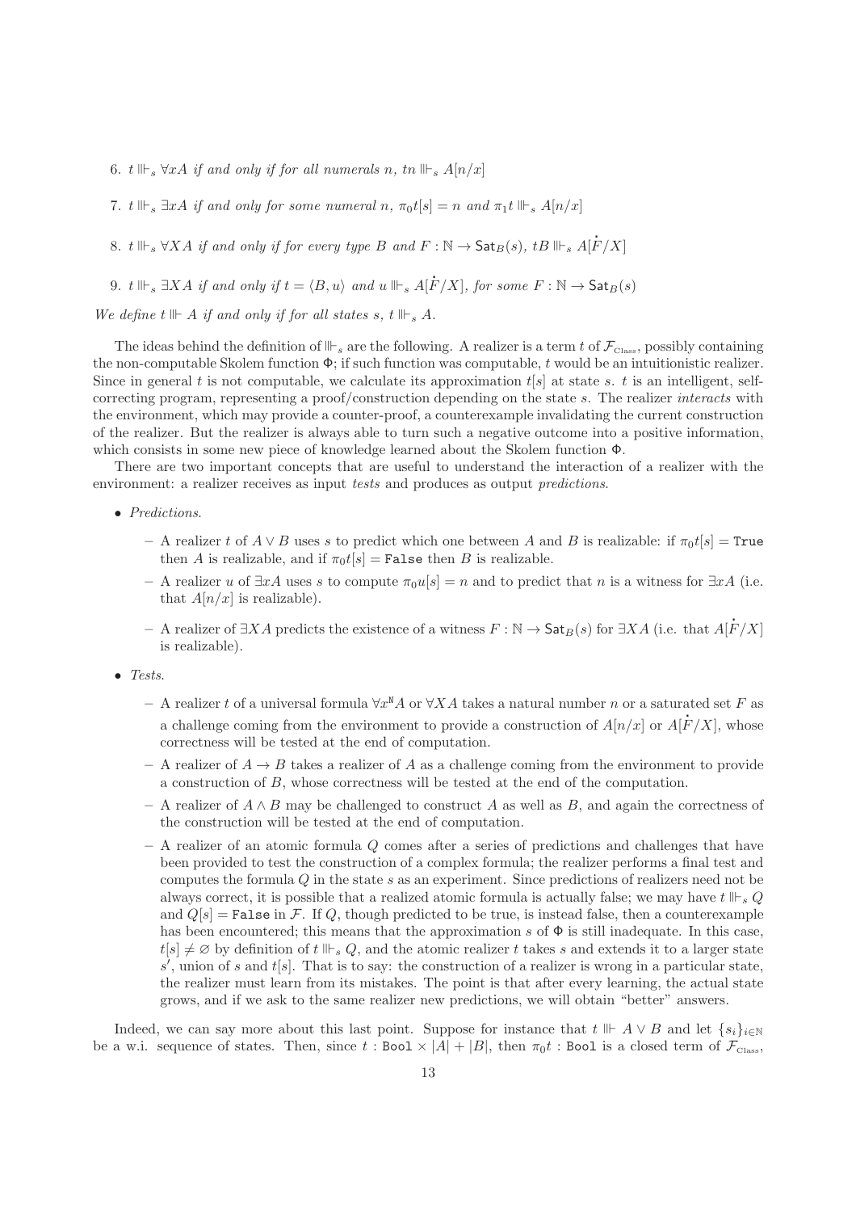6. $t \Vdash_s \forall x A$ *if and only if for all numerals* $n$*,* $tn \Vdash_s A[n/x]$

7. $t \Vdash_s \exists x A$ *if and only for some numeral* $n$*,* $\pi_0 t[s] = n$ *and* $\pi_1 t \Vdash_s A[n/x]$

8. $t \Vdash_s \forall X A$ *if and only if for every type* $B$ *and* $F : \mathbb{N} \to \mathsf{Sat}_B(s)$*,* $tB \Vdash_s A[\dot{F}/X]$

9. $t \Vdash_s \exists X A$ *if and only if* $t = \langle B, u \rangle$ *and* $u \Vdash_s A[\dot{F}/X]$*, for some* $F : \mathbb{N} \to \mathsf{Sat}_B(s)$

*We define* $t \Vdash A$ *if and only if for all states* $s$*,* $t \Vdash_s A$*.*

The ideas behind the definition of $\Vdash_s$ are the following. A realizer is a term $t$ of $\mathcal{F}_{\text{Class}}$, possibly containing the non-computable Skolem function $\Phi$; if such function was computable, $t$ would be an intuitionistic realizer. Since in general $t$ is not computable, we calculate its approximation $t[s]$ at state $s$. $t$ is an intelligent, self-correcting program, representing a proof/construction depending on the state $s$. The realizer *interacts* with the environment, which may provide a counter-proof, a counterexample invalidating the current construction of the realizer. But the realizer is always able to turn such a negative outcome into a positive information, which consists in some new piece of knowledge learned about the Skolem function $\Phi$.

There are two important concepts that are useful to understand the interaction of a realizer with the environment: a realizer receives as input *tests* and produces as output *predictions*.

- *Predictions*.
  - A realizer $t$ of $A \vee B$ uses $s$ to predict which one between $A$ and $B$ is realizable: if $\pi_0 t[s] = \texttt{True}$ then $A$ is realizable, and if $\pi_0 t[s] = \texttt{False}$ then $B$ is realizable.
  - A realizer $u$ of $\exists x A$ uses $s$ to compute $\pi_0 u[s] = n$ and to predict that $n$ is a witness for $\exists x A$ (i.e. that $A[n/x]$ is realizable).
  - A realizer of $\exists X A$ predicts the existence of a witness $F : \mathbb{N} \to \mathsf{Sat}_B(s)$ for $\exists X A$ (i.e. that $A[\dot{F}/X]$ is realizable).
- *Tests*.
  - A realizer $t$ of a universal formula $\forall x^{\mathtt{N}} A$ or $\forall X A$ takes a natural number $n$ or a saturated set $F$ as a challenge coming from the environment to provide a construction of $A[n/x]$ or $A[\dot{F}/X]$, whose correctness will be tested at the end of computation.
  - A realizer of $A \to B$ takes a realizer of $A$ as a challenge coming from the environment to provide a construction of $B$, whose correctness will be tested at the end of the computation.
  - A realizer of $A \wedge B$ may be challenged to construct $A$ as well as $B$, and again the correctness of the construction will be tested at the end of computation.
  - A realizer of an atomic formula $Q$ comes after a series of predictions and challenges that have been provided to test the construction of a complex formula; the realizer performs a final test and computes the formula $Q$ in the state $s$ as an experiment. Since predictions of realizers need not be always correct, it is possible that a realized atomic formula is actually false; we may have $t \Vdash_s Q$ and $Q[s] = \texttt{False}$ in $\mathcal{F}$. If $Q$, though predicted to be true, is instead false, then a counterexample has been encountered; this means that the approximation $s$ of $\Phi$ is still inadequate. In this case, $t[s] \neq \varnothing$ by definition of $t \Vdash_s Q$, and the atomic realizer $t$ takes $s$ and extends it to a larger state $s'$, union of $s$ and $t[s]$. That is to say: the construction of a realizer is wrong in a particular state, the realizer must learn from its mistakes. The point is that after every learning, the actual state grows, and if we ask to the same realizer new predictions, we will obtain "better" answers.

Indeed, we can say more about this last point. Suppose for instance that $t \Vdash A \vee B$ and let $\{s_i\}_{i \in \mathbb{N}}$ be a w.i. sequence of states. Then, since $t : \texttt{Bool} \times |A| + |B|$, then $\pi_0 t : \texttt{Bool}$ is a closed term of $\mathcal{F}_{\text{Class}}$,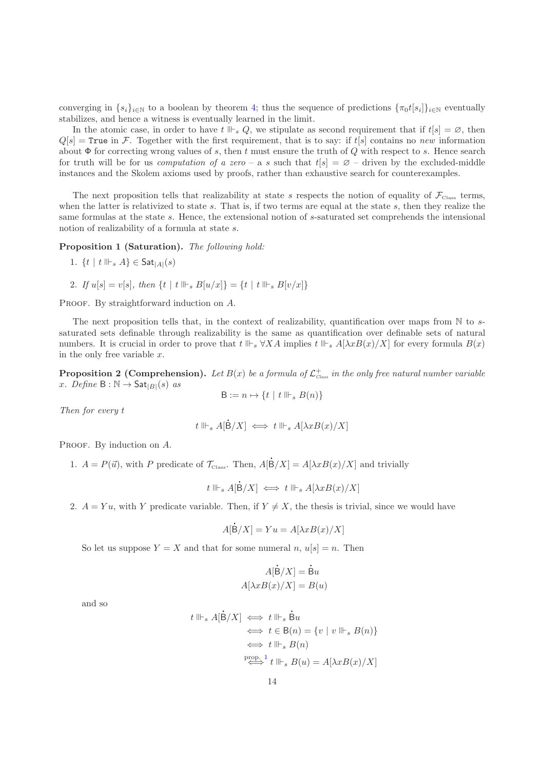converging in $\{s_i\}_{i\in\mathbb{N}}$ to a boolean by theorem 4; thus the sequence of predictions $\{\pi_0 t[s_i]\}_{i\in\mathbb{N}}$ eventually stabilizes, and hence a witness is eventually learned in the limit.

In the atomic case, in order to have $t \Vdash_s Q$, we stipulate as second requirement that if $t[s] = \varnothing$, then $Q[s] = \mathtt{True}$ in $\mathcal{F}$. Together with the first requirement, that is to say: if $t[s]$ contains no *new* information about $\Phi$ for correcting wrong values of $s$, then $t$ must ensure the truth of $Q$ with respect to $s$. Hence search for truth will be for us *computation of a zero* – a $s$ such that $t[s] = \varnothing$ – driven by the excluded-middle instances and the Skolem axioms used by proofs, rather than exhaustive search for counterexamples.

The next proposition tells that realizability at state $s$ respects the notion of equality of $\mathcal{F}_{\text{Class}}$ terms, when the latter is relativized to state $s$. That is, if two terms are equal at the state $s$, then they realize the same formulas at the state $s$. Hence, the extensional notion of $s$-saturated set comprehends the intensional notion of realizability of a formula at state $s$.

**Proposition 1 (Saturation).** *The following hold:*

1. $\{t \mid t \Vdash_s A\} \in \mathsf{Sat}_{|A|}(s)$
2. *If* $u[s] = v[s]$*, then* $\{t \mid t \Vdash_s B[u/x]\} = \{t \mid t \Vdash_s B[v/x]\}$

Proof. By straightforward induction on $A$.

The next proposition tells that, in the context of realizability, quantification over maps from $\mathbb{N}$ to $s$-saturated sets definable through realizability is the same as quantification over definable sets of natural numbers. It is crucial in order to prove that $t \Vdash_s \forall X A$ implies $t \Vdash_s A[\lambda x B(x)/X]$ for every formula $B(x)$ in the only free variable $x$.

**Proposition 2 (Comprehension).** *Let $B(x)$ be a formula of $\mathcal{L}^{+}_{\text{Class}}$ in the only free natural number variable $x$. Define $\mathsf{B} : \mathbb{N} \to \mathsf{Sat}_{|B|}(s)$ as*

$$\mathsf{B} := n \mapsto \{t \mid t \Vdash_s B(n)\}$$

*Then for every $t$*

$$t \Vdash_s A[\dot{\mathsf{B}}/X] \iff t \Vdash_s A[\lambda x B(x)/X]$$

Proof. By induction on $A$.

1. $A = P(\vec{u})$, with $P$ predicate of $\mathcal{T}_{\text{Class}}$. Then, $A[\dot{\mathsf{B}}/X] = A[\lambda x B(x)/X]$ and trivially

$$t \Vdash_s A[\dot{\mathsf{B}}/X] \iff t \Vdash_s A[\lambda x B(x)/X]$$

2. $A = Yu$, with $Y$ predicate variable. Then, if $Y \neq X$, the thesis is trivial, since we would have

$$A[\dot{\mathsf{B}}/X] = Yu = A[\lambda x B(x)/X]$$

So let us suppose $Y = X$ and that for some numeral $n$, $u[s] = n$. Then

$$A[\dot{\mathsf{B}}/X] = \dot{\mathsf{B}}u$$
$$A[\lambda x B(x)/X] = B(u)$$

and so

$$\begin{aligned} t \Vdash_s A[\dot{\mathsf{B}}/X] &\iff t \Vdash_s \dot{\mathsf{B}}u \\ &\iff t \in \mathsf{B}(n) = \{v \mid v \Vdash_s B(n)\} \\ &\iff t \Vdash_s B(n) \\ &\overset{\text{prop. 1}}{\iff} t \Vdash_s B(u) = A[\lambda x B(x)/X] \end{aligned}$$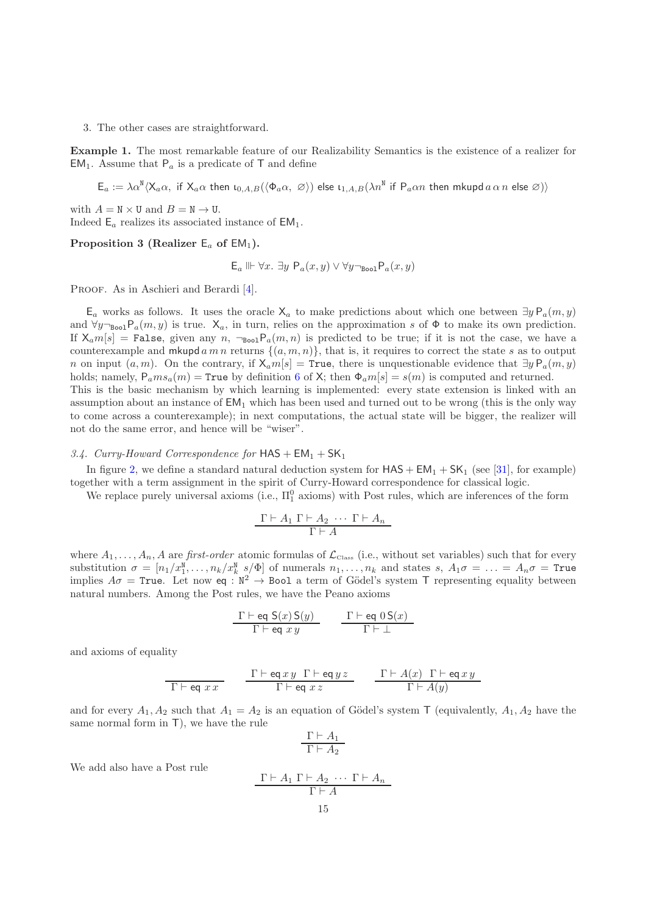3. The other cases are straightforward.

**Example 1.** The most remarkable feature of our Realizability Semantics is the existence of a realizer for $\mathsf{EM}_1$. Assume that $\mathsf{P}_a$ is a predicate of $\mathsf{T}$ and define

$$\mathsf{E}_a := \lambda\alpha^{\mathtt{N}}\langle \mathsf{X}_a\alpha,\ \text{if } \mathsf{X}_a\alpha \text{ then } \iota_{0,A,B}(\langle \Phi_a\alpha,\ \varnothing\rangle) \text{ else } \iota_{1,A,B}(\lambda n^{\mathtt{N}} \text{ if } \mathsf{P}_a\alpha n \text{ then mkupd}\, a\, \alpha\, n \text{ else } \varnothing)\rangle$$

with $A = \mathtt{N} \times \mathtt{U}$ and $B = \mathtt{N} \to \mathtt{U}$.
Indeed $\mathsf{E}_a$ realizes its associated instance of $\mathsf{EM}_1$.

**Proposition 3 (Realizer $\mathsf{E}_a$ of $\mathsf{EM}_1$).**

$$\mathsf{E}_a \Vdash \forall x.\ \exists y\ \mathsf{P}_a(x,y) \vee \forall y \neg_{\mathtt{Bool}} \mathsf{P}_a(x,y)$$

Proof. As in Aschieri and Berardi [4].

$\mathsf{E}_a$ works as follows. It uses the oracle $\mathsf{X}_a$ to make predictions about which one between $\exists y\, \mathsf{P}_a(m,y)$ and $\forall y \neg_{\mathtt{Bool}} \mathsf{P}_a(m,y)$ is true. $\mathsf{X}_a$, in turn, relies on the approximation $s$ of $\Phi$ to make its own prediction. If $\mathsf{X}_a m[s] = \mathtt{False}$, given any $n$, $\neg_{\mathtt{Bool}} \mathsf{P}_a(m,n)$ is predicted to be true; if it is not the case, we have a counterexample and $\mathsf{mkupd}\, a\, m\, n$ returns $\{(a,m,n)\}$, that is, it requires to correct the state $s$ as to output $n$ on input $(a,m)$. On the contrary, if $\mathsf{X}_a m[s] = \mathtt{True}$, there is unquestionable evidence that $\exists y\, \mathsf{P}_a(m,y)$ holds; namely, $\mathsf{P}_a m s_a(m) = \mathtt{True}$ by definition 6 of $\mathsf{X}$; then $\Phi_a m[s] = s(m)$ is computed and returned.
This is the basic mechanism by which learning is implemented: every state extension is linked with an assumption about an instance of $\mathsf{EM}_1$ which has been used and turned out to be wrong (this is the only way to come across a counterexample); in next computations, the actual state will be bigger, the realizer will not do the same error, and hence will be "wiser".

### 3.4. Curry-Howard Correspondence for $\mathsf{HAS} + \mathsf{EM}_1 + \mathsf{SK}_1$

In figure 2, we define a standard natural deduction system for $\mathsf{HAS} + \mathsf{EM}_1 + \mathsf{SK}_1$ (see [31], for example) together with a term assignment in the spirit of Curry-Howard correspondence for classical logic.

We replace purely universal axioms (i.e., $\Pi^0_1$ axioms) with Post rules, which are inferences of the form

$$\frac{\Gamma \vdash A_1\ \Gamma \vdash A_2\ \cdots\ \Gamma \vdash A_n}{\Gamma \vdash A}$$

where $A_1, \ldots, A_n, A$ are *first-order* atomic formulas of $\mathcal{L}_{\text{Class}}$ (i.e., without set variables) such that for every substitution $\sigma = [n_1/x_1^{\mathtt{N}}, \ldots, n_k/x_k^{\mathtt{N}}\ s/\Phi]$ of numerals $n_1, \ldots, n_k$ and states $s$, $A_1\sigma = \ldots = A_n\sigma = \mathtt{True}$ implies $A\sigma = \mathtt{True}$. Let now $\mathsf{eq} : \mathtt{N}^2 \to \mathtt{Bool}$ a term of Gödel's system $\mathsf{T}$ representing equality between natural numbers. Among the Post rules, we have the Peano axioms

$$\frac{\Gamma \vdash \mathsf{eq}\ \mathsf{S}(x)\,\mathsf{S}(y)}{\Gamma \vdash \mathsf{eq}\ x\, y} \qquad \frac{\Gamma \vdash \mathsf{eq}\ 0\,\mathsf{S}(x)}{\Gamma \vdash \bot}$$

and axioms of equality

$$\frac{}{\Gamma \vdash \mathsf{eq}\ x\, x} \qquad \frac{\Gamma \vdash \mathsf{eq}\, x\, y\ \ \Gamma \vdash \mathsf{eq}\, y\, z}{\Gamma \vdash \mathsf{eq}\ x\, z} \qquad \frac{\Gamma \vdash A(x)\ \ \Gamma \vdash \mathsf{eq}\, x\, y}{\Gamma \vdash A(y)}$$

and for every $A_1, A_2$ such that $A_1 = A_2$ is an equation of Gödel's system $\mathsf{T}$ (equivalently, $A_1, A_2$ have the same normal form in $\mathsf{T}$), we have the rule

$$\frac{\Gamma \vdash A_1}{\Gamma \vdash A_2}$$

We add also have a Post rule

$$\frac{\Gamma \vdash A_1\ \Gamma \vdash A_2\ \cdots\ \Gamma \vdash A_n}{\Gamma \vdash A}$$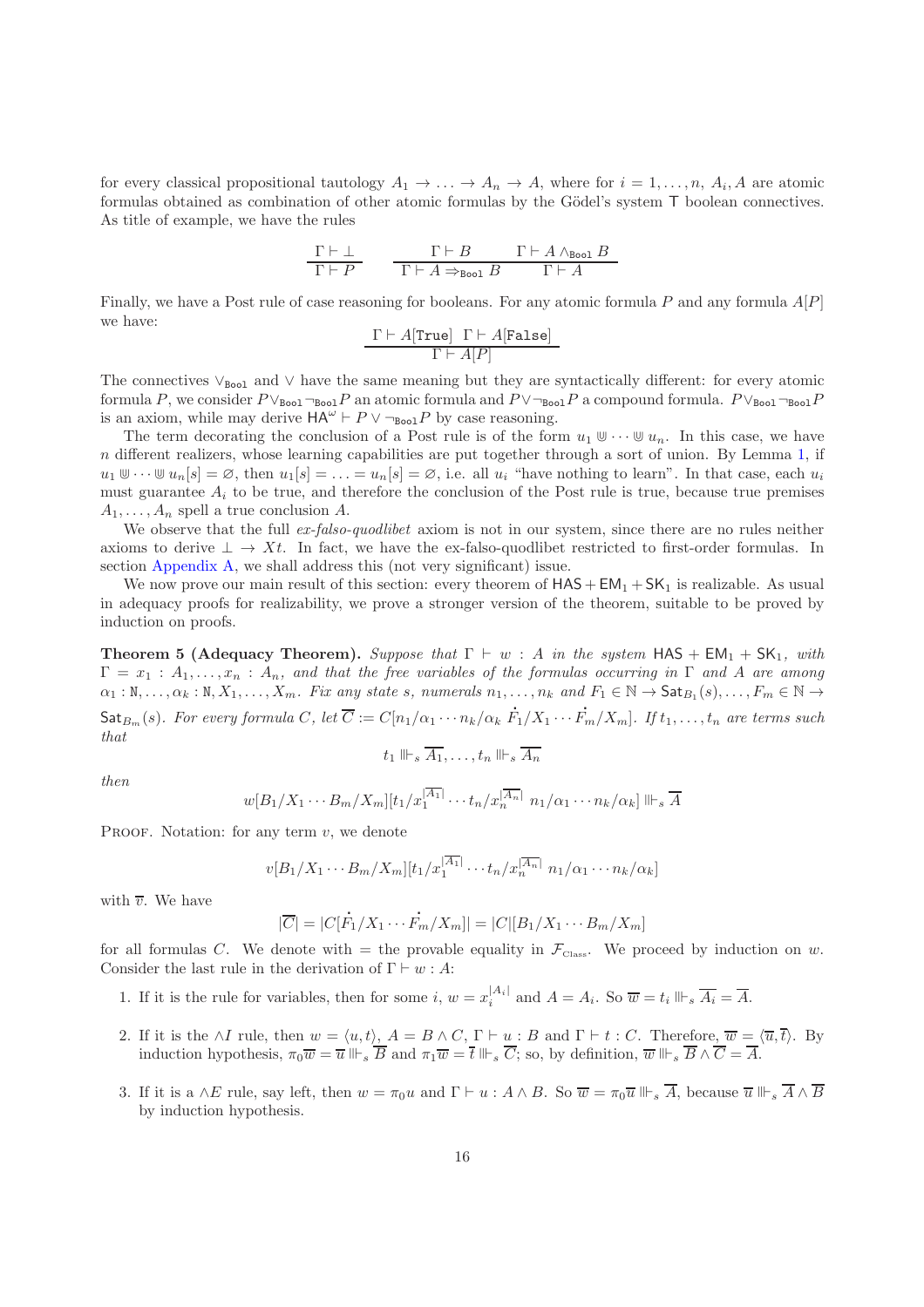for every classical propositional tautology $A_1 \to \ldots \to A_n \to A$, where for $i = 1, \ldots, n$, $A_i, A$ are atomic formulas obtained as combination of other atomic formulas by the Gödel's system $\mathsf{T}$ boolean connectives. As title of example, we have the rules

$$\frac{\Gamma \vdash \bot}{\Gamma \vdash P} \qquad \frac{\Gamma \vdash B}{\Gamma \vdash A \Rightarrow_{\texttt{Bool}} B} \qquad \frac{\Gamma \vdash A \wedge_{\texttt{Bool}} B}{\Gamma \vdash A}$$

Finally, we have a Post rule of case reasoning for booleans. For any atomic formula $P$ and any formula $A[P]$ we have:

$$\frac{\Gamma \vdash A[\texttt{True}] \quad \Gamma \vdash A[\texttt{False}]}{\Gamma \vdash A[P]}$$

The connectives $\vee_{\texttt{Bool}}$ and $\vee$ have the same meaning but they are syntactically different: for every atomic formula $P$, we consider $P \vee_{\texttt{Bool}} \neg_{\texttt{Bool}} P$ an atomic formula and $P \vee \neg_{\texttt{Bool}} P$ a compound formula. $P \vee_{\texttt{Bool}} \neg_{\texttt{Bool}} P$ is an axiom, while may derive $\mathsf{HA}^\omega \vdash P \vee \neg_{\texttt{Bool}} P$ by case reasoning.

The term decorating the conclusion of a Post rule is of the form $u_1 \Cup \cdots \Cup u_n$. In this case, we have $n$ different realizers, whose learning capabilities are put together through a sort of union. By Lemma 1, if $u_1 \Cup \cdots \Cup u_n[s] = \varnothing$, then $u_1[s] = \ldots = u_n[s] = \varnothing$, i.e. all $u_i$ "have nothing to learn". In that case, each $u_i$ must guarantee $A_i$ to be true, and therefore the conclusion of the Post rule is true, because true premises $A_1, \ldots, A_n$ spell a true conclusion $A$.

We observe that the full *ex-falso-quodlibet* axiom is not in our system, since there are no rules neither axioms to derive $\bot \to Xt$. In fact, we have the ex-falso-quodlibet restricted to first-order formulas. In section Appendix A, we shall address this (not very significant) issue.

We now prove our main result of this section: every theorem of $\mathsf{HAS} + \mathsf{EM}_1 + \mathsf{SK}_1$ is realizable. As usual in adequacy proofs for realizability, we prove a stronger version of the theorem, suitable to be proved by induction on proofs.

**Theorem 5 (Adequacy Theorem).** *Suppose that $\Gamma \vdash w : A$ in the system $\mathsf{HAS} + \mathsf{EM}_1 + \mathsf{SK}_1$, with $\Gamma = x_1 : A_1, \ldots, x_n : A_n$, and that the free variables of the formulas occurring in $\Gamma$ and $A$ are among $\alpha_1 : \mathtt{N}, \ldots, \alpha_k : \mathtt{N}, X_1, \ldots, X_m$. Fix any state $s$, numerals $n_1, \ldots, n_k$ and $F_1 \in \mathbb{N} \to \mathsf{Sat}_{B_1}(s), \ldots, F_m \in \mathbb{N} \to \mathsf{Sat}_{B_m}(s)$. For every formula $C$, let $\overline{C} := C[n_1/\alpha_1 \cdots n_k/\alpha_k\ \dot{F_1}/X_1 \cdots \dot{F_m}/X_m]$. If $t_1, \ldots, t_n$ are terms such that*

$$t_1 \Vdash_s \overline{A_1}, \ldots, t_n \Vdash_s \overline{A_n}$$

*then*

$$w[B_1/X_1 \cdots B_m/X_m][t_1/x_1^{|\overline{A_1}|} \cdots t_n/x_n^{|\overline{A_n}|}\ n_1/\alpha_1 \cdots n_k/\alpha_k] \Vdash_s \overline{A}$$

Proof. Notation: for any term $v$, we denote

$$v[B_1/X_1 \cdots B_m/X_m][t_1/x_1^{|\overline{A_1}|} \cdots t_n/x_n^{|\overline{A_n}|}\ n_1/\alpha_1 \cdots n_k/\alpha_k]$$

with $\overline{v}$. We have

$$|\overline{C}| = |C[\dot{F_1}/X_1 \cdots \dot{F_m}/X_m]| = |C|[B_1/X_1 \cdots B_m/X_m]$$

for all formulas $C$. We denote with $=$ the provable equality in $\mathcal{F}_{\text{Class}}$. We proceed by induction on $w$. Consider the last rule in the derivation of $\Gamma \vdash w : A$:

1. If it is the rule for variables, then for some $i$, $w = x_i^{|A_i|}$ and $A = A_i$. So $\overline{w} = t_i \Vdash_s \overline{A_i} = \overline{A}$.

2. If it is the $\wedge I$ rule, then $w = \langle u, t \rangle$, $A = B \wedge C$, $\Gamma \vdash u : B$ and $\Gamma \vdash t : C$. Therefore, $\overline{w} = \langle \overline{u}, \overline{t} \rangle$. By induction hypothesis, $\pi_0 \overline{w} = \overline{u} \Vdash_s \overline{B}$ and $\pi_1 \overline{w} = \overline{t} \Vdash_s \overline{C}$; so, by definition, $\overline{w} \Vdash_s \overline{B} \wedge \overline{C} = \overline{A}$.

3. If it is a $\wedge E$ rule, say left, then $w = \pi_0 u$ and $\Gamma \vdash u : A \wedge B$. So $\overline{w} = \pi_0 \overline{u} \Vdash_s \overline{A}$, because $\overline{u} \Vdash_s \overline{A} \wedge \overline{B}$ by induction hypothesis.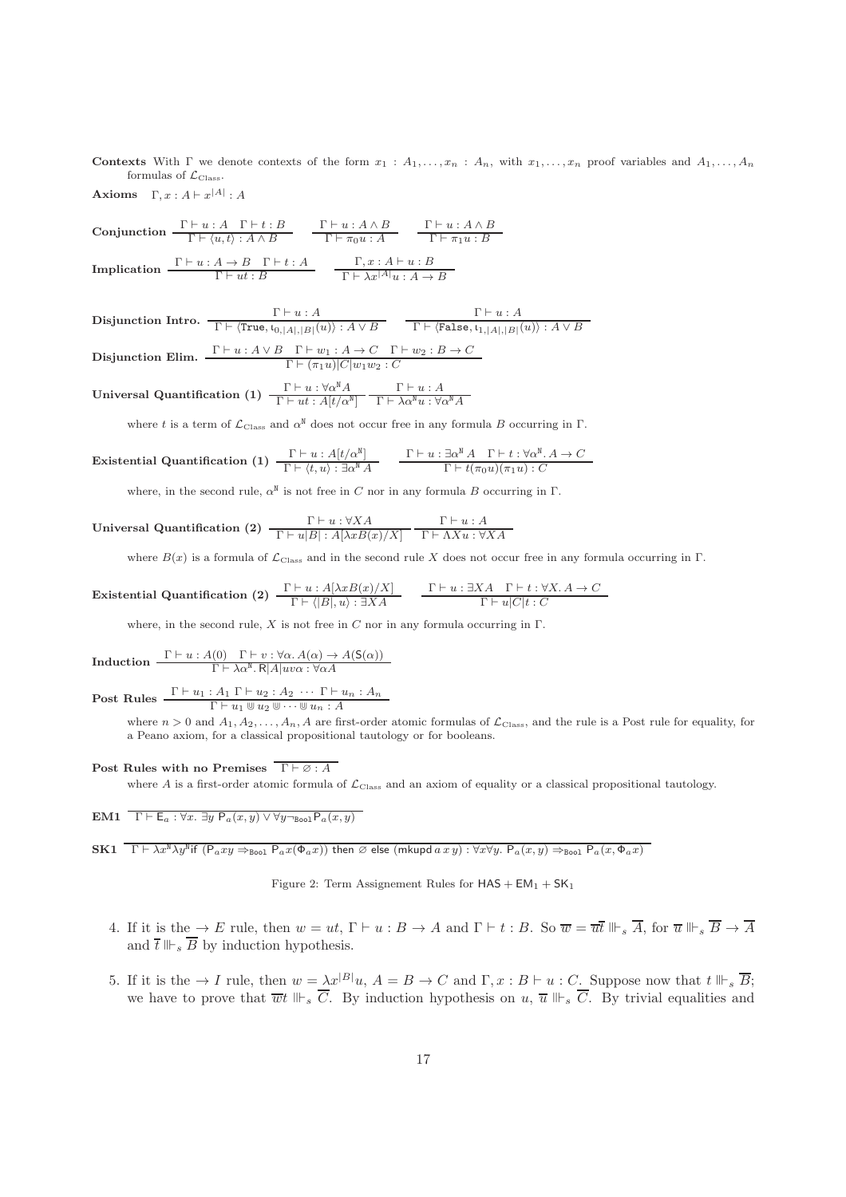**Contexts** With $\Gamma$ we denote contexts of the form $x_1 : A_1, \ldots, x_n : A_n$, with $x_1, \ldots, x_n$ proof variables and $A_1, \ldots, A_n$ formulas of $\mathcal{L}_{\text{Class}}$.

**Axioms** $\Gamma, x : A \vdash x^{|A|} : A$

**Conjunction** $\dfrac{\Gamma \vdash u : A \quad \Gamma \vdash t : B}{\Gamma \vdash \langle u, t\rangle : A \wedge B} \qquad \dfrac{\Gamma \vdash u : A \wedge B}{\Gamma \vdash \pi_0 u : A} \qquad \dfrac{\Gamma \vdash u : A \wedge B}{\Gamma \vdash \pi_1 u : B}$

**Implication** $\dfrac{\Gamma \vdash u : A \to B \quad \Gamma \vdash t : A}{\Gamma \vdash ut : B} \qquad \dfrac{\Gamma, x : A \vdash u : B}{\Gamma \vdash \lambda x^{|A|} u : A \to B}$

**Disjunction Intro.** $\dfrac{\Gamma \vdash u : A}{\Gamma \vdash \langle \mathtt{True}, \iota_{0,|A|,|B|}(u)\rangle : A \vee B} \qquad \dfrac{\Gamma \vdash u : A}{\Gamma \vdash \langle \mathtt{False}, \iota_{1,|A|,|B|}(u)\rangle : A \vee B}$

**Disjunction Elim.** $\dfrac{\Gamma \vdash u : A \vee B \quad \Gamma \vdash w_1 : A \to C \quad \Gamma \vdash w_2 : B \to C}{\Gamma \vdash (\pi_1 u)|C| w_1 w_2 : C}$

**Universal Quantification (1)** $\dfrac{\Gamma \vdash u : \forall \alpha^{\mathbb{N}} A}{\Gamma \vdash ut : A[t/\alpha^{\mathbb{N}}]} \quad \dfrac{\Gamma \vdash u : A}{\Gamma \vdash \lambda \alpha^{\mathbb{N}} u : \forall \alpha^{\mathbb{N}} A}$

where $t$ is a term of $\mathcal{L}_{\text{Class}}$ and $\alpha^{\mathbb{N}}$ does not occur free in any formula $B$ occurring in $\Gamma$.

**Existential Quantification (1)** $\dfrac{\Gamma \vdash u : A[t/\alpha^{\mathbb{N}}]}{\Gamma \vdash \langle t, u\rangle : \exists \alpha^{\mathbb{N}} A} \qquad \dfrac{\Gamma \vdash u : \exists \alpha^{\mathbb{N}} A \quad \Gamma \vdash t : \forall \alpha^{\mathbb{N}}. A \to C}{\Gamma \vdash t(\pi_0 u)(\pi_1 u) : C}$

where, in the second rule, $\alpha^{\mathbb{N}}$ is not free in $C$ nor in any formula $B$ occurring in $\Gamma$.

**Universal Quantification (2)** $\dfrac{\Gamma \vdash u : \forall X A}{\Gamma \vdash u|B| : A[\lambda x B(x)/X]} \quad \dfrac{\Gamma \vdash u : A}{\Gamma \vdash \Lambda X u : \forall X A}$

where $B(x)$ is a formula of $\mathcal{L}_{\text{Class}}$ and in the second rule $X$ does not occur free in any formula occurring in $\Gamma$.

**Existential Quantification (2)** $\dfrac{\Gamma \vdash u : A[\lambda x B(x)/X]}{\Gamma \vdash \langle |B|, u\rangle : \exists X A} \qquad \dfrac{\Gamma \vdash u : \exists X A \quad \Gamma \vdash t : \forall X. A \to C}{\Gamma \vdash u|C|t : C}$

where, in the second rule, $X$ is not free in $C$ nor in any formula occurring in $\Gamma$.

**Induction** $\dfrac{\Gamma \vdash u : A(0) \quad \Gamma \vdash v : \forall \alpha. A(\alpha) \to A(\mathsf{S}(\alpha))}{\Gamma \vdash \lambda \alpha^{\mathbb{N}}. \mathsf{R}|A| uv\alpha : \forall \alpha A}$

**Post Rules** $\dfrac{\Gamma \vdash u_1 : A_1 \; \Gamma \vdash u_2 : A_2 \; \cdots \; \Gamma \vdash u_n : A_n}{\Gamma \vdash u_1 \Cup u_2 \Cup \cdots \Cup u_n : A}$

where $n > 0$ and $A_1, A_2, \ldots, A_n, A$ are first-order atomic formulas of $\mathcal{L}_{\text{Class}}$, and the rule is a Post rule for equality, for a Peano axiom, for a classical propositional tautology or for booleans.

**Post Rules with no Premises** $\dfrac{}{\Gamma \vdash \varnothing : A}$

where $A$ is a first-order atomic formula of $\mathcal{L}_{\text{Class}}$ and an axiom of equality or a classical propositional tautology.

**EM1** $\dfrac{}{\Gamma \vdash \mathsf{E}_a : \forall x.\, \exists y\, \mathsf{P}_a(x,y) \vee \forall y \neg_{\mathtt{Bool}} \mathsf{P}_a(x,y)}$

**SK1** $\dfrac{}{\Gamma \vdash \lambda x^{\mathbb{N}} \lambda y^{\mathbb{N}} \mathsf{if}\ (\mathsf{P}_a xy \Rightarrow_{\mathtt{Bool}} \mathsf{P}_a x(\Phi_a x))\ \mathsf{then}\ \varnothing\ \mathsf{else}\ (\mathsf{mkupd}\, a\, x\, y) : \forall x \forall y.\, \mathsf{P}_a(x,y) \Rightarrow_{\mathtt{Bool}} \mathsf{P}_a(x, \Phi_a x)}$

Figure 2: Term Assignement Rules for $\mathsf{HAS} + \mathsf{EM}_1 + \mathsf{SK}_1$

4. If it is the $\to E$ rule, then $w = ut$, $\Gamma \vdash u : B \to A$ and $\Gamma \vdash t : B$. So $\overline{w} = \overline{u}\overline{t} \Vdash_s \overline{A}$, for $\overline{u} \Vdash_s \overline{B} \to \overline{A}$ and $\overline{t} \Vdash_s \overline{B}$ by induction hypothesis.

5. If it is the $\to I$ rule, then $w = \lambda x^{|B|} u$, $A = B \to C$ and $\Gamma, x : B \vdash u : C$. Suppose now that $t \Vdash_s \overline{B}$; we have to prove that $\overline{w}t \Vdash_s \overline{C}$. By induction hypothesis on $u$, $\overline{u} \Vdash_s \overline{C}$. By trivial equalities and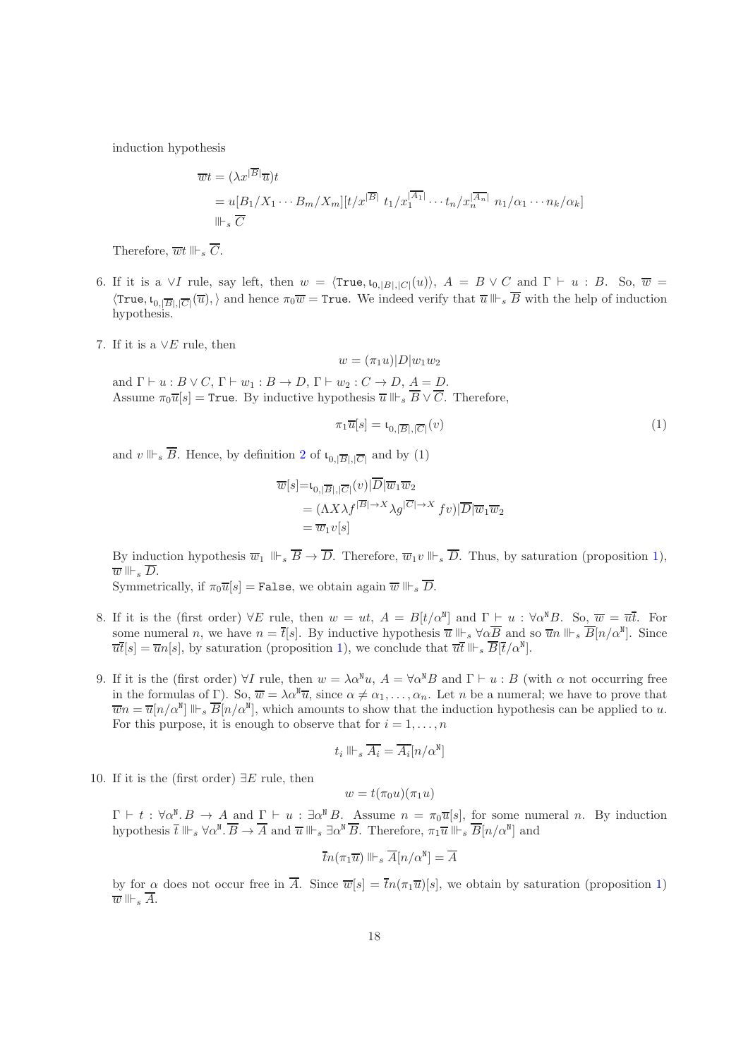induction hypothesis

$$
\begin{aligned}
\overline{w}t &= (\lambda x^{|\overline{B}|}\overline{u})t \\
&= u[B_1/X_1 \cdots B_m/X_m][t/x^{|\overline{B}|}\ t_1/x_1^{|\overline{A_1}|} \cdots t_n/x_n^{|\overline{A_n}|}\ n_1/\alpha_1 \cdots n_k/\alpha_k] \\
&\Vdash_s \overline{C}
\end{aligned}
$$

Therefore, $\overline{w}t \Vdash_s \overline{C}$.

6. If it is a $\vee I$ rule, say left, then $w = \langle \mathtt{True}, \iota_{0,|B|,|C|}(u)\rangle$, $A = B \vee C$ and $\Gamma \vdash u : B$. So, $\overline{w} = \langle \mathtt{True}, \iota_{0,|\overline{B}|,|\overline{C}|}(\overline{u}), \rangle$ and hence $\pi_0\overline{w} = \mathtt{True}$. We indeed verify that $\overline{u} \Vdash_s \overline{B}$ with the help of induction hypothesis.

7. If it is a $\vee E$ rule, then

$$
w = (\pi_1 u)|D|w_1 w_2
$$

and $\Gamma \vdash u : B \vee C$, $\Gamma \vdash w_1 : B \to D$, $\Gamma \vdash w_2 : C \to D$, $A = D$.
Assume $\pi_0\overline{u}[s] = \mathtt{True}$. By inductive hypothesis $\overline{u} \Vdash_s \overline{B} \vee \overline{C}$. Therefore,

$$
\pi_1\overline{u}[s] = \iota_{0,|\overline{B}|,|\overline{C}|}(v) \tag{1}
$$

and $v \Vdash_s \overline{B}$. Hence, by definition 2 of $\iota_{0,|\overline{B}|,|\overline{C}|}$ and by (1)

$$
\begin{aligned}
\overline{w}[s] &= \iota_{0,|\overline{B}|,|\overline{C}|}(v)|\overline{D}|\overline{w}_1\overline{w}_2 \\
&= (\Lambda X \lambda f^{|\overline{B}| \to X} \lambda g^{|\overline{C}| \to X}\ fv)|\overline{D}|\overline{w}_1\overline{w}_2 \\
&= \overline{w}_1 v[s]
\end{aligned}
$$

By induction hypothesis $\overline{w}_1 \Vdash_s \overline{B} \to \overline{D}$. Therefore, $\overline{w}_1 v \Vdash_s \overline{D}$. Thus, by saturation (proposition 1), $\overline{w} \Vdash_s \overline{D}$.
Symmetrically, if $\pi_0\overline{u}[s] = \mathtt{False}$, we obtain again $\overline{w} \Vdash_s \overline{D}$.

8. If it is the (first order) $\forall E$ rule, then $w = ut$, $A = B[t/\alpha^{\mathtt{N}}]$ and $\Gamma \vdash u : \forall \alpha^{\mathtt{N}} B$. So, $\overline{w} = \overline{u}\overline{t}$. For some numeral $n$, we have $n = \overline{t}[s]$. By inductive hypothesis $\overline{u} \Vdash_s \forall \alpha \overline{B}$ and so $\overline{u}n \Vdash_s \overline{B}[n/\alpha^{\mathtt{N}}]$. Since $\overline{u}\overline{t}[s] = \overline{u}n[s]$, by saturation (proposition 1), we conclude that $\overline{u}\overline{t} \Vdash_s \overline{B}[\overline{t}/\alpha^{\mathtt{N}}]$.

9. If it is the (first order) $\forall I$ rule, then $w = \lambda \alpha^{\mathtt{N}} u$, $A = \forall \alpha^{\mathtt{N}} B$ and $\Gamma \vdash u : B$ (with $\alpha$ not occurring free in the formulas of $\Gamma$). So, $\overline{w} = \lambda \alpha^{\mathtt{N}} \overline{u}$, since $\alpha \neq \alpha_1, \ldots, \alpha_n$. Let $n$ be a numeral; we have to prove that $\overline{w}n = \overline{u}[n/\alpha^{\mathtt{N}}] \Vdash_s \overline{B}[n/\alpha^{\mathtt{N}}]$, which amounts to show that the induction hypothesis can be applied to $u$. For this purpose, it is enough to observe that for $i = 1, \ldots, n$

$$
t_i \Vdash_s \overline{A_i} = \overline{A_i}[n/\alpha^{\mathtt{N}}]
$$

10. If it is the (first order) $\exists E$ rule, then

$$
w = t(\pi_0 u)(\pi_1 u)
$$

$\Gamma \vdash t : \forall \alpha^{\mathtt{N}}. B \to A$ and $\Gamma \vdash u : \exists \alpha^{\mathtt{N}} B$. Assume $n = \pi_0\overline{u}[s]$, for some numeral $n$. By induction hypothesis $\overline{t} \Vdash_s \forall \alpha^{\mathtt{N}}. \overline{B} \to \overline{A}$ and $\overline{u} \Vdash_s \exists \alpha^{\mathtt{N}} \overline{B}$. Therefore, $\pi_1\overline{u} \Vdash_s \overline{B}[n/\alpha^{\mathtt{N}}]$ and

$$
\overline{t}n(\pi_1\overline{u}) \Vdash_s \overline{A}[n/\alpha^{\mathtt{N}}] = \overline{A}
$$

by for $\alpha$ does not occur free in $\overline{A}$. Since $\overline{w}[s] = \overline{t}n(\pi_1\overline{u})[s]$, we obtain by saturation (proposition 1) $\overline{w} \Vdash_s \overline{A}$.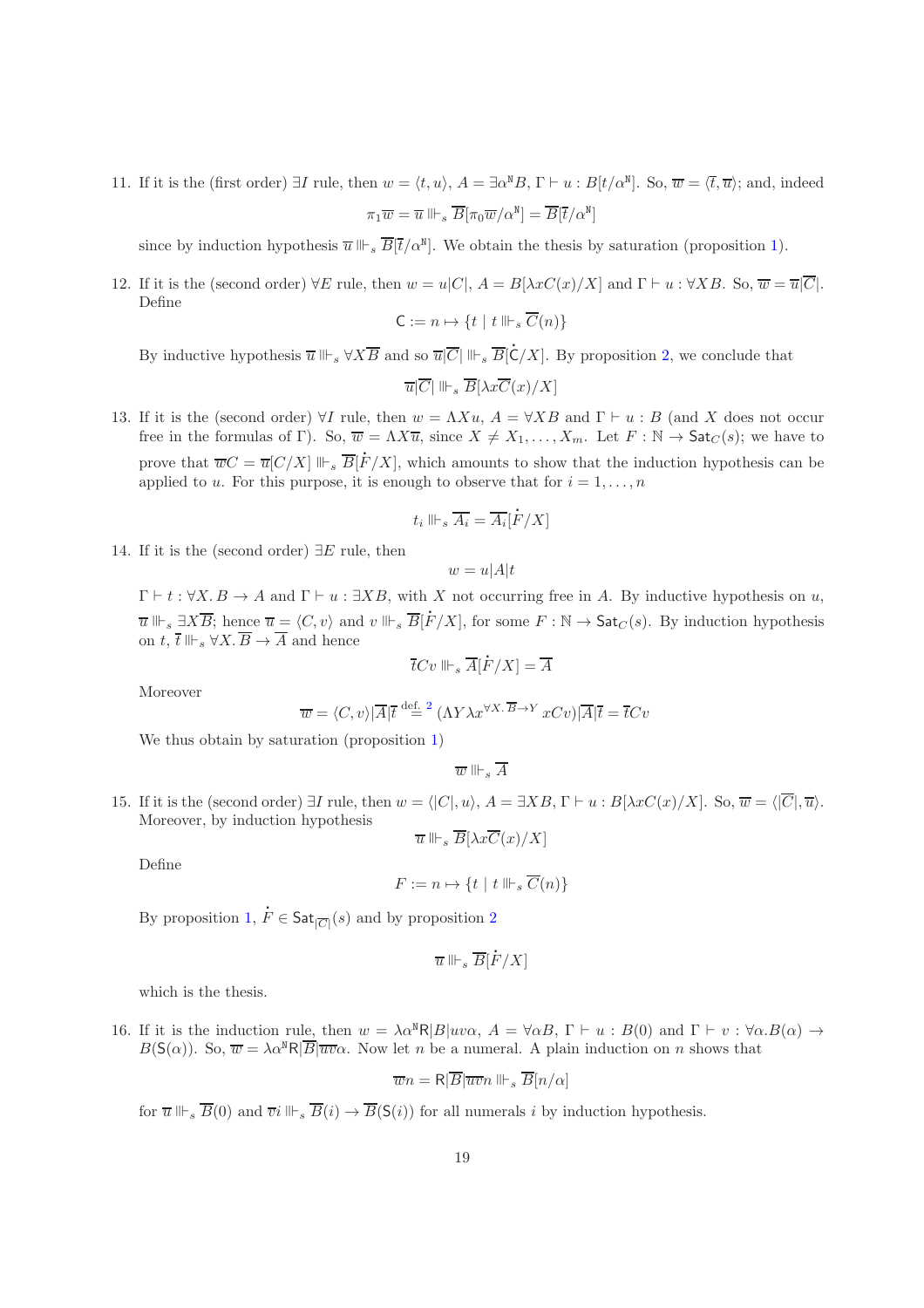11. If it is the (first order) $\exists I$ rule, then $w = \langle t, u \rangle$, $A = \exists \alpha^{\mathtt{N}} B$, $\Gamma \vdash u : B[t/\alpha^{\mathtt{N}}]$. So, $\overline{w} = \langle \overline{t}, \overline{u} \rangle$; and, indeed

$$\pi_1 \overline{w} = \overline{u} \Vdash_s \overline{B}[\pi_0 \overline{w}/\alpha^{\mathtt{N}}] = \overline{B}[\overline{t}/\alpha^{\mathtt{N}}]$$

since by induction hypothesis $\overline{u} \Vdash_s \overline{B}[\overline{t}/\alpha^{\mathtt{N}}]$. We obtain the thesis by saturation (proposition 1).

12. If it is the (second order) $\forall E$ rule, then $w = u|C|$, $A = B[\lambda x C(x)/X]$ and $\Gamma \vdash u : \forall X B$. So, $\overline{w} = \overline{u}|\overline{C}|$. Define

$$\mathsf{C} := n \mapsto \{t \mid t \Vdash_s \overline{C}(n)\}$$

By inductive hypothesis $\overline{u} \Vdash_s \forall X \overline{B}$ and so $\overline{u}|\overline{C}| \Vdash_s \overline{B}[\dot{\mathsf{C}}/X]$. By proposition 2, we conclude that

$$\overline{u}|\overline{C}| \Vdash_s \overline{B}[\lambda x \overline{C}(x)/X]$$

13. If it is the (second order) $\forall I$ rule, then $w = \Lambda X u$, $A = \forall X B$ and $\Gamma \vdash u : B$ (and $X$ does not occur free in the formulas of $\Gamma$). So, $\overline{w} = \Lambda X \overline{u}$, since $X \neq X_1, \ldots, X_m$. Let $F : \mathbb{N} \to \mathsf{Sat}_C(s)$; we have to prove that $\overline{w}C = \overline{u}[C/X] \Vdash_s \overline{B}[\dot{F}/X]$, which amounts to show that the induction hypothesis can be applied to $u$. For this purpose, it is enough to observe that for $i = 1, \ldots, n$

$$t_i \Vdash_s \overline{A_i} = \overline{A_i}[\dot{F}/X]$$

14. If it is the (second order) $\exists E$ rule, then

$$w = u|A|t$$

$\Gamma \vdash t : \forall X. B \to A$ and $\Gamma \vdash u : \exists X B$, with $X$ not occurring free in $A$. By inductive hypothesis on $u$, $\overline{u} \Vdash_s \exists X \overline{B}$; hence $\overline{u} = \langle C, v \rangle$ and $v \Vdash_s \overline{B}[\dot{F}/X]$, for some $F : \mathbb{N} \to \mathsf{Sat}_C(s)$. By induction hypothesis on $t$, $\overline{t} \Vdash_s \forall X. \overline{B} \to \overline{A}$ and hence

$$\overline{t} C v \Vdash_s \overline{A}[\dot{F}/X] = \overline{A}$$

Moreover

$$\overline{w} = \langle C, v \rangle |\overline{A}| \overline{t} \stackrel{\text{def. 2}}{=} (\Lambda Y \lambda x^{\forall X. \overline{B} \to Y}\, x C v)|\overline{A}|\overline{t} = \overline{t} C v$$

We thus obtain by saturation (proposition 1)

$$\overline{w} \Vdash_s \overline{A}$$

15. If it is the (second order) $\exists I$ rule, then $w = \langle |C|, u \rangle$, $A = \exists X B$, $\Gamma \vdash u : B[\lambda x C(x)/X]$. So, $\overline{w} = \langle |\overline{C}|, \overline{u} \rangle$. Moreover, by induction hypothesis

$$\overline{u} \Vdash_s \overline{B}[\lambda x \overline{C}(x)/X]$$

Define

$$F := n \mapsto \{t \mid t \Vdash_s \overline{C}(n)\}$$

By proposition 1, $\dot{F} \in \mathsf{Sat}_{|\overline{C}|}(s)$ and by proposition 2

$$\overline{u} \Vdash_s \overline{B}[\dot{F}/X]$$

which is the thesis.

16. If it is the induction rule, then $w = \lambda \alpha^{\mathtt{N}} \mathsf{R}|B|uv\alpha$, $A = \forall \alpha B$, $\Gamma \vdash u : B(0)$ and $\Gamma \vdash v : \forall \alpha. B(\alpha) \to B(\mathsf{S}(\alpha))$. So, $\overline{w} = \lambda \alpha^{\mathtt{N}} \mathsf{R}|\overline{B}|\overline{u}\overline{v}\alpha$. Now let $n$ be a numeral. A plain induction on $n$ shows that

$$\overline{w} n = \mathsf{R}|\overline{B}|\overline{u}\overline{v} n \Vdash_s \overline{B}[n/\alpha]$$

for $\overline{u} \Vdash_s \overline{B}(0)$ and $\overline{v} i \Vdash_s \overline{B}(i) \to \overline{B}(\mathsf{S}(i))$ for all numerals $i$ by induction hypothesis.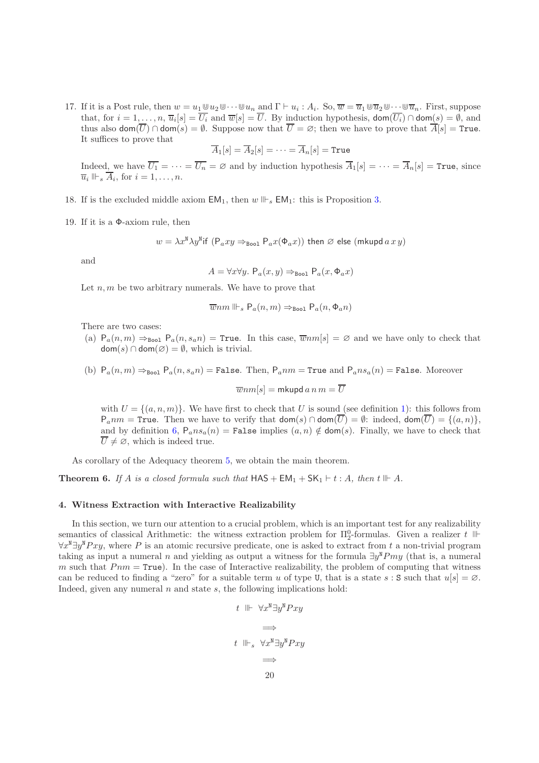17. If it is a Post rule, then $w = u_1 \Cup u_2 \Cup \cdots \Cup u_n$ and $\Gamma \vdash u_i : A_i$. So, $\overline{w} = \overline{u}_1 \Cup \overline{u}_2 \Cup \cdots \Cup \overline{u}_n$. First, suppose that, for $i = 1, \ldots, n$, $\overline{u}_i[s] = \overline{U_i}$ and $\overline{w}[s] = \overline{U}$. By induction hypothesis, $\mathsf{dom}(\overline{U_i}) \cap \mathsf{dom}(s) = \emptyset$, and thus also $\mathsf{dom}(\overline{U}) \cap \mathsf{dom}(s) = \emptyset$. Suppose now that $\overline{U} = \varnothing$; then we have to prove that $\overline{A}[s] = \mathtt{True}$. It suffices to prove that

$$\overline{A}_1[s] = \overline{A}_2[s] = \cdots = \overline{A}_n[s] = \mathtt{True}$$

Indeed, we have $\overline{U_1} = \cdots = \overline{U_n} = \varnothing$ and by induction hypothesis $\overline{A}_1[s] = \cdots = \overline{A}_n[s] = \mathtt{True}$, since $\overline{u}_i \Vdash_s \overline{A}_i$, for $i = 1, \ldots, n$.

18. If is the excluded middle axiom $\mathsf{EM}_1$, then $w \Vdash_s \mathsf{EM}_1$: this is Proposition 3.

19. If it is a $\Phi$-axiom rule, then

$$w = \lambda x^{\mathtt{N}} \lambda y^{\mathtt{N}} \mathsf{if}\ (\mathsf{P}_a x y \Rightarrow_{\mathtt{Bool}} \mathsf{P}_a x (\Phi_a x))\ \mathsf{then}\ \varnothing\ \mathsf{else}\ (\mathsf{mkupd}\, a\, x\, y)$$

and

$$A = \forall x \forall y.\ \mathsf{P}_a(x, y) \Rightarrow_{\mathtt{Bool}} \mathsf{P}_a(x, \Phi_a x)$$

Let $n, m$ be two arbitrary numerals. We have to prove that

$$\overline{w} n m \Vdash_s \mathsf{P}_a(n, m) \Rightarrow_{\mathtt{Bool}} \mathsf{P}_a(n, \Phi_a n)$$

There are two cases:

(a) $\mathsf{P}_a(n, m) \Rightarrow_{\mathtt{Bool}} \mathsf{P}_a(n, s_a n) = \mathtt{True}$. In this case, $\overline{w} n m[s] = \varnothing$ and we have only to check that $\mathsf{dom}(s) \cap \mathsf{dom}(\varnothing) = \emptyset$, which is trivial.

(b) $\mathsf{P}_a(n, m) \Rightarrow_{\mathtt{Bool}} \mathsf{P}_a(n, s_a n) = \mathtt{False}$. Then, $\mathsf{P}_a n m = \mathtt{True}$ and $\mathsf{P}_a n s_a(n) = \mathtt{False}$. Moreover

$$\overline{w} n m[s] = \mathsf{mkupd}\, a\, n\, m = \overline{U}$$

with $U = \{(a, n, m)\}$. We have first to check that $U$ is sound (see definition 1): this follows from $\mathsf{P}_a n m = \mathtt{True}$. Then we have to verify that $\mathsf{dom}(s) \cap \mathsf{dom}(\overline{U}) = \emptyset$: indeed, $\mathsf{dom}(\overline{U}) = \{(a, n)\}$, and by definition 6, $\mathsf{P}_a n s_a(n) = \mathtt{False}$ implies $(a, n) \notin \mathsf{dom}(s)$. Finally, we have to check that $\overline{U} \neq \varnothing$, which is indeed true.

As corollary of the Adequacy theorem 5, we obtain the main theorem.

**Theorem 6.** *If $A$ is a closed formula such that $\mathsf{HAS} + \mathsf{EM}_1 + \mathsf{SK}_1 \vdash t : A$, then $t \Vdash A$.*

## 4. Witness Extraction with Interactive Realizability

In this section, we turn our attention to a crucial problem, which is an important test for any realizability semantics of classical Arithmetic: the witness extraction problem for $\Pi^0_2$-formulas. Given a realizer $t \Vdash \forall x^{\mathtt{N}} \exists y^{\mathtt{N}} Pxy$, where $P$ is an atomic recursive predicate, one is asked to extract from $t$ a non-trivial program taking as input a numeral $n$ and yielding as output a witness for the formula $\exists y^{\mathtt{N}} Pmy$ (that is, a numeral $m$ such that $Pnm = \mathtt{True}$). In the case of Interactive realizability, the problem of computing that witness can be reduced to finding a "zero" for a suitable term $u$ of type $\mathtt{U}$, that is a state $s : \mathtt{S}$ such that $u[s] = \varnothing$. Indeed, given any numeral $n$ and state $s$, the following implications hold:

$$t \Vdash \forall x^{\mathtt{N}} \exists y^{\mathtt{N}} Pxy$$

$$\Longrightarrow$$

$$t \Vdash_s \forall x^{\mathtt{N}} \exists y^{\mathtt{N}} Pxy$$

$$\Longrightarrow$$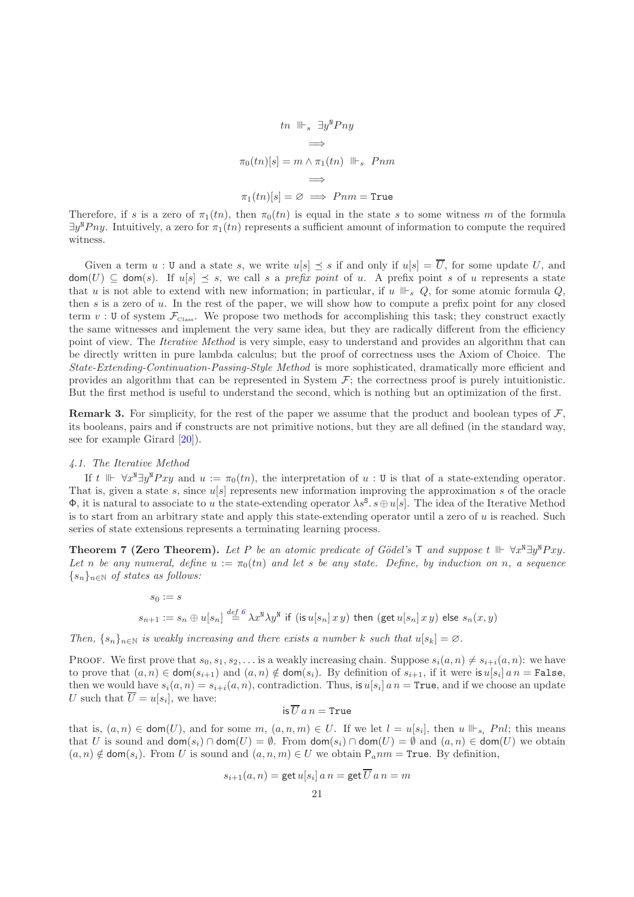$$tn \;\Vdash_s\; \exists y^{\mathtt{N}} Pny$$
$$\Longrightarrow$$
$$\pi_0(tn)[s] = m \wedge \pi_1(tn) \;\Vdash_s\; Pnm$$
$$\Longrightarrow$$
$$\pi_1(tn)[s] = \varnothing \implies Pnm = \mathtt{True}$$

Therefore, if $s$ is a zero of $\pi_1(tn)$, then $\pi_0(tn)$ is equal in the state $s$ to some witness $m$ of the formula $\exists y^{\mathtt{N}} Pny$. Intuitively, a zero for $\pi_1(tn)$ represents a sufficient amount of information to compute the required witness.

Given a term $u : \mathtt{U}$ and a state $s$, we write $u[s] \preceq s$ if and only if $u[s] = \overline{U}$, for some update $U$, and $\mathsf{dom}(U) \subseteq \mathsf{dom}(s)$. If $u[s] \preceq s$, we call $s$ a *prefix point* of $u$. A prefix point $s$ of $u$ represents a state that $u$ is not able to extend with new information; in particular, if $u \Vdash_s Q$, for some atomic formula $Q$, then $s$ is a zero of $u$. In the rest of the paper, we will show how to compute a prefix point for any closed term $v : \mathtt{U}$ of system $\mathcal{F}_{\text{Class}}$. We propose two methods for accomplishing this task; they construct exactly the same witnesses and implement the very same idea, but they are radically different from the efficiency point of view. The *Iterative Method* is very simple, easy to understand and provides an algorithm that can be directly written in pure lambda calculus; but the proof of correctness uses the Axiom of Choice. The *State-Extending-Continuation-Passing-Style Method* is more sophisticated, dramatically more efficient and provides an algorithm that can be represented in System $\mathcal{F}$; the correctness proof is purely intuitionistic. But the first method is useful to understand the second, which is nothing but an optimization of the first.

**Remark 3.** For simplicity, for the rest of the paper we assume that the product and boolean types of $\mathcal{F}$, its booleans, pairs and if constructs are not primitive notions, but they are all defined (in the standard way, see for example Girard [20]).

*4.1. The Iterative Method*

If $t \Vdash \forall x^{\mathtt{N}} \exists y^{\mathtt{N}} Pxy$ and $u := \pi_0(tn)$, the interpretation of $u : \mathtt{U}$ is that of a state-extending operator. That is, given a state $s$, since $u[s]$ represents new information improving the approximation $s$ of the oracle $\Phi$, it is natural to associate to $u$ the state-extending operator $\lambda s^{\mathtt{S}}.\, s \oplus u[s]$. The idea of the Iterative Method is to start from an arbitrary state and apply this state-extending operator until a zero of $u$ is reached. Such series of state extensions represents a terminating learning process.

**Theorem 7 (Zero Theorem).** *Let $P$ be an atomic predicate of Gödel's $\mathsf{T}$ and suppose $t \Vdash \forall x^{\mathtt{N}} \exists y^{\mathtt{N}} Pxy$. Let $n$ be any numeral, define $u := \pi_0(tn)$ and let $s$ be any state. Define, by induction on $n$, a sequence $\{s_n\}_{n\in\mathbb{N}}$ of states as follows:*

$$s_0 := s$$
$$s_{n+1} := s_n \oplus u[s_n] \overset{def\ 6}{=} \lambda x^{\mathtt{N}} \lambda y^{\mathtt{N}}\ \mathsf{if}\ (\mathsf{is}\, u[s_n]\, x\, y)\ \mathsf{then}\ (\mathsf{get}\, u[s_n]\, x\, y)\ \mathsf{else}\ s_n(x, y)$$

*Then, $\{s_n\}_{n\in\mathbb{N}}$ is weakly increasing and there exists a number $k$ such that $u[s_k] = \varnothing$.*

Proof. We first prove that $s_0, s_1, s_2, \ldots$ is a weakly increasing chain. Suppose $s_i(a, n) \neq s_{i+i}(a, n)$: we have to prove that $(a, n) \in \mathsf{dom}(s_{i+1})$ and $(a, n) \notin \mathsf{dom}(s_i)$. By definition of $s_{i+1}$, if it were $\mathsf{is}\, u[s_i]\, a\, n = \mathtt{False}$, then we would have $s_i(a, n) = s_{i+i}(a, n)$, contradiction. Thus, $\mathsf{is}\, u[s_i]\, a\, n = \mathtt{True}$, and if we choose an update $U$ such that $\overline{U} = u[s_i]$, we have:

$$\mathsf{is}\, \overline{U}\, a\, n = \mathtt{True}$$

that is, $(a, n) \in \mathsf{dom}(U)$, and for some $m$, $(a, n, m) \in U$. If we let $l = u[s_i]$, then $u \Vdash_{s_i} Pnl$; this means that $U$ is sound and $\mathsf{dom}(s_i) \cap \mathsf{dom}(U) = \emptyset$. From $\mathsf{dom}(s_i) \cap \mathsf{dom}(U) = \emptyset$ and $(a, n) \in \mathsf{dom}(U)$ we obtain $(a, n) \notin \mathsf{dom}(s_i)$. From $U$ is sound and $(a, n, m) \in U$ we obtain $\mathsf{P}_a nm = \mathtt{True}$. By definition,

$$s_{i+1}(a, n) = \mathsf{get}\, u[s_i]\, a\, n = \mathsf{get}\, \overline{U}\, a\, n = m$$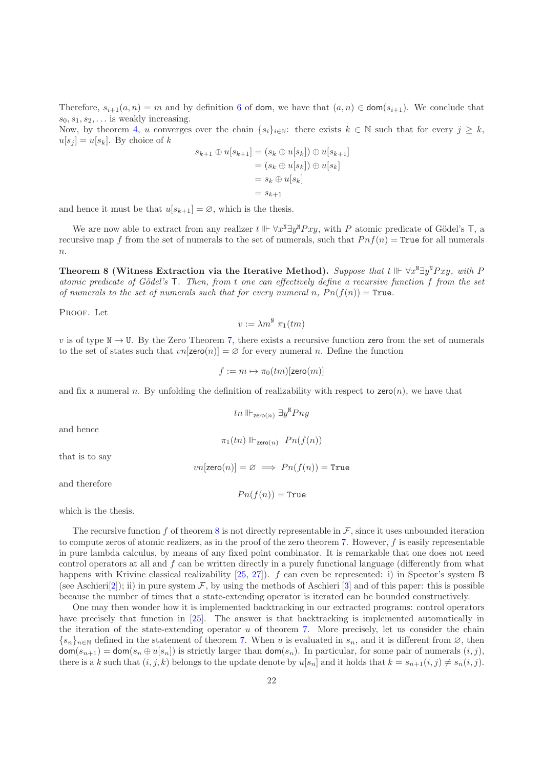Therefore, $s_{i+1}(a,n) = m$ and by definition 6 of $\mathsf{dom}$, we have that $(a,n) \in \mathsf{dom}(s_{i+1})$. We conclude that $s_0, s_1, s_2, \ldots$ is weakly increasing.
Now, by theorem 4, $u$ converges over the chain $\{s_i\}_{i\in\mathbb{N}}$: there exists $k \in \mathbb{N}$ such that for every $j \geq k$, $u[s_j] = u[s_k]$. By choice of $k$

$$
\begin{aligned}
s_{k+1} \oplus u[s_{k+1}] &= (s_k \oplus u[s_k]) \oplus u[s_{k+1}] \\
&= (s_k \oplus u[s_k]) \oplus u[s_k] \\
&= s_k \oplus u[s_k] \\
&= s_{k+1}
\end{aligned}
$$

and hence it must be that $u[s_{k+1}] = \varnothing$, which is the thesis.

We are now able to extract from any realizer $t \Vdash \forall x^{\mathtt{N}} \exists y^{\mathtt{N}} Pxy$, with $P$ atomic predicate of Gödel's $\mathsf{T}$, a recursive map $f$ from the set of numerals to the set of numerals, such that $Pnf(n) = \mathtt{True}$ for all numerals $n$.

**Theorem 8 (Witness Extraction via the Iterative Method).** *Suppose that $t \Vdash \forall x^{\mathtt{N}} \exists y^{\mathtt{N}} Pxy$, with $P$ atomic predicate of Gödel's $\mathsf{T}$. Then, from $t$ one can effectively define a recursive function $f$ from the set of numerals to the set of numerals such that for every numeral $n$, $Pn(f(n)) = \mathtt{True}$.*

Proof. Let

$$v := \lambda m^{\mathtt{N}}\ \pi_1(tm)$$

$v$ is of type $\mathtt{N} \to \mathtt{U}$. By the Zero Theorem 7, there exists a recursive function $\mathsf{zero}$ from the set of numerals to the set of states such that $vn[\mathsf{zero}(n)] = \varnothing$ for every numeral $n$. Define the function

$$f := m \mapsto \pi_0(tm)[\mathsf{zero}(m)]$$

and fix a numeral $n$. By unfolding the definition of realizability with respect to $\mathsf{zero}(n)$, we have that

$$tn \Vdash_{\mathsf{zero}(n)} \exists y^{\mathtt{N}} Pny$$

and hence

$$\pi_1(tn) \Vdash_{\mathsf{zero}(n)}\ Pn(f(n))$$

that is to say

$$vn[\mathsf{zero}(n)] = \varnothing \implies Pn(f(n)) = \mathtt{True}$$

and therefore

$$Pn(f(n)) = \mathtt{True}$$

which is the thesis.

The recursive function $f$ of theorem 8 is not directly representable in $\mathcal{F}$, since it uses unbounded iteration to compute zeros of atomic realizers, as in the proof of the zero theorem 7. However, $f$ is easily representable in pure lambda calculus, by means of any fixed point combinator. It is remarkable that one does not need control operators at all and $f$ can be written directly in a purely functional language (differently from what happens with Krivine classical realizability [25, 27]). $f$ can even be represented: i) in Spector's system $\mathsf{B}$ (see Aschieri[2]); ii) in pure system $\mathcal{F}$, by using the methods of Aschieri [3] and of this paper: this is possible because the number of times that a state-extending operator is iterated can be bounded constructively.

One may then wonder how it is implemented backtracking in our extracted programs: control operators have precisely that function in [25]. The answer is that backtracking is implemented automatically in the iteration of the state-extending operator $u$ of theorem 7. More precisely, let us consider the chain $\{s_n\}_{n\in\mathbb{N}}$ defined in the statement of theorem 7. When $u$ is evaluated in $s_n$, and it is different from $\varnothing$, then $\mathsf{dom}(s_{n+1}) = \mathsf{dom}(s_n \oplus u[s_n])$ is strictly larger than $\mathsf{dom}(s_n)$. In particular, for some pair of numerals $(i,j)$, there is a $k$ such that $(i,j,k)$ belongs to the update denote by $u[s_n]$ and it holds that $k = s_{n+1}(i,j) \neq s_n(i,j)$.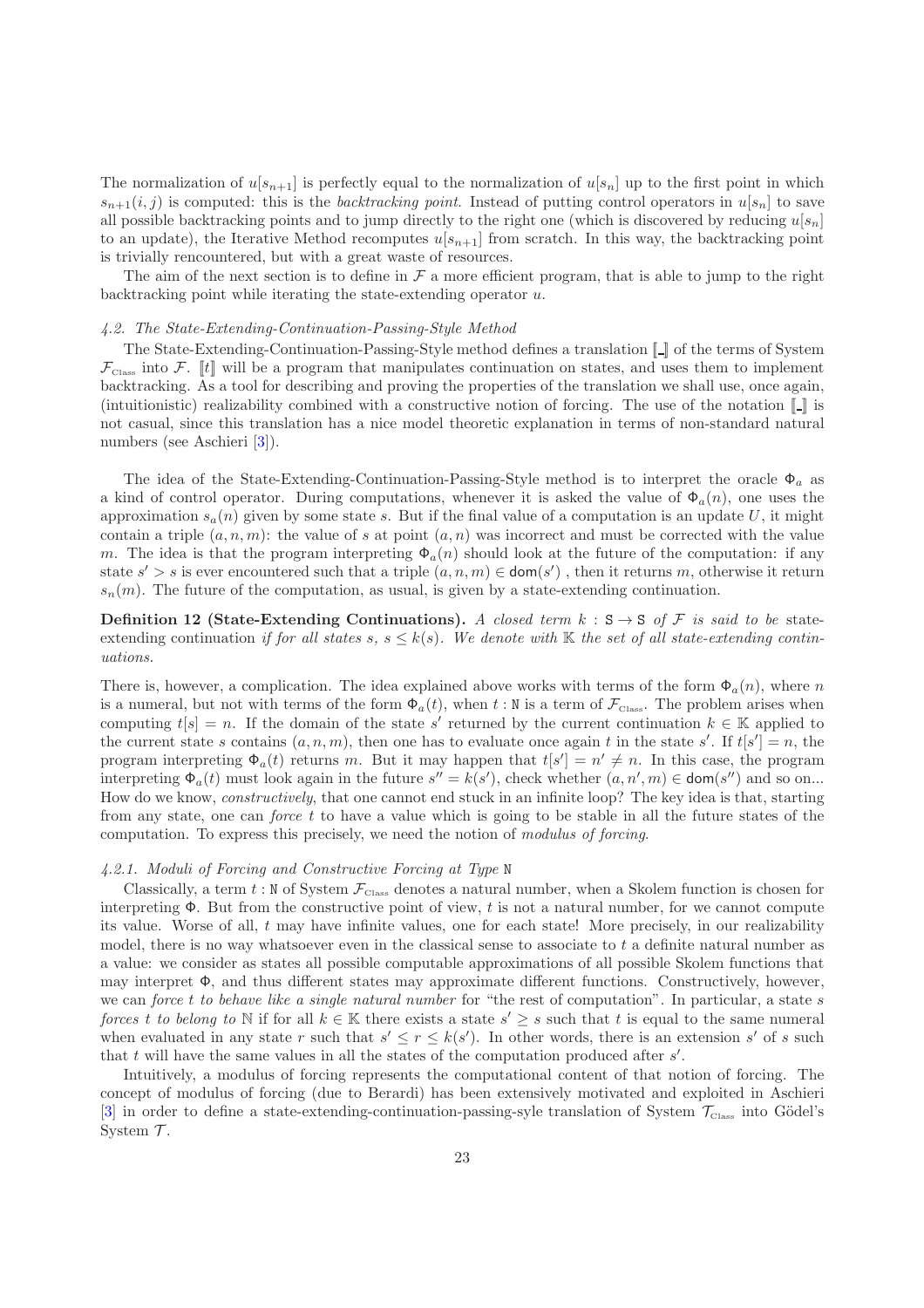The normalization of $u[s_{n+1}]$ is perfectly equal to the normalization of $u[s_n]$ up to the first point in which $s_{n+1}(i, j)$ is computed: this is the *backtracking point*. Instead of putting control operators in $u[s_n]$ to save all possible backtracking points and to jump directly to the right one (which is discovered by reducing $u[s_n]$ to an update), the Iterative Method recomputes $u[s_{n+1}]$ from scratch. In this way, the backtracking point is trivially rencountered, but with a great waste of resources.

The aim of the next section is to define in $\mathcal{F}$ a more efficient program, that is able to jump to the right backtracking point while iterating the state-extending operator $u$.

#### 4.2. The State-Extending-Continuation-Passing-Style Method

The State-Extending-Continuation-Passing-Style method defines a translation $[\![\_]\!]$ of the terms of System $\mathcal{F}_{\text{Class}}$ into $\mathcal{F}$. $[\![t]\!]$ will be a program that manipulates continuation on states, and uses them to implement backtracking. As a tool for describing and proving the properties of the translation we shall use, once again, (intuitionistic) realizability combined with a constructive notion of forcing. The use of the notation $[\![\_]\!]$ is not casual, since this translation has a nice model theoretic explanation in terms of non-standard natural numbers (see Aschieri [3]).

The idea of the State-Extending-Continuation-Passing-Style method is to interpret the oracle $\Phi_a$ as a kind of control operator. During computations, whenever it is asked the value of $\Phi_a(n)$, one uses the approximation $s_a(n)$ given by some state $s$. But if the final value of a computation is an update $U$, it might contain a triple $(a, n, m)$: the value of $s$ at point $(a, n)$ was incorrect and must be corrected with the value $m$. The idea is that the program interpreting $\Phi_a(n)$ should look at the future of the computation: if any state $s' > s$ is ever encountered such that a triple $(a, n, m) \in \mathsf{dom}(s')$ , then it returns $m$, otherwise it return $s_n(m)$. The future of the computation, as usual, is given by a state-extending continuation.

**Definition 12 (State-Extending Continuations).** *A closed term $k : \mathtt{S} \to \mathtt{S}$ of $\mathcal{F}$ is said to be* state-extending continuation *if for all states $s$, $s \leq k(s)$. We denote with $\mathbb{K}$ the set of all state-extending continuations.*

There is, however, a complication. The idea explained above works with terms of the form $\Phi_a(n)$, where $n$ is a numeral, but not with terms of the form $\Phi_a(t)$, when $t : \mathtt{N}$ is a term of $\mathcal{F}_{\text{Class}}$. The problem arises when computing $t[s] = n$. If the domain of the state $s'$ returned by the current continuation $k \in \mathbb{K}$ applied to the current state $s$ contains $(a, n, m)$, then one has to evaluate once again $t$ in the state $s'$. If $t[s'] = n$, the program interpreting $\Phi_a(t)$ returns $m$. But it may happen that $t[s'] = n' \neq n$. In this case, the program interpreting $\Phi_a(t)$ must look again in the future $s'' = k(s')$, check whether $(a, n', m) \in \mathsf{dom}(s'')$ and so on... How do we know, *constructively*, that one cannot end stuck in an infinite loop? The key idea is that, starting from any state, one can *force* $t$ to have a value which is going to be stable in all the future states of the computation. To express this precisely, we need the notion of *modulus of forcing*.

##### 4.2.1. Moduli of Forcing and Constructive Forcing at Type $\mathtt{N}$

Classically, a term $t : \mathtt{N}$ of System $\mathcal{F}_{\text{Class}}$ denotes a natural number, when a Skolem function is chosen for interpreting $\Phi$. But from the constructive point of view, $t$ is not a natural number, for we cannot compute its value. Worse of all, $t$ may have infinite values, one for each state! More precisely, in our realizability model, there is no way whatsoever even in the classical sense to associate to $t$ a definite natural number as a value: we consider as states all possible computable approximations of all possible Skolem functions that may interpret $\Phi$, and thus different states may approximate different functions. Constructively, however, we can *force $t$ to behave like a single natural number* for "the rest of computation". In particular, a state $s$ *forces $t$ to belong to* $\mathbb{N}$ if for all $k \in \mathbb{K}$ there exists a state $s' \geq s$ such that $t$ is equal to the same numeral when evaluated in any state $r$ such that $s' \leq r \leq k(s')$. In other words, there is an extension $s'$ of $s$ such that $t$ will have the same values in all the states of the computation produced after $s'$.

Intuitively, a modulus of forcing represents the computational content of that notion of forcing. The concept of modulus of forcing (due to Berardi) has been extensively motivated and exploited in Aschieri [3] in order to define a state-extending-continuation-passing-syle translation of System $\mathcal{T}_{\text{Class}}$ into Gödel's System $\mathcal{T}$.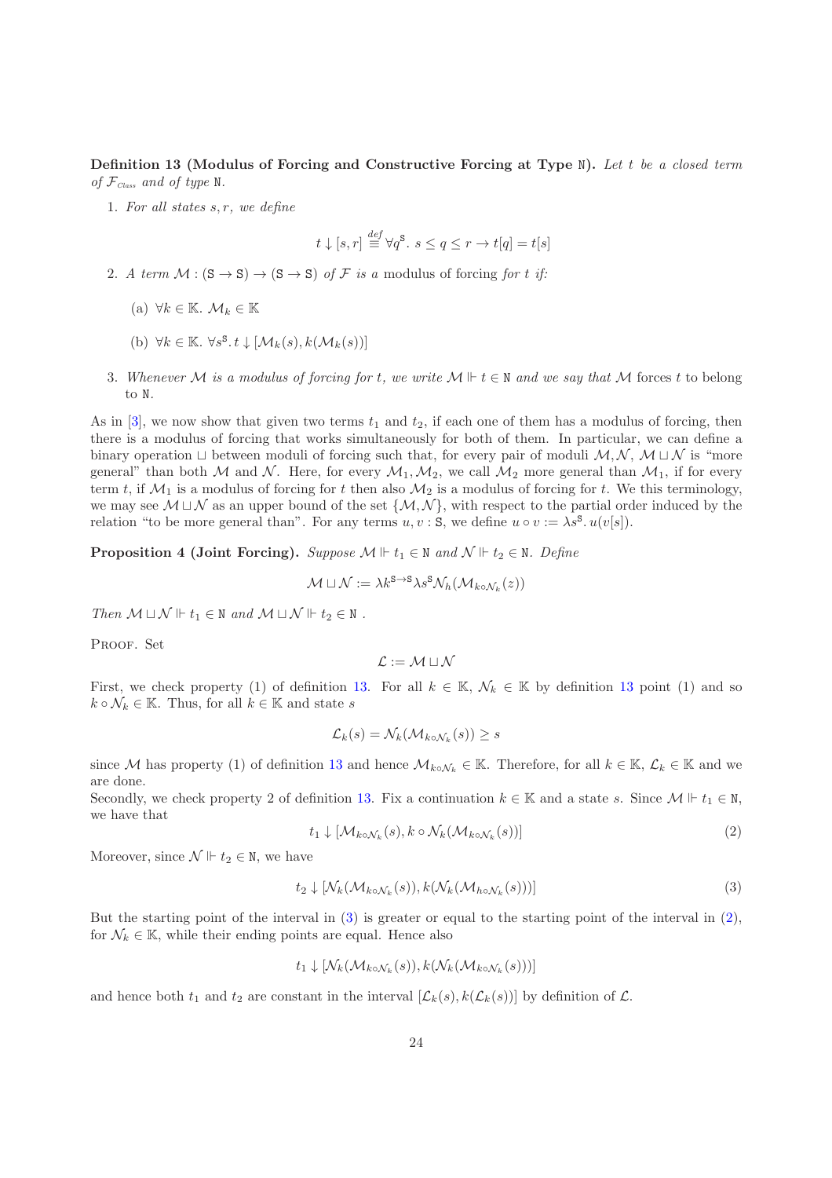**Definition 13 (Modulus of Forcing and Constructive Forcing at Type** $\mathtt{N}$**).** *Let $t$ be a closed term of $\mathcal{F}_{\scriptscriptstyle Class}$ and of type $\mathtt{N}$.*

1. *For all states $s, r$, we define*

$$t \downarrow [s, r] \stackrel{def}{\equiv} \forall q^{\mathtt{S}}.\ s \leq q \leq r \rightarrow t[q] = t[s]$$

2. *A term $\mathcal{M} : (\mathtt{S} \rightarrow \mathtt{S}) \rightarrow (\mathtt{S} \rightarrow \mathtt{S})$ of $\mathcal{F}$ is a* modulus of forcing *for $t$ if:*

   (a) $\forall k \in \mathbb{K}.\ \mathcal{M}_k \in \mathbb{K}$

   (b) $\forall k \in \mathbb{K}.\ \forall s^{\mathtt{S}}.\ t \downarrow [\mathcal{M}_k(s), k(\mathcal{M}_k(s))]$

3. *Whenever $\mathcal{M}$ is a modulus of forcing for $t$, we write $\mathcal{M} \Vdash t \in \mathtt{N}$ and we say that $\mathcal{M}$* forces *$t$ to belong to $\mathtt{N}$.*

As in [3], we now show that given two terms $t_1$ and $t_2$, if each one of them has a modulus of forcing, then there is a modulus of forcing that works simultaneously for both of them. In particular, we can define a binary operation $\sqcup$ between moduli of forcing such that, for every pair of moduli $\mathcal{M}, \mathcal{N}$, $\mathcal{M} \sqcup \mathcal{N}$ is "more general" than both $\mathcal{M}$ and $\mathcal{N}$. Here, for every $\mathcal{M}_1, \mathcal{M}_2$, we call $\mathcal{M}_2$ more general than $\mathcal{M}_1$, if for every term $t$, if $\mathcal{M}_1$ is a modulus of forcing for $t$ then also $\mathcal{M}_2$ is a modulus of forcing for $t$. We this terminology, we may see $\mathcal{M} \sqcup \mathcal{N}$ as an upper bound of the set $\{\mathcal{M}, \mathcal{N}\}$, with respect to the partial order induced by the relation "to be more general than". For any terms $u, v : \mathtt{S}$, we define $u \circ v := \lambda s^{\mathtt{S}}.\ u(v[s])$.

**Proposition 4 (Joint Forcing).** *Suppose $\mathcal{M} \Vdash t_1 \in \mathtt{N}$ and $\mathcal{N} \Vdash t_2 \in \mathtt{N}$. Define*

$$\mathcal{M} \sqcup \mathcal{N} := \lambda k^{\mathtt{S} \rightarrow \mathtt{S}} \lambda s^{\mathtt{S}} \mathcal{N}_h(\mathcal{M}_{k \circ \mathcal{N}_k}(z))$$

*Then $\mathcal{M} \sqcup \mathcal{N} \Vdash t_1 \in \mathtt{N}$ and $\mathcal{M} \sqcup \mathcal{N} \Vdash t_2 \in \mathtt{N}$ .*

Proof. Set

$$\mathcal{L} := \mathcal{M} \sqcup \mathcal{N}$$

First, we check property (1) of definition 13. For all $k \in \mathbb{K}$, $\mathcal{N}_k \in \mathbb{K}$ by definition 13 point (1) and so $k \circ \mathcal{N}_k \in \mathbb{K}$. Thus, for all $k \in \mathbb{K}$ and state $s$

$$\mathcal{L}_k(s) = \mathcal{N}_k(\mathcal{M}_{k \circ \mathcal{N}_k}(s)) \geq s$$

since $\mathcal{M}$ has property (1) of definition 13 and hence $\mathcal{M}_{k \circ \mathcal{N}_k} \in \mathbb{K}$. Therefore, for all $k \in \mathbb{K}$, $\mathcal{L}_k \in \mathbb{K}$ and we are done.

Secondly, we check property 2 of definition 13. Fix a continuation $k \in \mathbb{K}$ and a state $s$. Since $\mathcal{M} \Vdash t_1 \in \mathtt{N}$, we have that

$$t_1 \downarrow [\mathcal{M}_{k \circ \mathcal{N}_k}(s), k \circ \mathcal{N}_k(\mathcal{M}_{k \circ \mathcal{N}_k}(s))] \tag{2}$$

Moreover, since $\mathcal{N} \Vdash t_2 \in \mathtt{N}$, we have

$$t_2 \downarrow [\mathcal{N}_k(\mathcal{M}_{k \circ \mathcal{N}_k}(s)), k(\mathcal{N}_k(\mathcal{M}_{h \circ \mathcal{N}_k}(s)))] \tag{3}$$

But the starting point of the interval in (3) is greater or equal to the starting point of the interval in (2), for $\mathcal{N}_k \in \mathbb{K}$, while their ending points are equal. Hence also

$$t_1 \downarrow [\mathcal{N}_k(\mathcal{M}_{k \circ \mathcal{N}_k}(s)), k(\mathcal{N}_k(\mathcal{M}_{k \circ \mathcal{N}_k}(s)))]$$

and hence both $t_1$ and $t_2$ are constant in the interval $[\mathcal{L}_k(s), k(\mathcal{L}_k(s))]$ by definition of $\mathcal{L}$.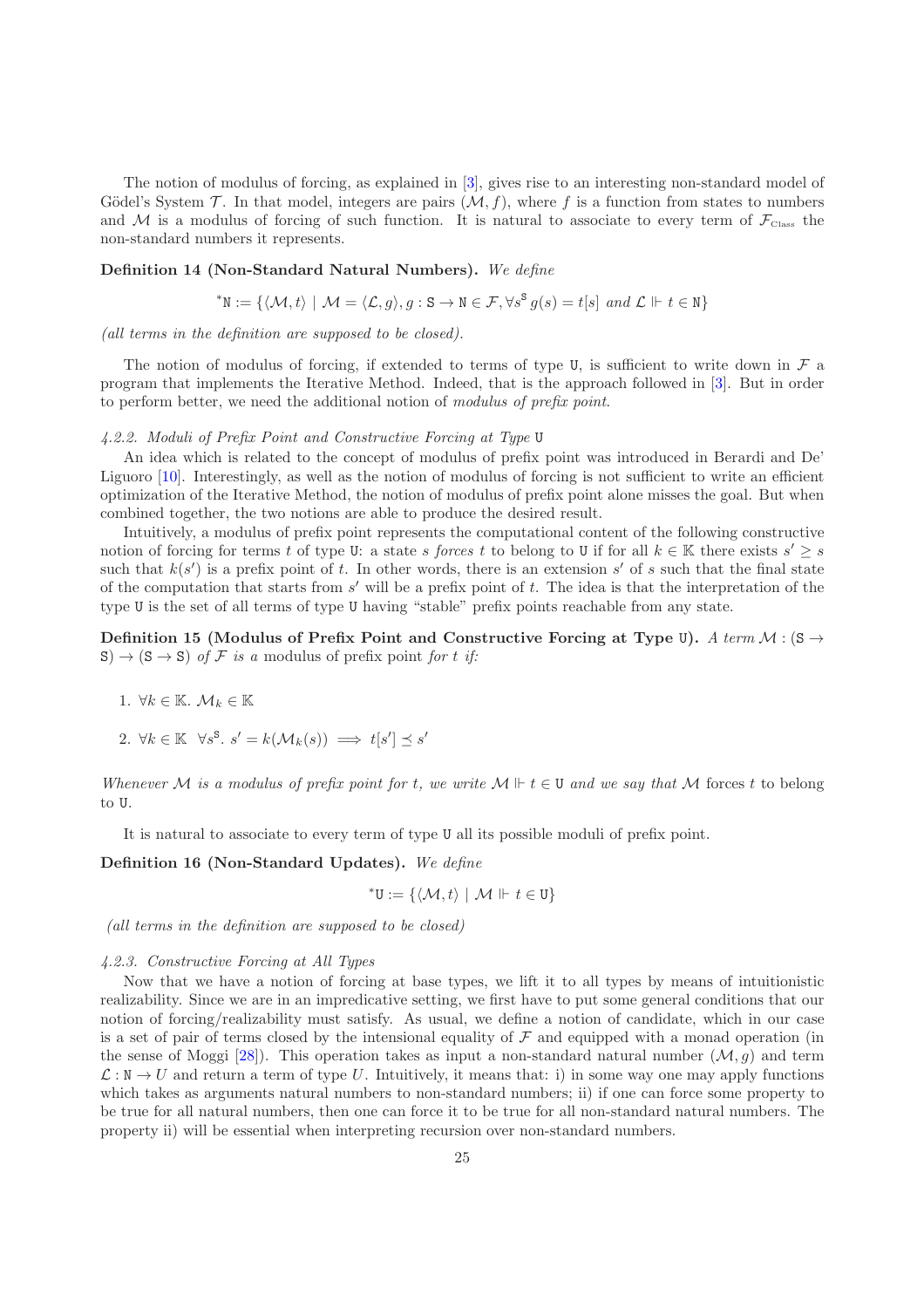The notion of modulus of forcing, as explained in [3], gives rise to an interesting non-standard model of Gödel's System $\mathcal{T}$. In that model, integers are pairs $(\mathcal{M}, f)$, where $f$ is a function from states to numbers and $\mathcal{M}$ is a modulus of forcing of such function. It is natural to associate to every term of $\mathcal{F}_{\text{Class}}$ the non-standard numbers it represents.

**Definition 14 (Non-Standard Natural Numbers).** *We define*

$$^*\mathtt{N} := \{\langle \mathcal{M}, t\rangle \mid \mathcal{M} = \langle \mathcal{L}, g\rangle, g : \mathtt{S} \to \mathtt{N} \in \mathcal{F}, \forall s^{\mathtt{S}}\, g(s) = t[s] \text{ and } \mathcal{L} \Vdash t \in \mathtt{N}\}$$

*(all terms in the definition are supposed to be closed).*

The notion of modulus of forcing, if extended to terms of type U, is sufficient to write down in $\mathcal{F}$ a program that implements the Iterative Method. Indeed, that is the approach followed in [3]. But in order to perform better, we need the additional notion of *modulus of prefix point*.

#### *4.2.2. Moduli of Prefix Point and Constructive Forcing at Type* U

An idea which is related to the concept of modulus of prefix point was introduced in Berardi and De' Liguoro [10]. Interestingly, as well as the notion of modulus of forcing is not sufficient to write an efficient optimization of the Iterative Method, the notion of modulus of prefix point alone misses the goal. But when combined together, the two notions are able to produce the desired result.

Intuitively, a modulus of prefix point represents the computational content of the following constructive notion of forcing for terms $t$ of type U: a state $s$ *forces* $t$ to belong to U if for all $k \in \mathbb{K}$ there exists $s' \geq s$ such that $k(s')$ is a prefix point of $t$. In other words, there is an extension $s'$ of $s$ such that the final state of the computation that starts from $s'$ will be a prefix point of $t$. The idea is that the interpretation of the type U is the set of all terms of type U having "stable" prefix points reachable from any state.

**Definition 15 (Modulus of Prefix Point and Constructive Forcing at Type U).** *A term* $\mathcal{M} : (\mathtt{S} \to \mathtt{S}) \to (\mathtt{S} \to \mathtt{S})$ *of* $\mathcal{F}$ *is a* modulus of prefix point *for* $t$ *if:*

1. $\forall k \in \mathbb{K}.\ \mathcal{M}_k \in \mathbb{K}$
2. $\forall k \in \mathbb{K}\ \ \forall s^{\mathtt{S}}.\ s' = k(\mathcal{M}_k(s)) \implies t[s'] \preceq s'$

*Whenever* $\mathcal{M}$ *is a modulus of prefix point for* $t$*, we write* $\mathcal{M} \Vdash t \in \mathtt{U}$ *and we say that* $\mathcal{M}$ forces *$t$ to belong to* U*.*

It is natural to associate to every term of type U all its possible moduli of prefix point.

**Definition 16 (Non-Standard Updates).** *We define*

$$^*\mathtt{U} := \{\langle \mathcal{M}, t\rangle \mid \mathcal{M} \Vdash t \in \mathtt{U}\}$$

*(all terms in the definition are supposed to be closed)*

#### *4.2.3. Constructive Forcing at All Types*

Now that we have a notion of forcing at base types, we lift it to all types by means of intuitionistic realizability. Since we are in an impredicative setting, we first have to put some general conditions that our notion of forcing/realizability must satisfy. As usual, we define a notion of candidate, which in our case is a set of pair of terms closed by the intensional equality of $\mathcal{F}$ and equipped with a monad operation (in the sense of Moggi [28]). This operation takes as input a non-standard natural number $(\mathcal{M}, g)$ and term $\mathcal{L} : \mathtt{N} \to U$ and return a term of type $U$. Intuitively, it means that: i) in some way one may apply functions which takes as arguments natural numbers to non-standard numbers; ii) if one can force some property to be true for all natural numbers, then one can force it to be true for all non-standard natural numbers. The property ii) will be essential when interpreting recursion over non-standard numbers.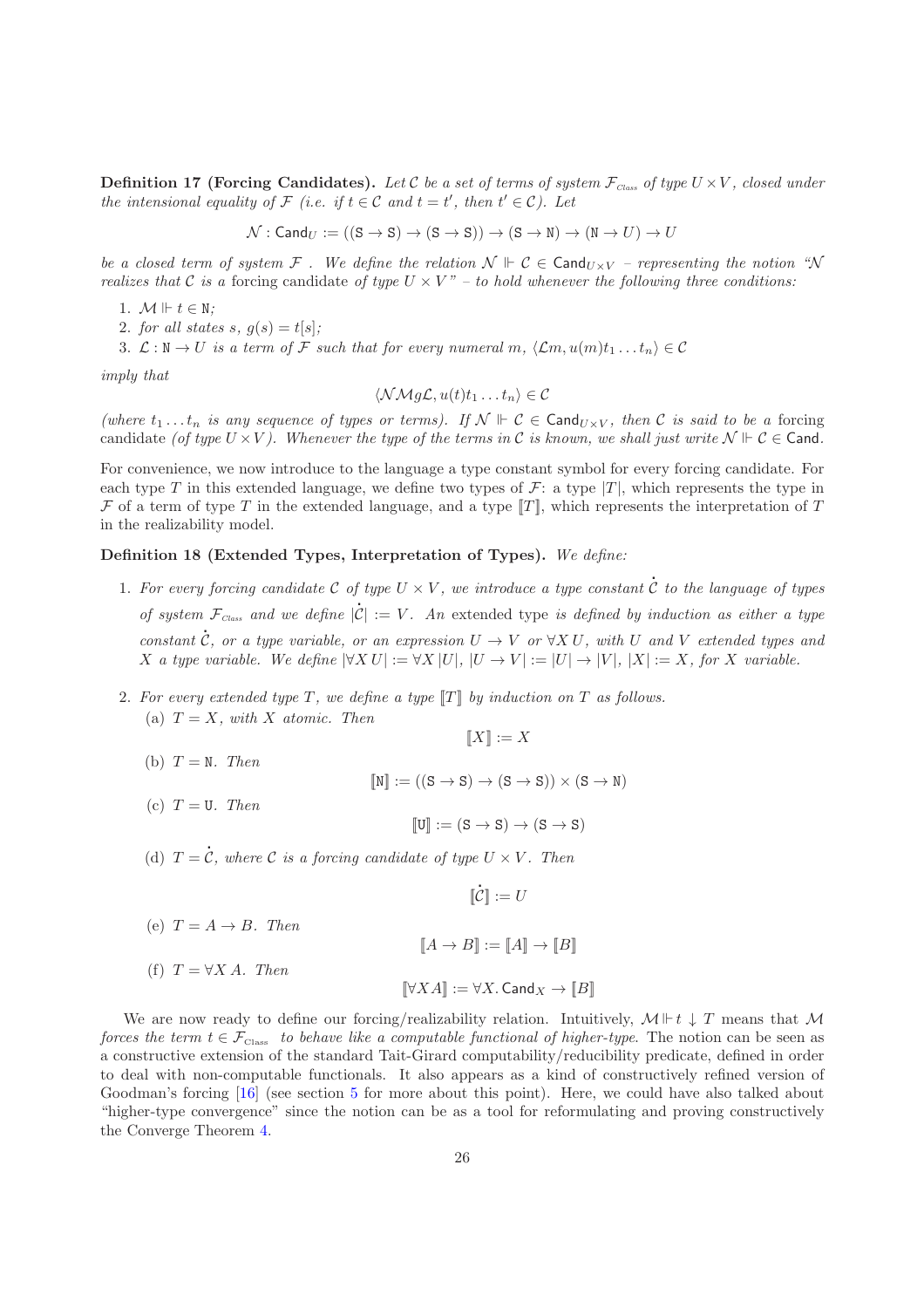**Definition 17 (Forcing Candidates).** *Let $\mathcal{C}$ be a set of terms of system $\mathcal{F}_{\text{Class}}$ of type $U \times V$, closed under the intensional equality of $\mathcal{F}$ (i.e. if $t \in \mathcal{C}$ and $t = t'$, then $t' \in \mathcal{C}$). Let*

$$\mathcal{N} : \mathsf{Cand}_U := ((\mathtt{S} \to \mathtt{S}) \to (\mathtt{S} \to \mathtt{S})) \to (\mathtt{S} \to \mathtt{N}) \to (\mathtt{N} \to U) \to U$$

*be a closed term of system $\mathcal{F}$ . We define the relation $\mathcal{N} \Vdash \mathcal{C} \in \mathsf{Cand}_{U\times V}$ – representing the notion "$\mathcal{N}$ realizes that $\mathcal{C}$ is a* forcing candidate *of type $U \times V$" – to hold whenever the following three conditions:*

1. *$\mathcal{M} \Vdash t \in \mathtt{N}$;*
2. *for all states $s$, $g(s) = t[s]$;*
3. *$\mathcal{L} : \mathtt{N} \to U$ is a term of $\mathcal{F}$ such that for every numeral $m$, $\langle \mathcal{L}m, u(m)t_1 \ldots t_n \rangle \in \mathcal{C}$*

*imply that*

$$\langle \mathcal{N}\mathcal{M}g\mathcal{L}, u(t)t_1 \ldots t_n \rangle \in \mathcal{C}$$

*(where $t_1 \ldots t_n$ is any sequence of types or terms). If $\mathcal{N} \Vdash \mathcal{C} \in \mathsf{Cand}_{U\times V}$, then $\mathcal{C}$ is said to be a* forcing candidate *(of type $U \times V$). Whenever the type of the terms in $\mathcal{C}$ is known, we shall just write $\mathcal{N} \Vdash \mathcal{C} \in \mathsf{Cand}$.*

For convenience, we now introduce to the language a type constant symbol for every forcing candidate. For each type $T$ in this extended language, we define two types of $\mathcal{F}$: a type $|T|$, which represents the type in $\mathcal{F}$ of a term of type $T$ in the extended language, and a type $[\![T]\!]$, which represents the interpretation of $T$ in the realizability model.

**Definition 18 (Extended Types, Interpretation of Types).** *We define:*

1. *For every forcing candidate $\mathcal{C}$ of type $U \times V$, we introduce a type constant $\dot{\mathcal{C}}$ to the language of types of system $\mathcal{F}_{\text{Class}}$ and we define $|\dot{\mathcal{C}}| := V$. An* extended type *is defined by induction as either a type constant $\dot{\mathcal{C}}$, or a type variable, or an expression $U \to V$ or $\forall X\, U$, with $U$ and $V$ extended types and $X$ a type variable. We define $|\forall X\, U| := \forall X\, |U|$, $|U \to V| := |U| \to |V|$, $|X| := X$, for $X$ variable.*

2. *For every extended type $T$, we define a type $[\![T]\!]$ by induction on $T$ as follows.*
   (a) *$T = X$, with $X$ atomic. Then*
   $$[\![X]\!] := X$$
   (b) *$T = \mathtt{N}$. Then*
   $$[\![\mathtt{N}]\!] := ((\mathtt{S} \to \mathtt{S}) \to (\mathtt{S} \to \mathtt{S})) \times (\mathtt{S} \to \mathtt{N})$$
   (c) *$T = \mathtt{U}$. Then*
   $$[\![\mathtt{U}]\!] := (\mathtt{S} \to \mathtt{S}) \to (\mathtt{S} \to \mathtt{S})$$
   (d) *$T = \dot{\mathcal{C}}$, where $\mathcal{C}$ is a forcing candidate of type $U \times V$. Then*
   $$[\![\dot{\mathcal{C}}]\!] := U$$
   (e) *$T = A \to B$. Then*
   $$[\![A \to B]\!] := [\![A]\!] \to [\![B]\!]$$
   (f) *$T = \forall X\, A$. Then*
   $$[\![\forall X A]\!] := \forall X. \,\mathsf{Cand}_X \to [\![B]\!]$$

We are now ready to define our forcing/realizability relation. Intuitively, $\mathcal{M} \Vdash t \downarrow T$ means that $\mathcal{M}$ *forces the term $t \in \mathcal{F}_{\text{Class}}$ to behave like a computable functional of higher-type.* The notion can be seen as a constructive extension of the standard Tait-Girard computability/reducibility predicate, defined in order to deal with non-computable functionals. It also appears as a kind of constructively refined version of Goodman's forcing [16] (see section 5 for more about this point). Here, we could have also talked about "higher-type convergence" since the notion can be as a tool for reformulating and proving constructively the Converge Theorem 4.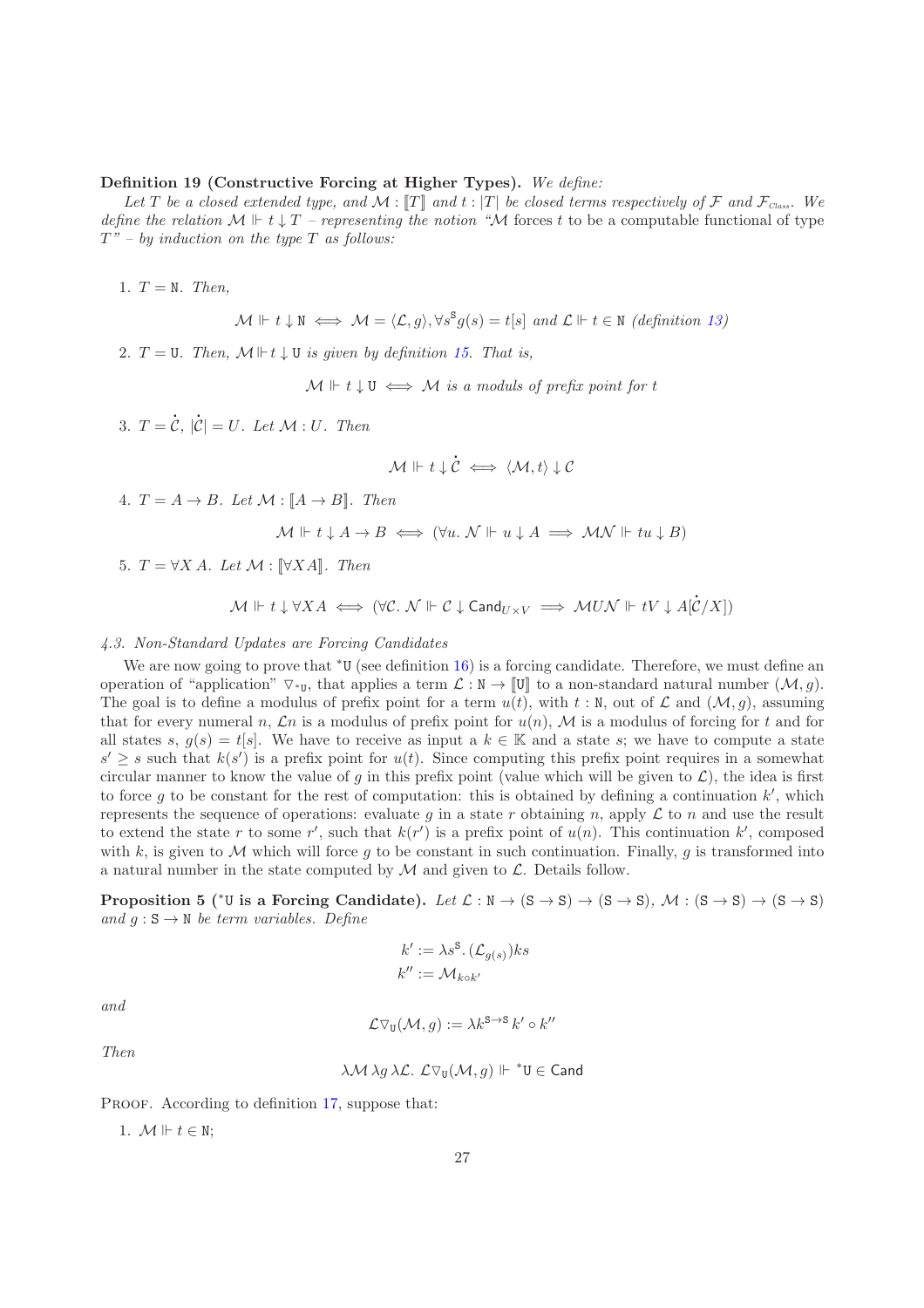**Definition 19 (Constructive Forcing at Higher Types).** *We define:*

*Let $T$ be a closed extended type, and $\mathcal{M} : [\![T]\!]$ and $t : |T|$ be closed terms respectively of $\mathcal{F}$ and $\mathcal{F}_{\textsc{Class}}$. We define the relation $\mathcal{M} \Vdash t \downarrow T$ – representing the notion "$\mathcal{M}$ forces $t$ to be a computable functional of type $T$" – by induction on the type $T$ as follows:*

1. $T = \mathtt{N}$. *Then,*

$$\mathcal{M} \Vdash t \downarrow \mathtt{N} \iff \mathcal{M} = \langle \mathcal{L}, g \rangle, \forall s^{\mathtt{S}} g(s) = t[s] \text{ and } \mathcal{L} \Vdash t \in \mathtt{N} \text{ (definition 13)}$$

2. $T = \mathtt{U}$. *Then, $\mathcal{M} \Vdash t \downarrow \mathtt{U}$ is given by definition 15. That is,*

$$\mathcal{M} \Vdash t \downarrow \mathtt{U} \iff \mathcal{M} \text{ is a moduls of prefix point for } t$$

3. $T = \dot{\mathcal{C}}$, $|\dot{\mathcal{C}}| = U$. *Let $\mathcal{M} : U$. Then*

$$\mathcal{M} \Vdash t \downarrow \dot{\mathcal{C}} \iff \langle \mathcal{M}, t \rangle \downarrow \mathcal{C}$$

4. $T = A \to B$. *Let $\mathcal{M} : [\![A \to B]\!]$. Then*

$$\mathcal{M} \Vdash t \downarrow A \to B \iff (\forall u.\ \mathcal{N} \Vdash u \downarrow A \implies \mathcal{M}\mathcal{N} \Vdash tu \downarrow B)$$

5. $T = \forall X\, A$. *Let $\mathcal{M} : [\![\forall X A]\!]$. Then*

$$\mathcal{M} \Vdash t \downarrow \forall X A \iff (\forall \mathcal{C}.\ \mathcal{N} \Vdash \mathcal{C} \downarrow \mathsf{Cand}_{U \times V} \implies \mathcal{M}U\mathcal{N} \Vdash tV \downarrow A[\dot{\mathcal{C}}/X])$$

*4.3. Non-Standard Updates are Forcing Candidates*

We are now going to prove that ${}^*\mathtt{U}$ (see definition 16) is a forcing candidate. Therefore, we must define an operation of "application" $\triangledown_{{}^*\mathtt{U}}$, that applies a term $\mathcal{L} : \mathtt{N} \to [\![\mathtt{U}]\!]$ to a non-standard natural number $(\mathcal{M}, g)$. The goal is to define a modulus of prefix point for a term $u(t)$, with $t : \mathtt{N}$, out of $\mathcal{L}$ and $(\mathcal{M}, g)$, assuming that for every numeral $n$, $\mathcal{L}n$ is a modulus of prefix point for $u(n)$, $\mathcal{M}$ is a modulus of forcing for $t$ and for all states $s$, $g(s) = t[s]$. We have to receive as input a $k \in \mathbb{K}$ and a state $s$; we have to compute a state $s' \geq s$ such that $k(s')$ is a prefix point for $u(t)$. Since computing this prefix point requires in a somewhat circular manner to know the value of $g$ in this prefix point (value which will be given to $\mathcal{L}$), the idea is first to force $g$ to be constant for the rest of computation: this is obtained by defining a continuation $k'$, which represents the sequence of operations: evaluate $g$ in a state $r$ obtaining $n$, apply $\mathcal{L}$ to $n$ and use the result to extend the state $r$ to some $r'$, such that $k(r')$ is a prefix point of $u(n)$. This continuation $k'$, composed with $k$, is given to $\mathcal{M}$ which will force $g$ to be constant in such continuation. Finally, $g$ is transformed into a natural number in the state computed by $\mathcal{M}$ and given to $\mathcal{L}$. Details follow.

**Proposition 5 (${}^*\mathtt{U}$ is a Forcing Candidate).** *Let $\mathcal{L} : \mathtt{N} \to (\mathtt{S} \to \mathtt{S}) \to (\mathtt{S} \to \mathtt{S})$, $\mathcal{M} : (\mathtt{S} \to \mathtt{S}) \to (\mathtt{S} \to \mathtt{S})$ and $g : \mathtt{S} \to \mathtt{N}$ be term variables. Define*

$$k' := \lambda s^{\mathtt{S}}.\, (\mathcal{L}_{g(s)})ks$$
$$k'' := \mathcal{M}_{k \circ k'}$$

*and*

$$\mathcal{L} \triangledown_{\mathtt{U}} (\mathcal{M}, g) := \lambda k^{\mathtt{S} \to \mathtt{S}}\, k' \circ k''$$

*Then*

$$\lambda \mathcal{M}\, \lambda g\, \lambda \mathcal{L}.\ \mathcal{L} \triangledown_{\mathtt{U}} (\mathcal{M}, g) \Vdash {}^*\mathtt{U} \in \mathsf{Cand}$$

Proof. According to definition 17, suppose that:

1. $\mathcal{M} \Vdash t \in \mathtt{N}$;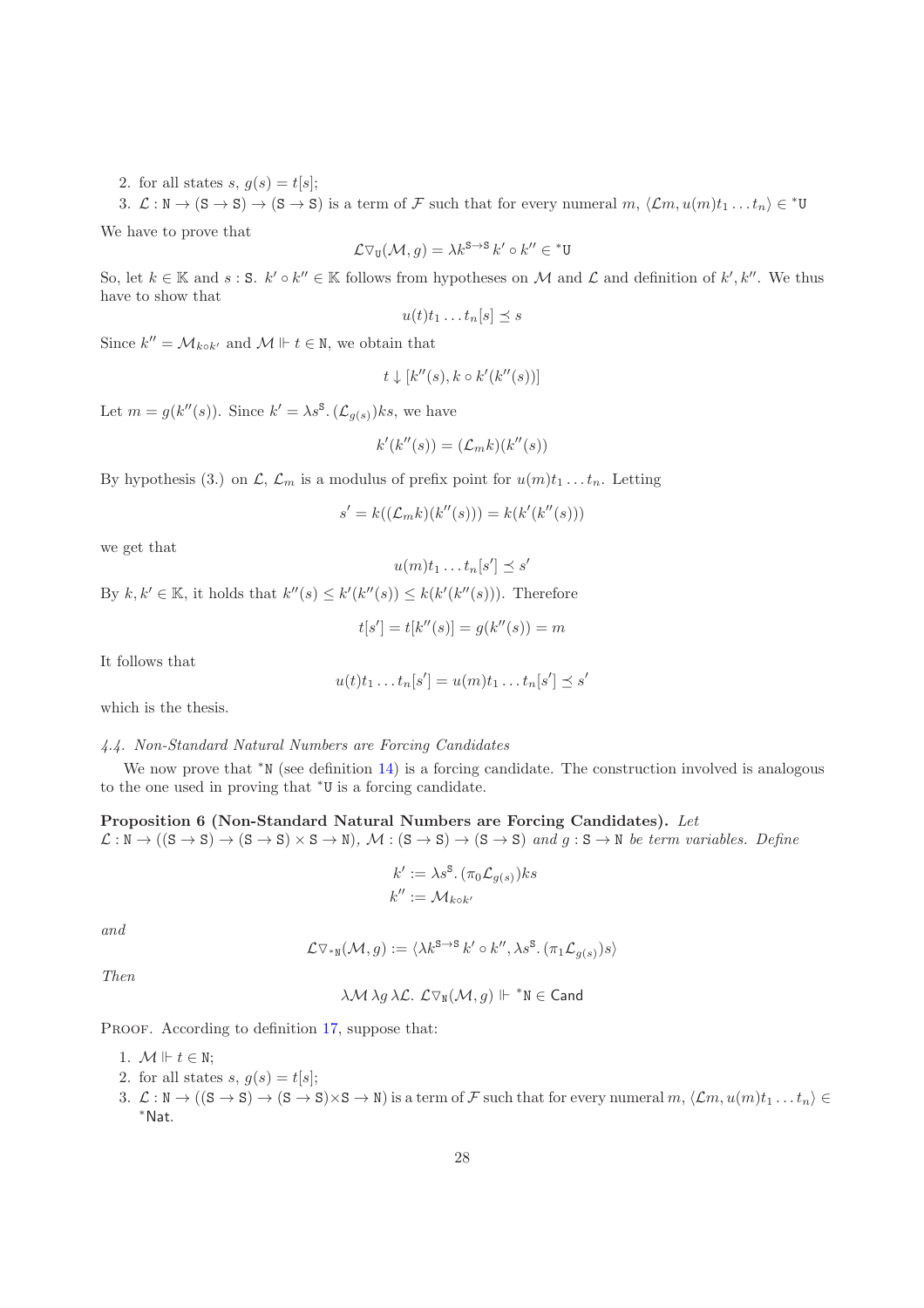2. for all states $s$, $g(s) = t[s]$;
3. $\mathcal{L} : \mathtt{N} \to (\mathtt{S} \to \mathtt{S}) \to (\mathtt{S} \to \mathtt{S})$ is a term of $\mathcal{F}$ such that for every numeral $m$, $\langle \mathcal{L}m, u(m)t_1 \ldots t_n\rangle \in {}^*\mathtt{U}$

We have to prove that

$$\mathcal{L}\triangledown_{\mathtt{U}}(\mathcal{M}, g) = \lambda k^{\mathtt{S}\to\mathtt{S}}\, k' \circ k'' \in {}^*\mathtt{U}$$

So, let $k \in \mathbb{K}$ and $s : \mathtt{S}$. $k' \circ k'' \in \mathbb{K}$ follows from hypotheses on $\mathcal{M}$ and $\mathcal{L}$ and definition of $k', k''$. We thus have to show that

$$u(t)t_1 \ldots t_n[s] \preceq s$$

Since $k'' = \mathcal{M}_{k\circ k'}$ and $\mathcal{M} \Vdash t \in \mathtt{N}$, we obtain that

$$t \downarrow [k''(s), k \circ k'(k''(s))]$$

Let $m = g(k''(s))$. Since $k' = \lambda s^{\mathtt{S}}.\, (\mathcal{L}_{g(s)})ks$, we have

$$k'(k''(s)) = (\mathcal{L}_m k)(k''(s))$$

By hypothesis (3.) on $\mathcal{L}$, $\mathcal{L}_m$ is a modulus of prefix point for $u(m)t_1 \ldots t_n$. Letting

$$s' = k((\mathcal{L}_m k)(k''(s))) = k(k'(k''(s)))$$

we get that

$$u(m)t_1 \ldots t_n[s'] \preceq s'$$

By $k, k' \in \mathbb{K}$, it holds that $k''(s) \leq k'(k''(s)) \leq k(k'(k''(s)))$. Therefore

$$t[s'] = t[k''(s)] = g(k''(s)) = m$$

It follows that

$$u(t)t_1 \ldots t_n[s'] = u(m)t_1 \ldots t_n[s'] \preceq s'$$

which is the thesis.

*4.4. Non-Standard Natural Numbers are Forcing Candidates*

We now prove that ${}^*\mathtt{N}$ (see definition 14) is a forcing candidate. The construction involved is analogous to the one used in proving that ${}^*\mathtt{U}$ is a forcing candidate.

**Proposition 6 (Non-Standard Natural Numbers are Forcing Candidates).** *Let* $\mathcal{L} : \mathtt{N} \to ((\mathtt{S} \to \mathtt{S}) \to (\mathtt{S} \to \mathtt{S}) \times \mathtt{S} \to \mathtt{N})$, $\mathcal{M} : (\mathtt{S} \to \mathtt{S}) \to (\mathtt{S} \to \mathtt{S})$ *and* $g : \mathtt{S} \to \mathtt{N}$ *be term variables. Define*

$$k' := \lambda s^{\mathtt{S}}.\, (\pi_0 \mathcal{L}_{g(s)})ks$$
$$k'' := \mathcal{M}_{k\circ k'}$$

*and*

$$\mathcal{L}\triangledown_{{}^*\mathtt{N}}(\mathcal{M}, g) := \langle \lambda k^{\mathtt{S}\to\mathtt{S}}\, k' \circ k'', \lambda s^{\mathtt{S}}.\, (\pi_1 \mathcal{L}_{g(s)})s\rangle$$

*Then*

$$\lambda\mathcal{M}\, \lambda g\, \lambda\mathcal{L}.\, \mathcal{L}\triangledown_{\mathtt{N}}(\mathcal{M}, g) \Vdash {}^*\mathtt{N} \in \mathsf{Cand}$$

Proof. According to definition 17, suppose that:

1. $\mathcal{M} \Vdash t \in \mathtt{N}$;
2. for all states $s$, $g(s) = t[s]$;
3. $\mathcal{L} : \mathtt{N} \to ((\mathtt{S} \to \mathtt{S}) \to (\mathtt{S} \to \mathtt{S}) \times \mathtt{S} \to \mathtt{N})$ is a term of $\mathcal{F}$ such that for every numeral $m$, $\langle \mathcal{L}m, u(m)t_1 \ldots t_n\rangle \in {}^*\mathsf{Nat}$.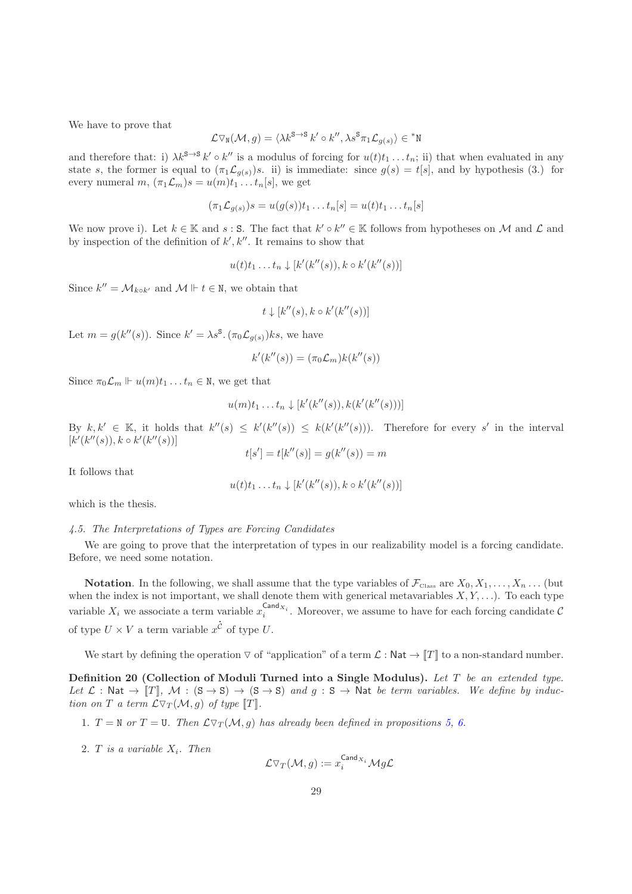We have to prove that

$$\mathcal{L}\triangledown_{\mathtt{N}}(\mathcal{M}, g) = \langle \lambda k^{\mathtt{S}\to\mathtt{S}}\, k' \circ k'', \lambda s^{\mathtt{S}} \pi_1 \mathcal{L}_{g(s)} \rangle \in {}^*\mathtt{N}$$

and therefore that: i) $\lambda k^{\mathtt{S}\to\mathtt{S}}\, k' \circ k''$ is a modulus of forcing for $u(t)t_1 \ldots t_n$; ii) that when evaluated in any state $s$, the former is equal to $(\pi_1 \mathcal{L}_{g(s)})s$. ii) is immediate: since $g(s) = t[s]$, and by hypothesis (3.) for every numeral $m$, $(\pi_1 \mathcal{L}_m)s = u(m)t_1 \ldots t_n[s]$, we get

$$(\pi_1 \mathcal{L}_{g(s)})s = u(g(s))t_1 \ldots t_n[s] = u(t)t_1 \ldots t_n[s]$$

We now prove i). Let $k \in \mathbb{K}$ and $s : \mathtt{S}$. The fact that $k' \circ k'' \in \mathbb{K}$ follows from hypotheses on $\mathcal{M}$ and $\mathcal{L}$ and by inspection of the definition of $k', k''$. It remains to show that

$$u(t)t_1 \ldots t_n \downarrow [k'(k''(s)), k \circ k'(k''(s))]$$

Since $k'' = \mathcal{M}_{k \circ k'}$ and $\mathcal{M} \Vdash t \in \mathtt{N}$, we obtain that

$$t \downarrow [k''(s), k \circ k'(k''(s))]$$

Let $m = g(k''(s))$. Since $k' = \lambda s^{\mathtt{S}}. (\pi_0 \mathcal{L}_{g(s)})ks$, we have

$$k'(k''(s)) = (\pi_0 \mathcal{L}_m)k(k''(s))$$

Since $\pi_0 \mathcal{L}_m \Vdash u(m)t_1 \ldots t_n \in \mathtt{N}$, we get that

$$u(m)t_1 \ldots t_n \downarrow [k'(k''(s)), k(k'(k''(s)))]$$

By $k, k' \in \mathbb{K}$, it holds that $k''(s) \leq k'(k''(s)) \leq k(k'(k''(s)))$. Therefore for every $s'$ in the interval $[k'(k''(s)), k \circ k'(k''(s))]$

$$t[s'] = t[k''(s)] = g(k''(s)) = m$$

It follows that

$$u(t)t_1 \ldots t_n \downarrow [k'(k''(s)), k \circ k'(k''(s))]$$

which is the thesis.

### *4.5. The Interpretations of Types are Forcing Candidates*

We are going to prove that the interpretation of types in our realizability model is a forcing candidate. Before, we need some notation.

**Notation**. In the following, we shall assume that the type variables of $\mathcal{F}_{\text{Class}}$ are $X_0, X_1, \ldots, X_n \ldots$ (but when the index is not important, we shall denote them with generical metavariables $X, Y, \ldots$). To each type variable $X_i$ we associate a term variable $x_i^{\mathsf{Cand}_{X_i}}$. Moreover, we assume to have for each forcing candidate $\mathcal{C}$ of type $U \times V$ a term variable $x^{\dot{\mathcal{C}}}$ of type $U$.

We start by defining the operation $\triangledown$ of "application" of a term $\mathcal{L} : \mathsf{Nat} \to [\![T]\!]$ to a non-standard number.

**Definition 20 (Collection of Moduli Turned into a Single Modulus).** *Let $T$ be an extended type. Let $\mathcal{L} : \mathsf{Nat} \to [\![T]\!]$, $\mathcal{M} : (\mathtt{S} \to \mathtt{S}) \to (\mathtt{S} \to \mathtt{S})$ and $g : \mathtt{S} \to \mathsf{Nat}$ be term variables. We define by induction on $T$ a term $\mathcal{L}\triangledown_T(\mathcal{M}, g)$ of type $[\![T]\!]$.*

1. *$T = \mathtt{N}$ or $T = \mathtt{U}$. Then $\mathcal{L}\triangledown_T(\mathcal{M}, g)$ has already been defined in propositions 5, 6.*
2. *$T$ is a variable $X_i$. Then*

$$\mathcal{L}\triangledown_T(\mathcal{M}, g) := x_i^{\mathsf{Cand}_{X_i}} \mathcal{M} g \mathcal{L}$$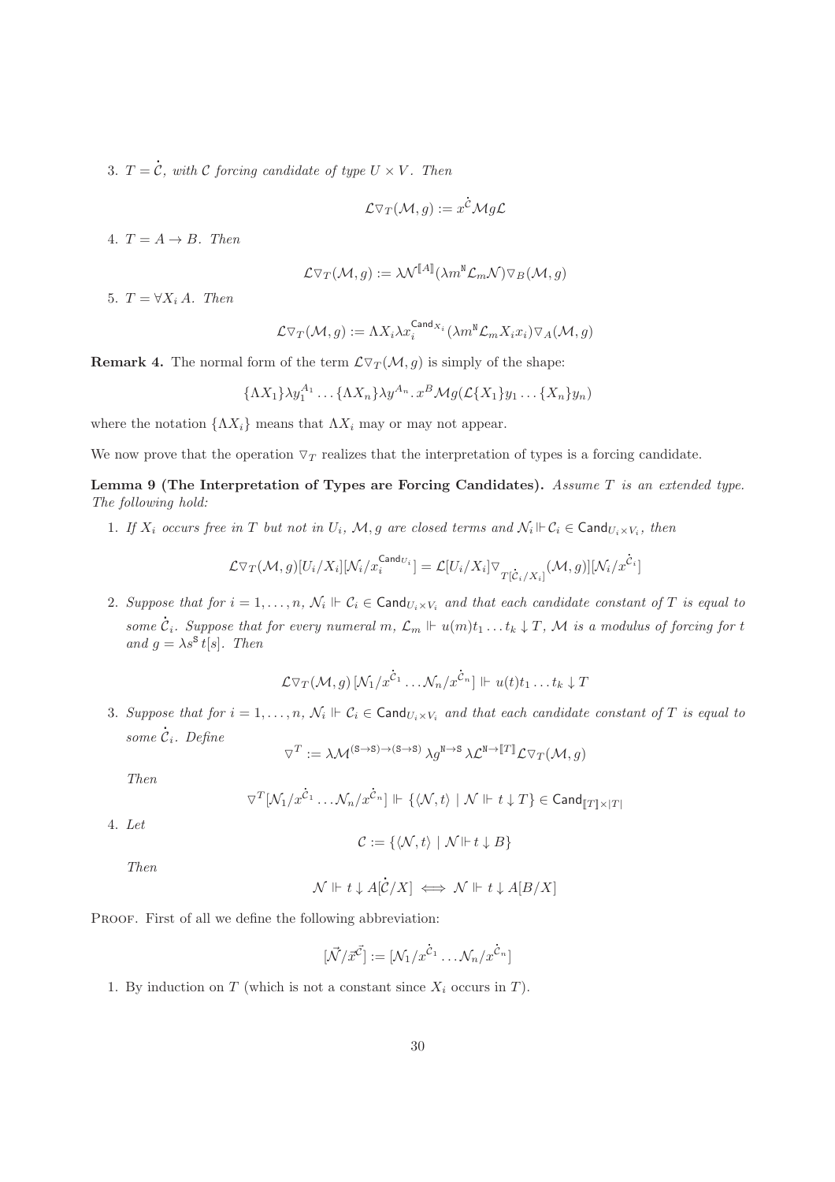3. $T = \dot{\mathcal{C}}$, *with $\mathcal{C}$ forcing candidate of type $U \times V$. Then*

$$\mathcal{L}\triangledown_T(\mathcal{M}, g) := x^{\dot{\mathcal{C}}}\mathcal{M}g\mathcal{L}$$

4. $T = A \to B$. *Then*

$$\mathcal{L}\triangledown_T(\mathcal{M}, g) := \lambda\mathcal{N}^{[\![A]\!]}(\lambda m^{\mathtt{N}}\mathcal{L}_m\mathcal{N})\triangledown_B(\mathcal{M}, g)$$

5. $T = \forall X_i\, A$. *Then*

$$\mathcal{L}\triangledown_T(\mathcal{M}, g) := \Lambda X_i \lambda x_i^{\mathsf{Cand}_{X_i}}(\lambda m^{\mathtt{N}}\mathcal{L}_m X_i x_i)\triangledown_A(\mathcal{M}, g)$$

**Remark 4.** The normal form of the term $\mathcal{L}\triangledown_T(\mathcal{M}, g)$ is simply of the shape:

$$\{\Lambda X_1\}\lambda y_1^{A_1}\ldots\{\Lambda X_n\}\lambda y^{A_n}.\, x^B\mathcal{M}g(\mathcal{L}\{X_1\}y_1\ldots\{X_n\}y_n)$$

where the notation $\{\Lambda X_i\}$ means that $\Lambda X_i$ may or may not appear.

We now prove that the operation $\triangledown_T$ realizes that the interpretation of types is a forcing candidate.

**Lemma 9 (The Interpretation of Types are Forcing Candidates).** *Assume $T$ is an extended type. The following hold:*

1. *If $X_i$ occurs free in $T$ but not in $U_i$, $\mathcal{M}, g$ are closed terms and $\mathcal{N}_i \Vdash \mathcal{C}_i \in \mathsf{Cand}_{U_i\times V_i}$, then*

$$\mathcal{L}\triangledown_T(\mathcal{M}, g)[U_i/X_i][\mathcal{N}_i/x_i^{\mathsf{Cand}_{U_i}}] = \mathcal{L}[U_i/X_i]\triangledown_{T[\dot{\mathcal{C}}_i/X_i]}(\mathcal{M}, g)][\mathcal{N}_i/x^{\dot{\mathcal{C}}_i}]$$

2. *Suppose that for $i = 1, \ldots, n$, $\mathcal{N}_i \Vdash \mathcal{C}_i \in \mathsf{Cand}_{U_i\times V_i}$ and that each candidate constant of $T$ is equal to some $\dot{\mathcal{C}}_i$. Suppose that for every numeral $m$, $\mathcal{L}_m \Vdash u(m)t_1\ldots t_k \downarrow T$, $\mathcal{M}$ is a modulus of forcing for $t$ and $g = \lambda s^{\mathtt{S}}\, t[s]$. Then*

$$\mathcal{L}\triangledown_T(\mathcal{M}, g)\,[\mathcal{N}_1/x^{\dot{\mathcal{C}}_1}\ldots\mathcal{N}_n/x^{\dot{\mathcal{C}}_n}] \Vdash u(t)t_1\ldots t_k \downarrow T$$

3. *Suppose that for $i = 1, \ldots, n$, $\mathcal{N}_i \Vdash \mathcal{C}_i \in \mathsf{Cand}_{U_i\times V_i}$ and that each candidate constant of $T$ is equal to some $\dot{\mathcal{C}}_i$. Define*

$$\triangledown^T := \lambda\mathcal{M}^{(\mathtt{S}\to\mathtt{S})\to(\mathtt{S}\to\mathtt{S})}\,\lambda g^{\mathtt{N}\to\mathtt{S}}\,\lambda\mathcal{L}^{\mathtt{N}\to[\![T]\!]}\mathcal{L}\triangledown_T(\mathcal{M}, g)$$

*Then*

$$\triangledown^T[\mathcal{N}_1/x^{\dot{\mathcal{C}}_1}\ldots\mathcal{N}_n/x^{\dot{\mathcal{C}}_n}] \Vdash \{\langle\mathcal{N}, t\rangle \mid \mathcal{N} \Vdash t\downarrow T\} \in \mathsf{Cand}_{[\![T]\!]\times|T|}$$

4. *Let*

$$\mathcal{C} := \{\langle\mathcal{N}, t\rangle \mid \mathcal{N} \Vdash t\downarrow B\}$$

*Then*

$$\mathcal{N} \Vdash t\downarrow A[\dot{\mathcal{C}}/X] \iff \mathcal{N} \Vdash t\downarrow A[B/X]$$

Proof. First of all we define the following abbreviation:

$$[\vec{\mathcal{N}}/\vec{x}^{\vec{\mathcal{C}}}] := [\mathcal{N}_1/x^{\dot{\mathcal{C}}_1}\ldots\mathcal{N}_n/x^{\dot{\mathcal{C}}_n}]$$

1. By induction on $T$ (which is not a constant since $X_i$ occurs in $T$).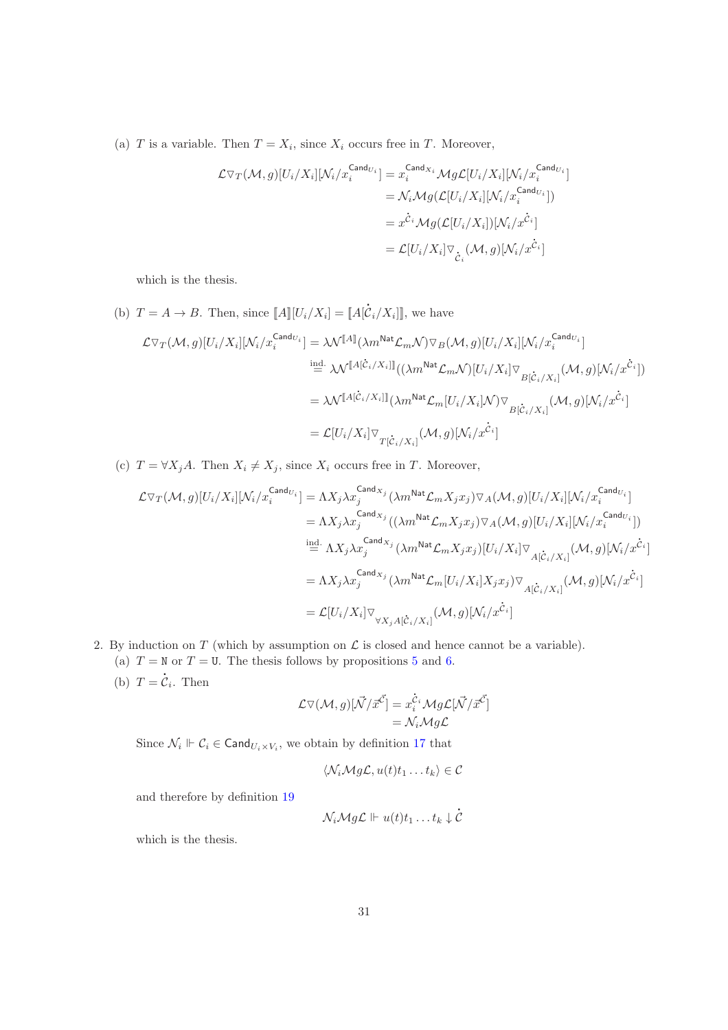(a) $T$ is a variable. Then $T = X_i$, since $X_i$ occurs free in $T$. Moreover,

$$\begin{aligned}
\mathcal{L}\triangledown_T(\mathcal{M}, g)[U_i/X_i][\mathcal{N}_i/x_i^{\mathsf{Cand}_{U_i}}] &= x_i^{\mathsf{Cand}_{X_i}}\mathcal{M}g\mathcal{L}[U_i/X_i][\mathcal{N}_i/x_i^{\mathsf{Cand}_{U_i}}] \\
&= \mathcal{N}_i\mathcal{M}g(\mathcal{L}[U_i/X_i][\mathcal{N}_i/x_i^{\mathsf{Cand}_{U_i}}]) \\
&= x^{\dot{\mathcal{C}}_i}\mathcal{M}g(\mathcal{L}[U_i/X_i])[\mathcal{N}_i/x^{\dot{\mathcal{C}}_i}] \\
&= \mathcal{L}[U_i/X_i]\triangledown_{\dot{\mathcal{C}}_i}(\mathcal{M}, g)[\mathcal{N}_i/x^{\dot{\mathcal{C}}_i}]
\end{aligned}$$

which is the thesis.

(b) $T = A \to B$. Then, since $[\![A]\!][U_i/X_i] = [\![A[\dot{\mathcal{C}}_i/X_i]]\!]$, we have

$$\begin{aligned}
\mathcal{L}\triangledown_T(\mathcal{M}, g)[U_i/X_i][\mathcal{N}_i/x_i^{\mathsf{Cand}_{U_i}}] &= \lambda\mathcal{N}^{[\![A]\!]}(\lambda m^{\mathsf{Nat}}\mathcal{L}_m\mathcal{N})\triangledown_B(\mathcal{M}, g)[U_i/X_i][\mathcal{N}_i/x_i^{\mathsf{Cand}_{U_i}}] \\
&\overset{\text{ind.}}{=} \lambda\mathcal{N}^{[\![A[\dot{\mathcal{C}}_i/X_i]]\!]}((\lambda m^{\mathsf{Nat}}\mathcal{L}_m\mathcal{N})[U_i/X_i]\triangledown_{B[\dot{\mathcal{C}}_i/X_i]}(\mathcal{M}, g)[\mathcal{N}_i/x^{\dot{\mathcal{C}}_i}]) \\
&= \lambda\mathcal{N}^{[\![A[\dot{\mathcal{C}}_i/X_i]]\!]}(\lambda m^{\mathsf{Nat}}\mathcal{L}_m[U_i/X_i]\mathcal{N})\triangledown_{B[\dot{\mathcal{C}}_i/X_i]}(\mathcal{M}, g)[\mathcal{N}_i/x^{\dot{\mathcal{C}}_i}] \\
&= \mathcal{L}[U_i/X_i]\triangledown_{T[\dot{\mathcal{C}}_i/X_i]}(\mathcal{M}, g)[\mathcal{N}_i/x^{\dot{\mathcal{C}}_i}]
\end{aligned}$$

(c) $T = \forall X_j A$. Then $X_i \neq X_j$, since $X_i$ occurs free in $T$. Moreover,

$$\begin{aligned}
\mathcal{L}\triangledown_T(\mathcal{M}, g)[U_i/X_i][\mathcal{N}_i/x_i^{\mathsf{Cand}_{U_i}}] &= \Lambda X_j\lambda x_j^{\mathsf{Cand}_{X_j}}(\lambda m^{\mathsf{Nat}}\mathcal{L}_m X_j x_j)\triangledown_A(\mathcal{M}, g)[U_i/X_i][\mathcal{N}_i/x_i^{\mathsf{Cand}_{U_i}}] \\
&= \Lambda X_j\lambda x_j^{\mathsf{Cand}_{X_j}}((\lambda m^{\mathsf{Nat}}\mathcal{L}_m X_j x_j)\triangledown_A(\mathcal{M}, g)[U_i/X_i][\mathcal{N}_i/x_i^{\mathsf{Cand}_{U_i}}]) \\
&\overset{\text{ind.}}{=} \Lambda X_j\lambda x_j^{\mathsf{Cand}_{X_j}}(\lambda m^{\mathsf{Nat}}\mathcal{L}_m X_j x_j)[U_i/X_i]\triangledown_{A[\dot{\mathcal{C}}_i/X_i]}(\mathcal{M}, g)[\mathcal{N}_i/x^{\dot{\mathcal{C}}_i}] \\
&= \Lambda X_j\lambda x_j^{\mathsf{Cand}_{X_j}}(\lambda m^{\mathsf{Nat}}\mathcal{L}_m[U_i/X_i]X_j x_j)\triangledown_{A[\dot{\mathcal{C}}_i/X_i]}(\mathcal{M}, g)[\mathcal{N}_i/x^{\dot{\mathcal{C}}_i}] \\
&= \mathcal{L}[U_i/X_i]\triangledown_{\forall X_j A[\dot{\mathcal{C}}_i/X_i]}(\mathcal{M}, g)[\mathcal{N}_i/x^{\dot{\mathcal{C}}_i}]
\end{aligned}$$

2. By induction on $T$ (which by assumption on $\mathcal{L}$ is closed and hence cannot be a variable).

(a) $T = \mathtt{N}$ or $T = \mathtt{U}$. The thesis follows by propositions 5 and 6.

(b) $T = \dot{\mathcal{C}}_i$. Then

$$\begin{aligned}
\mathcal{L}\triangledown(\mathcal{M}, g)[\vec{\mathcal{N}}/\vec{x}^{\vec{\mathcal{C}}}] &= x_i^{\dot{\mathcal{C}}_i}\mathcal{M}g\mathcal{L}[\vec{\mathcal{N}}/\vec{x}^{\vec{\mathcal{C}}}] \\
&= \mathcal{N}_i\mathcal{M}g\mathcal{L}
\end{aligned}$$

Since $\mathcal{N}_i \Vdash \mathcal{C}_i \in \mathsf{Cand}_{U_i \times V_i}$, we obtain by definition 17 that

$$\langle \mathcal{N}_i\mathcal{M}g\mathcal{L}, u(t)t_1 \ldots t_k\rangle \in \mathcal{C}$$

and therefore by definition 19

$$\mathcal{N}_i\mathcal{M}g\mathcal{L} \Vdash u(t)t_1 \ldots t_k \downarrow \dot{\mathcal{C}}$$

which is the thesis.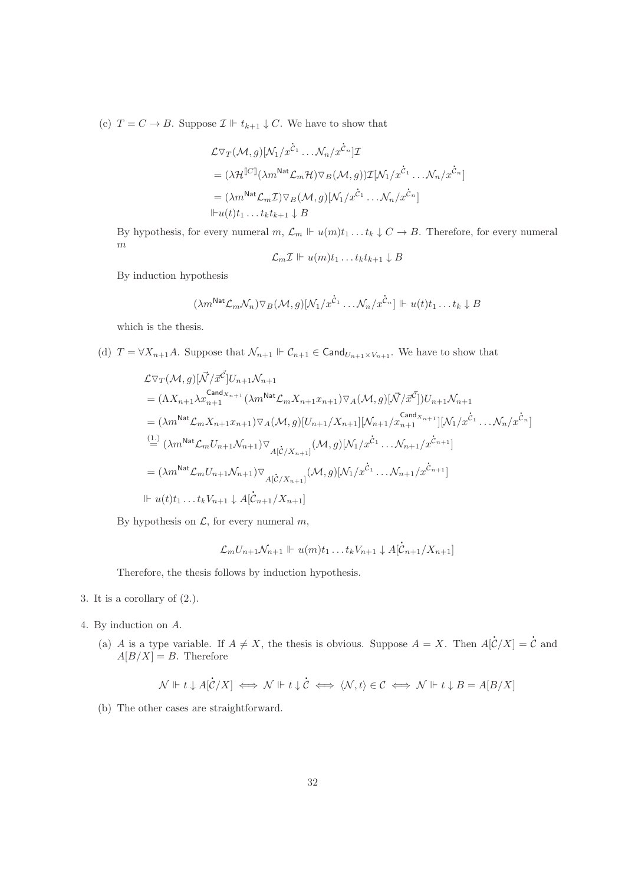(c) $T = C \to B$. Suppose $\mathcal{I} \Vdash t_{k+1} \downarrow C$. We have to show that

$$
\begin{aligned}
&\mathcal{L}\triangledown_T(\mathcal{M}, g)[\mathcal{N}_1/x^{\dot{\mathcal{C}}_1} \ldots \mathcal{N}_n/x^{\dot{\mathcal{C}}_n}]\mathcal{I} \\
&= (\lambda \mathcal{H}^{[\![C]\!]}(\lambda m^{\mathsf{Nat}}\mathcal{L}_m\mathcal{H})\triangledown_B(\mathcal{M}, g))\mathcal{I}[\mathcal{N}_1/x^{\dot{\mathcal{C}}_1} \ldots \mathcal{N}_n/x^{\dot{\mathcal{C}}_n}] \\
&= (\lambda m^{\mathsf{Nat}}\mathcal{L}_m\mathcal{I})\triangledown_B(\mathcal{M}, g)[\mathcal{N}_1/x^{\dot{\mathcal{C}}_1} \ldots \mathcal{N}_n/x^{\dot{\mathcal{C}}_n}] \\
&\Vdash u(t)t_1 \ldots t_k t_{k+1} \downarrow B
\end{aligned}
$$

By hypothesis, for every numeral $m$, $\mathcal{L}_m \Vdash u(m)t_1 \ldots t_k \downarrow C \to B$. Therefore, for every numeral $m$

$$\mathcal{L}_m\mathcal{I} \Vdash u(m)t_1 \ldots t_k t_{k+1} \downarrow B$$

By induction hypothesis

$$(\lambda m^{\mathsf{Nat}}\mathcal{L}_m\mathcal{N}_n)\triangledown_B(\mathcal{M}, g)[\mathcal{N}_1/x^{\dot{\mathcal{C}}_1} \ldots \mathcal{N}_n/x^{\dot{\mathcal{C}}_n}] \Vdash u(t)t_1 \ldots t_k \downarrow B$$

which is the thesis.

(d) $T = \forall X_{n+1}A$. Suppose that $\mathcal{N}_{n+1} \Vdash \mathcal{C}_{n+1} \in \mathsf{Cand}_{U_{n+1}\times V_{n+1}}$. We have to show that

$$
\begin{aligned}
&\mathcal{L}\triangledown_T(\mathcal{M}, g)[\vec{\mathcal{N}}/\vec{x}^{\vec{\mathcal{C}}}]U_{n+1}\mathcal{N}_{n+1} \\
&= (\Lambda X_{n+1}\lambda x_{n+1}^{\mathsf{Cand}_{X_{n+1}}}(\lambda m^{\mathsf{Nat}}\mathcal{L}_m X_{n+1}x_{n+1})\triangledown_A(\mathcal{M}, g)[\vec{\mathcal{N}}/\vec{x}^{\vec{\mathcal{C}}}])U_{n+1}\mathcal{N}_{n+1} \\
&= (\lambda m^{\mathsf{Nat}}\mathcal{L}_m X_{n+1}x_{n+1})\triangledown_A(\mathcal{M}, g)[U_{n+1}/X_{n+1}][\mathcal{N}_{n+1}/x_{n+1}^{\mathsf{Cand}_{X_{n+1}}}][\mathcal{N}_1/x^{\dot{\mathcal{C}}_1} \ldots \mathcal{N}_n/x^{\dot{\mathcal{C}}_n}] \\
&\overset{(1.)}{=} (\lambda m^{\mathsf{Nat}}\mathcal{L}_m U_{n+1}\mathcal{N}_{n+1})\triangledown_{A[\dot{\mathcal{C}}/X_{n+1}]}(\mathcal{M}, g)[\mathcal{N}_1/x^{\dot{\mathcal{C}}_1} \ldots \mathcal{N}_{n+1}/x^{\dot{\mathcal{C}}_{n+1}}] \\
&= (\lambda m^{\mathsf{Nat}}\mathcal{L}_m U_{n+1}\mathcal{N}_{n+1})\triangledown_{A[\dot{\mathcal{C}}/X_{n+1}]}(\mathcal{M}, g)[\mathcal{N}_1/x^{\dot{\mathcal{C}}_1} \ldots \mathcal{N}_{n+1}/x^{\dot{\mathcal{C}}_{n+1}}] \\
&\Vdash u(t)t_1 \ldots t_k V_{n+1} \downarrow A[\dot{\mathcal{C}}_{n+1}/X_{n+1}]
\end{aligned}
$$

By hypothesis on $\mathcal{L}$, for every numeral $m$,

$$\mathcal{L}_m U_{n+1}\mathcal{N}_{n+1} \Vdash u(m)t_1 \ldots t_k V_{n+1} \downarrow A[\dot{\mathcal{C}}_{n+1}/X_{n+1}]$$

Therefore, the thesis follows by induction hypothesis.

3. It is a corollary of (2.).

4. By induction on $A$.

   (a) $A$ is a type variable. If $A \neq X$, the thesis is obvious. Suppose $A = X$. Then $A[\dot{\mathcal{C}}/X] = \dot{\mathcal{C}}$ and $A[B/X] = B$. Therefore

   $$\mathcal{N} \Vdash t \downarrow A[\dot{\mathcal{C}}/X] \iff \mathcal{N} \Vdash t \downarrow \dot{\mathcal{C}} \iff \langle \mathcal{N}, t\rangle \in \mathcal{C} \iff \mathcal{N} \Vdash t \downarrow B = A[B/X]$$

   (b) The other cases are straightforward.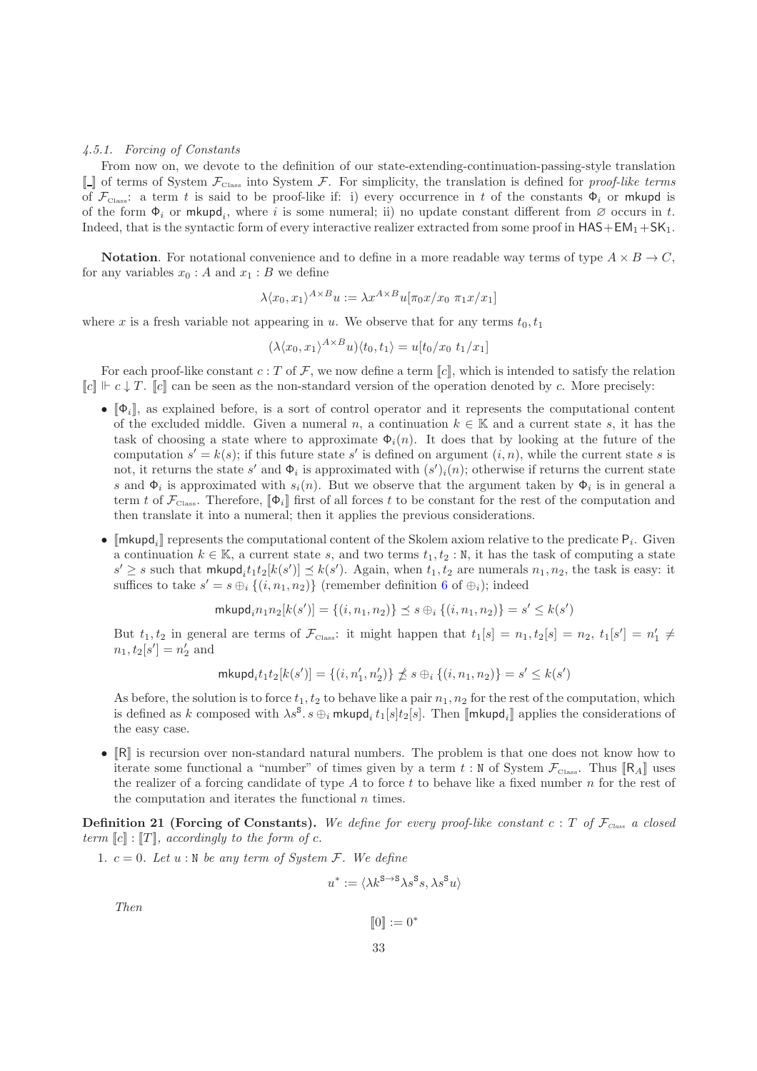*4.5.1. Forcing of Constants*

From now on, we devote to the definition of our state-extending-continuation-passing-style translation $[\![ \_ ]\!]$ of terms of System $\mathcal{F}_{\text{Class}}$ into System $\mathcal{F}$. For simplicity, the translation is defined for *proof-like terms* of $\mathcal{F}_{\text{Class}}$: a term $t$ is said to be proof-like if: i) every occurrence in $t$ of the constants $\Phi_i$ or $\mathsf{mkupd}$ is of the form $\Phi_i$ or $\mathsf{mkupd}_i$, where $i$ is some numeral; ii) no update constant different from $\varnothing$ occurs in $t$. Indeed, that is the syntactic form of every interactive realizer extracted from some proof in $\mathsf{HAS}+\mathsf{EM}_1+\mathsf{SK}_1$.

**Notation**. For notational convenience and to define in a more readable way terms of type $A \times B \to C$, for any variables $x_0 : A$ and $x_1 : B$ we define

$$\lambda\langle x_0, x_1\rangle^{A\times B} u := \lambda x^{A\times B} u[\pi_0 x/x_0 \; \pi_1 x/x_1]$$

where $x$ is a fresh variable not appearing in $u$. We observe that for any terms $t_0, t_1$

$$(\lambda\langle x_0, x_1\rangle^{A\times B} u)\langle t_0, t_1\rangle = u[t_0/x_0 \; t_1/x_1]$$

For each proof-like constant $c : T$ of $\mathcal{F}$, we now define a term $[\![c]\!]$, which is intended to satisfy the relation $[\![c]\!] \Vdash c \downarrow T$. $[\![c]\!]$ can be seen as the non-standard version of the operation denoted by $c$. More precisely:

- $[\![\Phi_i]\!]$, as explained before, is a sort of control operator and it represents the computational content of the excluded middle. Given a numeral $n$, a continuation $k \in \mathbb{K}$ and a current state $s$, it has the task of choosing a state where to approximate $\Phi_i(n)$. It does that by looking at the future of the computation $s' = k(s)$; if this future state $s'$ is defined on argument $(i, n)$, while the current state $s$ is not, it returns the state $s'$ and $\Phi_i$ is approximated with $(s')_i(n)$; otherwise if returns the current state $s$ and $\Phi_i$ is approximated with $s_i(n)$. But we observe that the argument taken by $\Phi_i$ is in general a term $t$ of $\mathcal{F}_{\text{Class}}$. Therefore, $[\![\Phi_i]\!]$ first of all forces $t$ to be constant for the rest of the computation and then translate it into a numeral; then it applies the previous considerations.
- $[\![\mathsf{mkupd}_i]\!]$ represents the computational content of the Skolem axiom relative to the predicate $\mathsf{P}_i$. Given a continuation $k \in \mathbb{K}$, a current state $s$, and two terms $t_1, t_2 : \mathtt{N}$, it has the task of computing a state $s' \geq s$ such that $\mathsf{mkupd}_i t_1 t_2[k(s')] \preceq k(s')$. Again, when $t_1, t_2$ are numerals $n_1, n_2$, the task is easy: it suffices to take $s' = s \oplus_i \{(i, n_1, n_2)\}$ (remember definition 6 of $\oplus_i$); indeed

$$\mathsf{mkupd}_i n_1 n_2[k(s')] = \{(i, n_1, n_2)\} \preceq s \oplus_i \{(i, n_1, n_2)\} = s' \leq k(s')$$

  But $t_1, t_2$ in general are terms of $\mathcal{F}_{\text{Class}}$: it might happen that $t_1[s] = n_1, t_2[s] = n_2$, $t_1[s'] = n_1' \neq n_1, t_2[s'] = n_2'$ and

$$\mathsf{mkupd}_i t_1 t_2[k(s')] = \{(i, n_1', n_2')\} \not\preceq s \oplus_i \{(i, n_1, n_2)\} = s' \leq k(s')$$

  As before, the solution is to force $t_1, t_2$ to behave like a pair $n_1, n_2$ for the rest of the computation, which is defined as $k$ composed with $\lambda s^{\mathsf{S}}. s \oplus_i \mathsf{mkupd}_i\, t_1[s] t_2[s]$. Then $[\![\mathsf{mkupd}_i]\!]$ applies the considerations of the easy case.
- $[\![\mathsf{R}]\!]$ is recursion over non-standard natural numbers. The problem is that one does not know how to iterate some functional a "number" of times given by a term $t : \mathtt{N}$ of System $\mathcal{F}_{\text{Class}}$. Thus $[\![\mathsf{R}_A]\!]$ uses the realizer of a forcing candidate of type $A$ to force $t$ to behave like a fixed number $n$ for the rest of the computation and iterates the functional $n$ times.

**Definition 21 (Forcing of Constants).** *We define for every proof-like constant $c : T$ of $\mathcal{F}_{\text{Class}}$ a closed term $[\![c]\!] : [\![T]\!]$, accordingly to the form of $c$.*

1. $c = 0$. *Let $u : \mathtt{N}$ be any term of System $\mathcal{F}$. We define*

$$u^* := \langle \lambda k^{\mathsf{S}\to\mathsf{S}} \lambda s^{\mathsf{S}} s, \lambda s^{\mathsf{S}} u\rangle$$

*Then*

$$[\![0]\!] := 0^*$$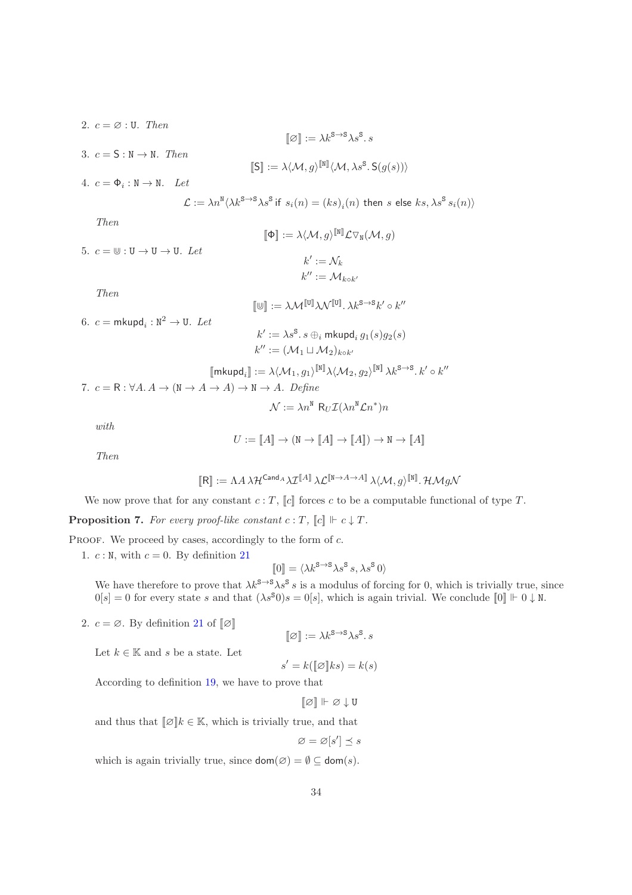2. $c = \varnothing : \mathtt{U}$. *Then*

$$[\![\varnothing]\!] := \lambda k^{\mathtt{S}\to\mathtt{S}}\lambda s^{\mathtt{S}}.\, s$$

3. $c = \mathsf{S} : \mathtt{N} \to \mathtt{N}$. *Then*

$$[\![\mathsf{S}]\!] := \lambda\langle \mathcal{M}, g\rangle^{[\![\mathtt{N}]\!]}\langle \mathcal{M}, \lambda s^{\mathtt{S}}.\, \mathsf{S}(g(s))\rangle$$

4. $c = \Phi_i : \mathtt{N} \to \mathtt{N}$. *Let*

$$\mathcal{L} := \lambda n^{\mathtt{N}}\langle \lambda k^{\mathtt{S}\to\mathtt{S}}\lambda s^{\mathtt{S}} \,\mathsf{if}\ s_i(n) = (ks)_i(n) \ \mathsf{then}\ s \ \mathsf{else}\ ks, \lambda s^{\mathtt{S}}\, s_i(n)\rangle$$

*Then*

$$[\![\Phi]\!] := \lambda\langle \mathcal{M}, g\rangle^{[\![\mathtt{N}]\!]}\mathcal{L}\triangledown_{\mathtt{N}}(\mathcal{M}, g)$$

5. $c = \mathbb{U} : \mathtt{U} \to \mathtt{U} \to \mathtt{U}$. *Let*

$$k' := \mathcal{N}_k$$
$$k'' := \mathcal{M}_{k\circ k'}$$

*Then*

$$[\![\mathbb{U}]\!] := \lambda\mathcal{M}^{[\![\mathtt{U}]\!]}\lambda\mathcal{N}^{[\![\mathtt{U}]\!]}.\, \lambda k^{\mathtt{S}\to\mathtt{S}} k' \circ k''$$

6. $c = \mathsf{mkupd}_i : \mathtt{N}^2 \to \mathtt{U}$. *Let*

$$k' := \lambda s^{\mathtt{S}}.\, s \oplus_i \mathsf{mkupd}_i\, g_1(s) g_2(s)$$
$$k'' := (\mathcal{M}_1 \sqcup \mathcal{M}_2)_{k\circ k'}$$

$$[\![\mathsf{mkupd}_i]\!] := \lambda\langle \mathcal{M}_1, g_1\rangle^{[\![\mathtt{N}]\!]}\lambda\langle \mathcal{M}_2, g_2\rangle^{[\![\mathtt{N}]\!]}\,\lambda k^{\mathtt{S}\to\mathtt{S}}.\, k' \circ k''$$

7. $c = \mathsf{R} : \forall A.\, A \to (\mathtt{N} \to A \to A) \to \mathtt{N} \to A$. *Define*

$$\mathcal{N} := \lambda n^{\mathtt{N}}\ \mathsf{R}_U \mathcal{I}(\lambda n^{\mathtt{N}}\mathcal{L}n^*)n$$

*with*

$$U := [\![A]\!] \to (\mathtt{N} \to [\![A]\!] \to [\![A]\!]) \to \mathtt{N} \to [\![A]\!]$$

*Then*

$$[\![\mathsf{R}]\!] := \Lambda A\, \lambda\mathcal{H}^{\mathsf{Cand}_A}\lambda\mathcal{I}^{[\![A]\!]}\,\lambda\mathcal{L}^{[\![\mathtt{N}\to A\to A]\!]}\,\lambda\langle\mathcal{M}, g\rangle^{[\![\mathtt{N}]\!]}.\, \mathcal{H}\mathcal{M}g\mathcal{N}$$

We now prove that for any constant $c : T$, $[\![c]\!]$ forces $c$ to be a computable functional of type $T$.

**Proposition 7.** *For every proof-like constant $c : T$, $[\![c]\!] \Vdash c \downarrow T$.*

Proof. We proceed by cases, accordingly to the form of $c$.

1. $c : \mathtt{N}$, with $c = 0$. By definition 21

$$[\![0]\!] = \langle \lambda k^{\mathtt{S}\to\mathtt{S}}\lambda s^{\mathtt{S}}\, s, \lambda s^{\mathtt{S}}\, 0\rangle$$

We have therefore to prove that $\lambda k^{\mathtt{S}\to\mathtt{S}}\lambda s^{\mathtt{S}}\, s$ is a modulus of forcing for 0, which is trivially true, since $0[s] = 0$ for every state $s$ and that $(\lambda s^{\mathtt{S}} 0)s = 0[s]$, which is again trivial. We conclude $[\![0]\!] \Vdash 0 \downarrow \mathtt{N}$.

2. $c = \varnothing$. By definition 21 of $[\![\varnothing]\!]$

$$[\![\varnothing]\!] := \lambda k^{\mathtt{S}\to\mathtt{S}}\lambda s^{\mathtt{S}}.\, s$$

Let $k \in \mathbb{K}$ and $s$ be a state. Let

$$s' = k([\![\varnothing]\!] ks) = k(s)$$

According to definition 19, we have to prove that

$$[\![\varnothing]\!] \Vdash \varnothing \downarrow \mathtt{U}$$

and thus that $[\![\varnothing]\!]k \in \mathbb{K}$, which is trivially true, and that

$$\varnothing = \varnothing[s'] \preceq s$$

which is again trivially true, since $\mathsf{dom}(\varnothing) = \emptyset \subseteq \mathsf{dom}(s)$.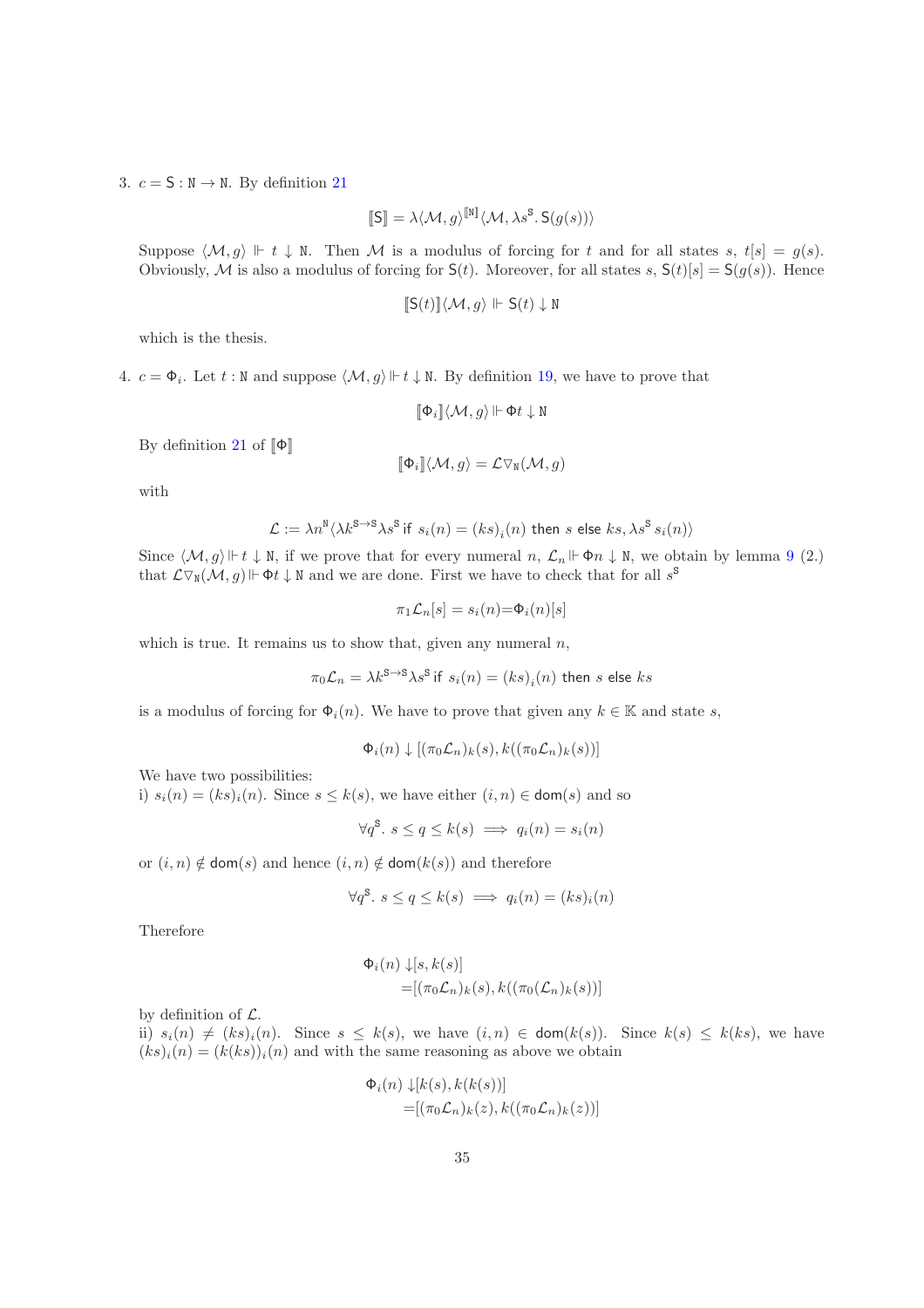3. $c = \mathsf{S} : \mathtt{N} \to \mathtt{N}$. By definition 21

$$[\![\mathsf{S}]\!] = \lambda\langle \mathcal{M}, g\rangle^{[\![\mathtt{N}]\!]}\langle \mathcal{M}, \lambda s^{\mathsf{S}}.\, \mathsf{S}(g(s))\rangle$$

Suppose $\langle \mathcal{M}, g\rangle \Vdash t \downarrow \mathtt{N}$. Then $\mathcal{M}$ is a modulus of forcing for $t$ and for all states $s$, $t[s] = g(s)$. Obviously, $\mathcal{M}$ is also a modulus of forcing for $\mathsf{S}(t)$. Moreover, for all states $s$, $\mathsf{S}(t)[s] = \mathsf{S}(g(s))$. Hence

$$[\![\mathsf{S}(t)]\!]\langle \mathcal{M}, g\rangle \Vdash \mathsf{S}(t) \downarrow \mathtt{N}$$

which is the thesis.

4. $c = \Phi_i$. Let $t : \mathtt{N}$ and suppose $\langle \mathcal{M}, g\rangle \Vdash t \downarrow \mathtt{N}$. By definition 19, we have to prove that

$$[\![\Phi_i]\!]\langle \mathcal{M}, g\rangle \Vdash \Phi t \downarrow \mathtt{N}$$

By definition 21 of $[\![\Phi]\!]$

$$[\![\Phi_i]\!]\langle \mathcal{M}, g\rangle = \mathcal{L}\nabla_{\mathtt{N}}(\mathcal{M}, g)$$

with

$$\mathcal{L} := \lambda n^{\mathtt{N}}\langle \lambda k^{\mathsf{S}\to\mathsf{S}}\lambda s^{\mathsf{S}}\,\mathsf{if}\ s_i(n) = (ks)_i(n)\ \mathsf{then}\ s\ \mathsf{else}\ ks, \lambda s^{\mathsf{S}}\, s_i(n)\rangle$$

Since $\langle \mathcal{M}, g\rangle \Vdash t \downarrow \mathtt{N}$, if we prove that for every numeral $n$, $\mathcal{L}_n \Vdash \Phi n \downarrow \mathtt{N}$, we obtain by lemma 9 (2.) that $\mathcal{L}\nabla_{\mathtt{N}}(\mathcal{M}, g) \Vdash \Phi t \downarrow \mathtt{N}$ and we are done. First we have to check that for all $s^{\mathsf{S}}$

$$\pi_1\mathcal{L}_n[s] = s_i(n) = \Phi_i(n)[s]$$

which is true. It remains us to show that, given any numeral $n$,

$$\pi_0\mathcal{L}_n = \lambda k^{\mathsf{S}\to\mathsf{S}}\lambda s^{\mathsf{S}}\,\mathsf{if}\ s_i(n) = (ks)_i(n)\ \mathsf{then}\ s\ \mathsf{else}\ ks$$

is a modulus of forcing for $\Phi_i(n)$. We have to prove that given any $k \in \mathbb{K}$ and state $s$,

$$\Phi_i(n) \downarrow [(\pi_0\mathcal{L}_n)_k(s), k((\pi_0\mathcal{L}_n)_k(s))]$$

We have two possibilities:
i) $s_i(n) = (ks)_i(n)$. Since $s \leq k(s)$, we have either $(i, n) \in \mathsf{dom}(s)$ and so

$$\forall q^{\mathsf{S}}.\ s \leq q \leq k(s) \implies q_i(n) = s_i(n)$$

or $(i, n) \notin \mathsf{dom}(s)$ and hence $(i, n) \notin \mathsf{dom}(k(s))$ and therefore

$$\forall q^{\mathsf{S}}.\ s \leq q \leq k(s) \implies q_i(n) = (ks)_i(n)$$

Therefore

$$\begin{aligned}\Phi_i(n) \downarrow &[s, k(s)]\\ &= [(\pi_0\mathcal{L}_n)_k(s), k((\pi_0(\mathcal{L}_n)_k(s))]\end{aligned}$$

by definition of $\mathcal{L}$.
ii) $s_i(n) \neq (ks)_i(n)$. Since $s \leq k(s)$, we have $(i, n) \in \mathsf{dom}(k(s))$. Since $k(s) \leq k(ks)$, we have $(ks)_i(n) = (k(ks))_i(n)$ and with the same reasoning as above we obtain

$$\begin{aligned}\Phi_i(n) \downarrow &[k(s), k(k(s))]\\ &= [(\pi_0\mathcal{L}_n)_k(z), k((\pi_0\mathcal{L}_n)_k(z))]\end{aligned}$$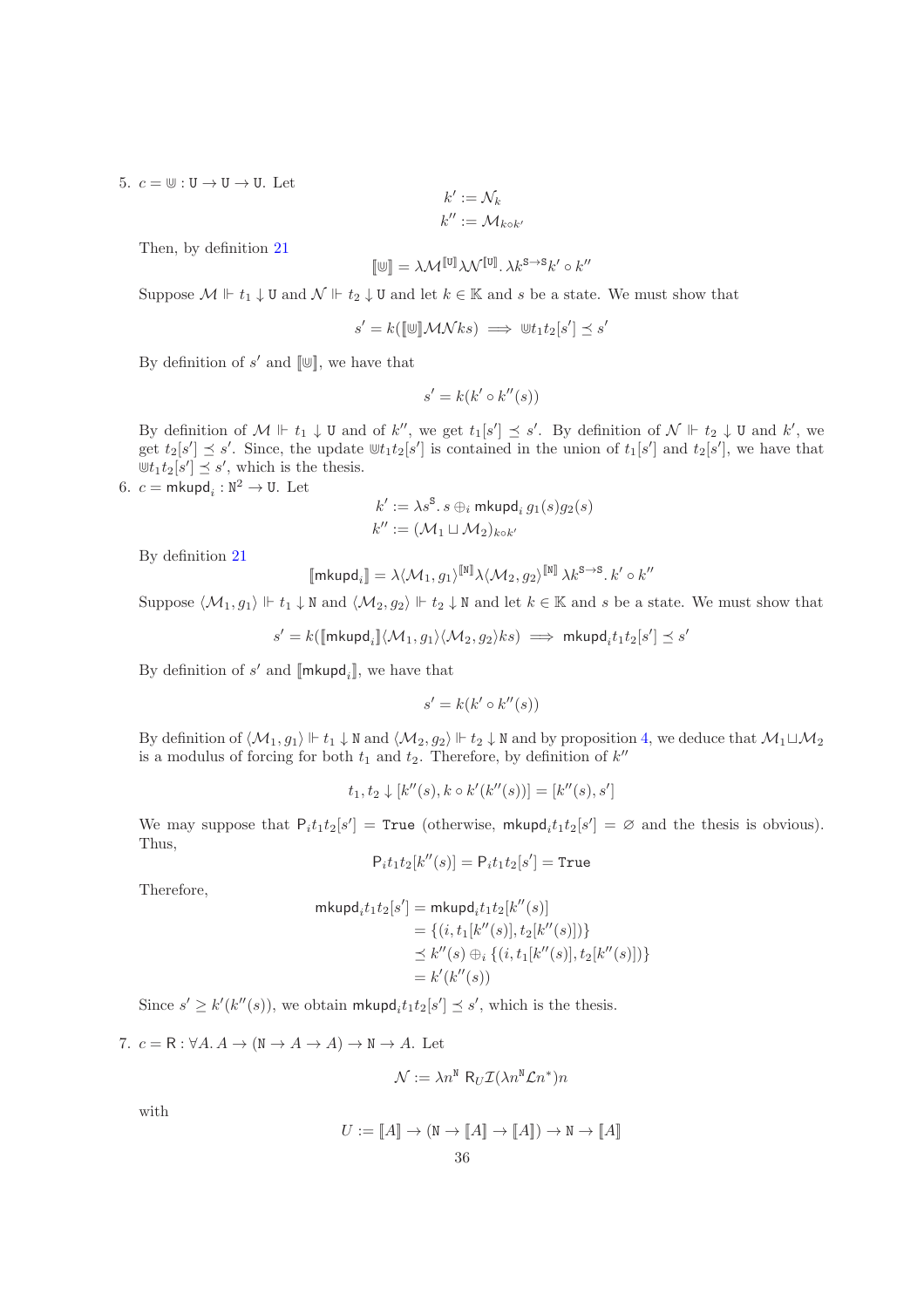5. $c = \mathbb{U} : \mathtt{U} \to \mathtt{U} \to \mathtt{U}$. Let

$$k' := \mathcal{N}_k$$
$$k'' := \mathcal{M}_{k \circ k'}$$

Then, by definition 21

$$[\![\mathbb{U}]\!] = \lambda \mathcal{M}^{[\![\mathtt{U}]\!]} \lambda \mathcal{N}^{[\![\mathtt{U}]\!]}.\, \lambda k^{\mathsf{S} \to \mathsf{S}} k' \circ k''$$

Suppose $\mathcal{M} \Vdash t_1 \downarrow \mathtt{U}$ and $\mathcal{N} \Vdash t_2 \downarrow \mathtt{U}$ and let $k \in \mathbb{K}$ and $s$ be a state. We must show that

$$s' = k([\![\mathbb{U}]\!] \mathcal{M}\mathcal{N} k s) \implies \mathbb{U} t_1 t_2 [s'] \preceq s'$$

By definition of $s'$ and $[\![\mathbb{U}]\!]$, we have that

$$s' = k(k' \circ k''(s))$$

By definition of $\mathcal{M} \Vdash t_1 \downarrow \mathtt{U}$ and of $k''$, we get $t_1[s'] \preceq s'$. By definition of $\mathcal{N} \Vdash t_2 \downarrow \mathtt{U}$ and $k'$, we get $t_2[s'] \preceq s'$. Since, the update $\mathbb{U} t_1 t_2[s']$ is contained in the union of $t_1[s']$ and $t_2[s']$, we have that $\mathbb{U} t_1 t_2[s'] \preceq s'$, which is the thesis.

6. $c = \mathsf{mkupd}_i : \mathtt{N}^2 \to \mathtt{U}$. Let

$$k' := \lambda s^{\mathsf{S}}.\, s \oplus_i \mathsf{mkupd}_i\, g_1(s) g_2(s)$$
$$k'' := (\mathcal{M}_1 \sqcup \mathcal{M}_2)_{k \circ k'}$$

By definition 21

$$[\![\mathsf{mkupd}_i]\!] = \lambda \langle \mathcal{M}_1, g_1 \rangle^{[\![\mathtt{N}]\!]} \lambda \langle \mathcal{M}_2, g_2 \rangle^{[\![\mathtt{N}]\!]}\, \lambda k^{\mathsf{S} \to \mathsf{S}}.\, k' \circ k''$$

Suppose $\langle \mathcal{M}_1, g_1 \rangle \Vdash t_1 \downarrow \mathtt{N}$ and $\langle \mathcal{M}_2, g_2 \rangle \Vdash t_2 \downarrow \mathtt{N}$ and let $k \in \mathbb{K}$ and $s$ be a state. We must show that

$$s' = k([\![\mathsf{mkupd}_i]\!] \langle \mathcal{M}_1, g_1 \rangle \langle \mathcal{M}_2, g_2 \rangle k s) \implies \mathsf{mkupd}_i t_1 t_2 [s'] \preceq s'$$

By definition of $s'$ and $[\![\mathsf{mkupd}_i]\!]$, we have that

$$s' = k(k' \circ k''(s))$$

By definition of $\langle \mathcal{M}_1, g_1 \rangle \Vdash t_1 \downarrow \mathtt{N}$ and $\langle \mathcal{M}_2, g_2 \rangle \Vdash t_2 \downarrow \mathtt{N}$ and by proposition 4, we deduce that $\mathcal{M}_1 \sqcup \mathcal{M}_2$ is a modulus of forcing for both $t_1$ and $t_2$. Therefore, by definition of $k''$

$$t_1, t_2 \downarrow [k''(s), k \circ k'(k''(s))] = [k''(s), s']$$

We may suppose that $\mathsf{P}_i t_1 t_2 [s'] = \mathtt{True}$ (otherwise, $\mathsf{mkupd}_i t_1 t_2 [s'] = \varnothing$ and the thesis is obvious). Thus,

$$\mathsf{P}_i t_1 t_2 [k''(s)] = \mathsf{P}_i t_1 t_2 [s'] = \mathtt{True}$$

Therefore,

$$\begin{aligned}
\mathsf{mkupd}_i t_1 t_2 [s'] &= \mathsf{mkupd}_i t_1 t_2 [k''(s)] \\
&= \{(i, t_1[k''(s)], t_2[k''(s)])\} \\
&\preceq k''(s) \oplus_i \{(i, t_1[k''(s)], t_2[k''(s)])\} \\
&= k'(k''(s))
\end{aligned}$$

Since $s' \geq k'(k''(s))$, we obtain $\mathsf{mkupd}_i t_1 t_2 [s'] \preceq s'$, which is the thesis.

7. $c = \mathsf{R} : \forall A.\, A \to (\mathtt{N} \to A \to A) \to \mathtt{N} \to A$. Let

$$\mathcal{N} := \lambda n^{\mathtt{N}}\, \mathsf{R}_U \mathcal{I} (\lambda n^{\mathtt{N}} \mathcal{L} n^*) n$$

with

$$U := [\![A]\!] \to (\mathtt{N} \to [\![A]\!] \to [\![A]\!]) \to \mathtt{N} \to [\![A]\!]$$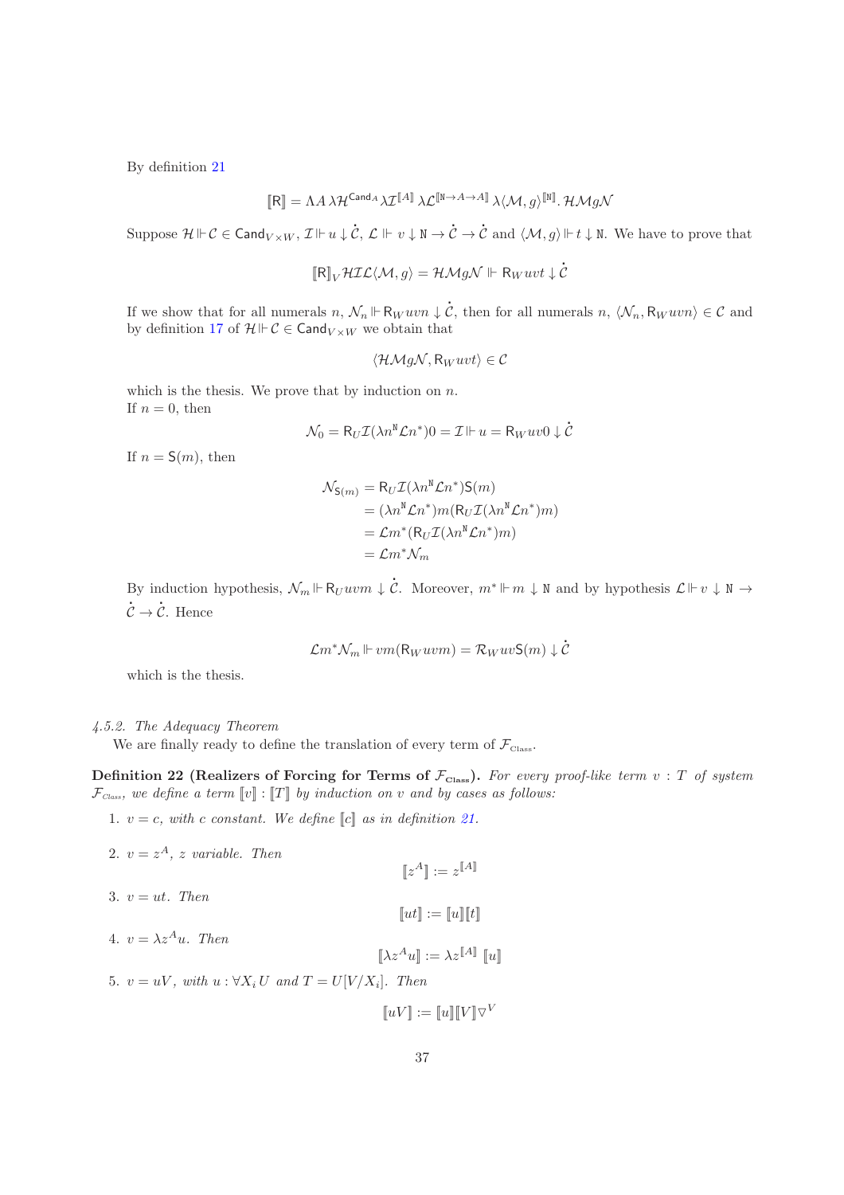By definition 21

$$[\![\mathsf{R}]\!] = \Lambda A\, \lambda \mathcal{H}^{\mathsf{Cand}_A} \lambda \mathcal{I}^{[\![A]\!]}\, \lambda \mathcal{L}^{[\![\mathtt{N} \to A \to A]\!]}\, \lambda \langle \mathcal{M}, g\rangle^{[\![\mathtt{N}]\!]}.\, \mathcal{H}\mathcal{M}g\mathcal{N}$$

Suppose $\mathcal{H} \Vdash \mathcal{C} \in \mathsf{Cand}_{V\times W}$, $\mathcal{I} \Vdash u \downarrow \dot{\mathcal{C}}$, $\mathcal{L} \Vdash v \downarrow \mathtt{N} \to \dot{\mathcal{C}} \to \dot{\mathcal{C}}$ and $\langle \mathcal{M}, g\rangle \Vdash t \downarrow \mathtt{N}$. We have to prove that

$$[\![\mathsf{R}]\!]_V \mathcal{H}\mathcal{I}\mathcal{L}\langle \mathcal{M}, g\rangle = \mathcal{H}\mathcal{M}g\mathcal{N} \Vdash \mathsf{R}_W uvt \downarrow \dot{\mathcal{C}}$$

If we show that for all numerals $n$, $\mathcal{N}_n \Vdash \mathsf{R}_W uvn \downarrow \dot{\mathcal{C}}$, then for all numerals $n$, $\langle \mathcal{N}_n, \mathsf{R}_W uvn\rangle \in \mathcal{C}$ and by definition 17 of $\mathcal{H} \Vdash \mathcal{C} \in \mathsf{Cand}_{V\times W}$ we obtain that

$$\langle \mathcal{H}\mathcal{M}g\mathcal{N}, \mathsf{R}_W uvt\rangle \in \mathcal{C}$$

which is the thesis. We prove that by induction on $n$.
If $n = 0$, then

$$\mathcal{N}_0 = \mathsf{R}_U \mathcal{I}(\lambda n^{\mathtt{N}} \mathcal{L} n^*)0 = \mathcal{I} \Vdash u = \mathsf{R}_W uv0 \downarrow \dot{\mathcal{C}}$$

If $n = \mathsf{S}(m)$, then

$$\begin{aligned}
\mathcal{N}_{\mathsf{S}(m)} &= \mathsf{R}_U \mathcal{I}(\lambda n^{\mathtt{N}} \mathcal{L} n^*)\mathsf{S}(m) \\
&= (\lambda n^{\mathtt{N}} \mathcal{L} n^*) m (\mathsf{R}_U \mathcal{I}(\lambda n^{\mathtt{N}} \mathcal{L} n^*) m) \\
&= \mathcal{L} m^* (\mathsf{R}_U \mathcal{I}(\lambda n^{\mathtt{N}} \mathcal{L} n^*) m) \\
&= \mathcal{L} m^* \mathcal{N}_m
\end{aligned}$$

By induction hypothesis, $\mathcal{N}_m \Vdash \mathsf{R}_U uvm \downarrow \dot{\mathcal{C}}$. Moreover, $m^* \Vdash m \downarrow \mathtt{N}$ and by hypothesis $\mathcal{L} \Vdash v \downarrow \mathtt{N} \to \dot{\mathcal{C}} \to \dot{\mathcal{C}}$. Hence

$$\mathcal{L} m^* \mathcal{N}_m \Vdash vm(\mathsf{R}_W uvm) = \mathcal{R}_W uv\mathsf{S}(m) \downarrow \dot{\mathcal{C}}$$

which is the thesis.

### 4.5.2. The Adequacy Theorem

We are finally ready to define the translation of every term of $\mathcal{F}_{\text{Class}}$.

**Definition 22 (Realizers of Forcing for Terms of $\mathcal{F}_{\text{Class}}$).** *For every proof-like term $v : T$ of system $\mathcal{F}_{\text{Class}}$, we define a term $[\![v]\!] : [\![T]\!]$ by induction on $v$ and by cases as follows:*

1. *$v = c$, with $c$ constant. We define $[\![c]\!]$ as in definition 21.*
2. *$v = z^A$, $z$ variable. Then*
$$[\![z^A]\!] := z^{[\![A]\!]}$$
3. *$v = ut$. Then*
$$[\![ut]\!] := [\![u]\!][\![t]\!]$$
4. *$v = \lambda z^A u$. Then*
$$[\![\lambda z^A u]\!] := \lambda z^{[\![A]\!]}\, [\![u]\!]$$
5. *$v = uV$, with $u : \forall X_i\, U$ and $T = U[V/X_i]$. Then*
$$[\![uV]\!] := [\![u]\!][\![V]\!]\triangledown^V$$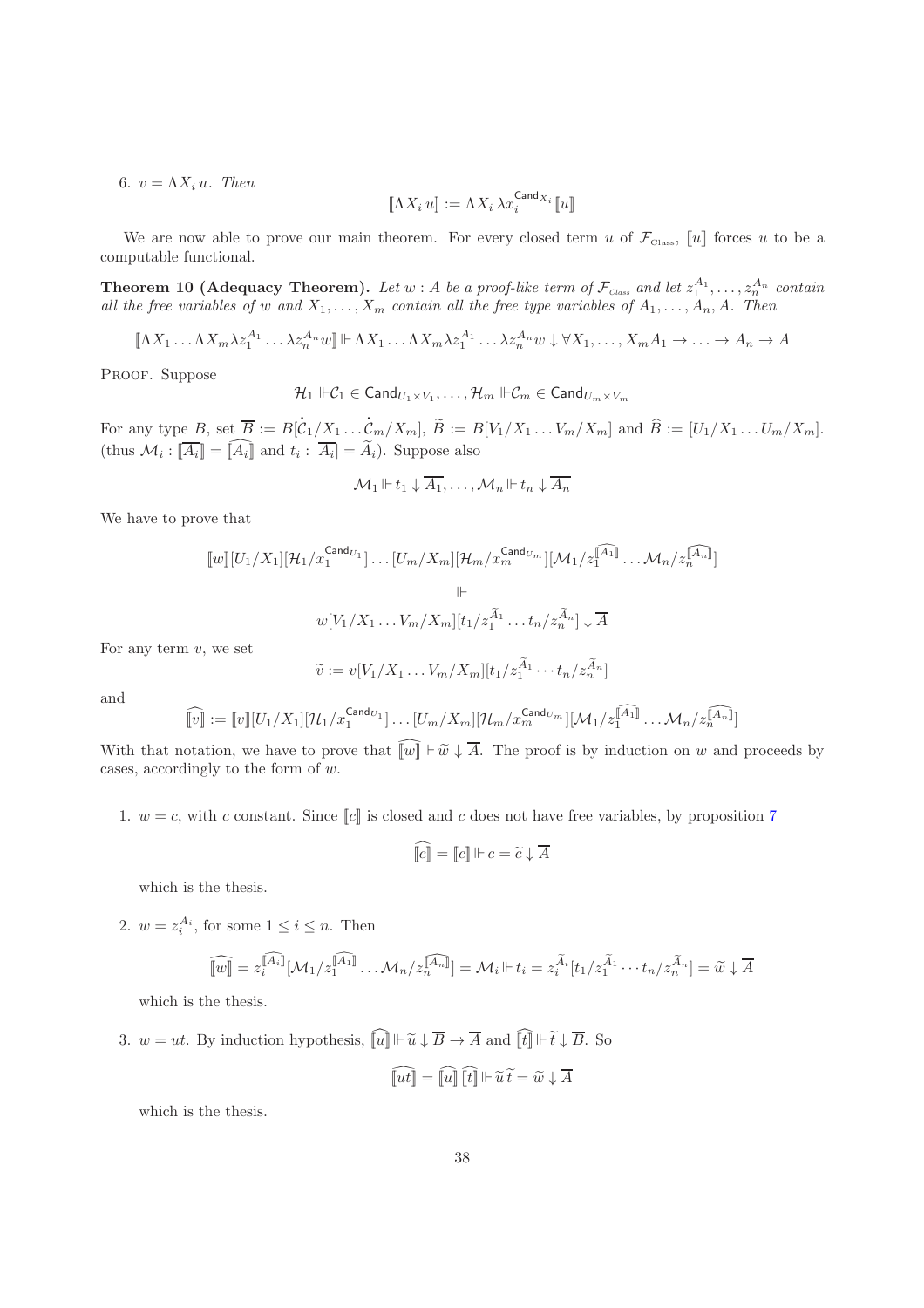6. $v = \Lambda X_i\, u$. Then

$$[\![\Lambda X_i\, u]\!] := \Lambda X_i\, \lambda x_i^{\mathsf{Cand}_{X_i}} [\![u]\!]$$

We are now able to prove our main theorem. For every closed term $u$ of $\mathcal{F}_{\text{Class}}$, $[\![u]\!]$ forces $u$ to be a computable functional.

**Theorem 10 (Adequacy Theorem).** *Let $w : A$ be a proof-like term of $\mathcal{F}_{\text{Class}}$ and let $z_1^{A_1}, \ldots, z_n^{A_n}$ contain all the free variables of $w$ and $X_1, \ldots, X_m$ contain all the free type variables of $A_1, \ldots, A_n, A$. Then*

$$[\![\Lambda X_1 \ldots \Lambda X_m \lambda z_1^{A_1} \ldots \lambda z_n^{A_n} w]\!] \Vdash \Lambda X_1 \ldots \Lambda X_m \lambda z_1^{A_1} \ldots \lambda z_n^{A_n} w \downarrow \forall X_1, \ldots, X_m A_1 \to \ldots \to A_n \to A$$

Proof. Suppose

$$\mathcal{H}_1 \Vdash \mathcal{C}_1 \in \mathsf{Cand}_{U_1 \times V_1}, \ldots, \mathcal{H}_m \Vdash \mathcal{C}_m \in \mathsf{Cand}_{U_m \times V_m}$$

For any type $B$, set $\overline{B} := B[\dot{\mathcal{C}}_1/X_1 \ldots \dot{\mathcal{C}}_m/X_m]$, $\widetilde{B} := B[V_1/X_1 \ldots V_m/X_m]$ and $\widehat{B} := [U_1/X_1 \ldots U_m/X_m]$. (thus $\mathcal{M}_i : [\![\overline{A_i}]\!] = \widehat{[\![A_i]\!]}$ and $t_i : |\overline{A_i}| = \widetilde{A}_i$). Suppose also

$$\mathcal{M}_1 \Vdash t_1 \downarrow \overline{A_1}, \ldots, \mathcal{M}_n \Vdash t_n \downarrow \overline{A_n}$$

We have to prove that

$$[\![w]\!][U_1/X_1][\mathcal{H}_1/x_1^{\mathsf{Cand}_{U_1}}] \ldots [U_m/X_m][\mathcal{H}_m/x_m^{\mathsf{Cand}_{U_m}}][\mathcal{M}_1/z_1^{\widehat{[\![A_1]\!]}} \ldots \mathcal{M}_n/z_n^{\widehat{[\![A_n]\!]}}]$$

$$\Vdash$$

$$w[V_1/X_1 \ldots V_m/X_m][t_1/z_1^{\widetilde{A}_1} \ldots t_n/z_n^{\widetilde{A}_n}] \downarrow \overline{A}$$

For any term $v$, we set

$$\widetilde{v} := v[V_1/X_1 \ldots V_m/X_m][t_1/z_1^{\widetilde{A}_1} \cdots t_n/z_n^{\widetilde{A}_n}]$$

and

$$\widehat{[\![v]\!]} := [\![v]\!][U_1/X_1][\mathcal{H}_1/x_1^{\mathsf{Cand}_{U_1}}] \ldots [U_m/X_m][\mathcal{H}_m/x_m^{\mathsf{Cand}_{U_m}}][\mathcal{M}_1/z_1^{\widehat{[\![A_1]\!]}} \ldots \mathcal{M}_n/z_n^{\widehat{[\![A_n]\!]}}]$$

With that notation, we have to prove that $\widehat{[\![w]\!]} \Vdash \widetilde{w} \downarrow \overline{A}$. The proof is by induction on $w$ and proceeds by cases, accordingly to the form of $w$.

1. $w = c$, with $c$ constant. Since $[\![c]\!]$ is closed and $c$ does not have free variables, by proposition 7

$$\widehat{[\![c]\!]} = [\![c]\!] \Vdash c = \widetilde{c} \downarrow \overline{A}$$

which is the thesis.

2. $w = z_i^{A_i}$, for some $1 \leq i \leq n$. Then

$$\widehat{[\![w]\!]} = z_i^{\widehat{[\![A_i]\!]}}[\mathcal{M}_1/z_1^{\widehat{[\![A_1]\!]}} \ldots \mathcal{M}_n/z_n^{\widehat{[\![A_n]\!]}}] = \mathcal{M}_i \Vdash t_i = z_i^{\widetilde{A}_i}[t_1/z_1^{\widetilde{A}_1} \cdots t_n/z_n^{\widetilde{A}_n}] = \widetilde{w} \downarrow \overline{A}$$

which is the thesis.

3. $w = ut$. By induction hypothesis, $\widehat{[\![u]\!]} \Vdash \widetilde{u} \downarrow \overline{B} \to \overline{A}$ and $\widehat{[\![t]\!]} \Vdash \widetilde{t} \downarrow \overline{B}$. So

$$\widehat{[\![ut]\!]} = \widehat{[\![u]\!]}\, \widehat{[\![t]\!]} \Vdash \widetilde{u}\, \widetilde{t} = \widetilde{w} \downarrow \overline{A}$$

which is the thesis.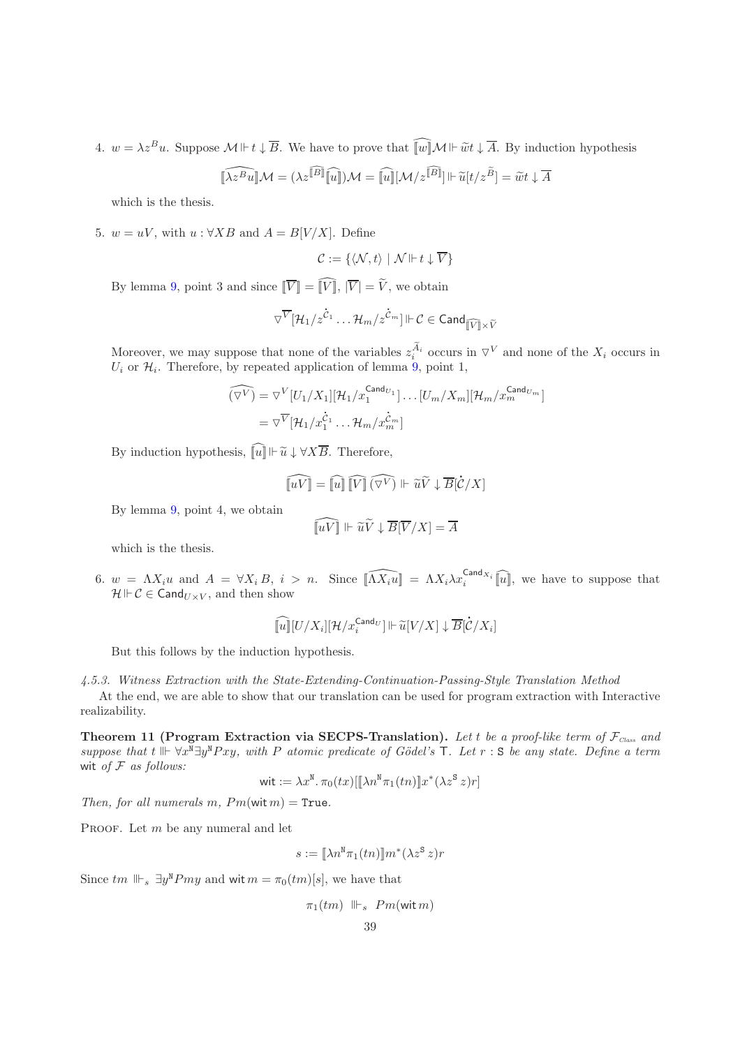4. $w = \lambda z^B u$. Suppose $\mathcal{M} \Vdash t \downarrow \overline{B}$. We have to prove that $\widehat{[\![w]\!]}\mathcal{M} \Vdash \widetilde{w}t \downarrow \overline{A}$. By induction hypothesis

$$\widehat{[\![\lambda z^B u]\!]}\mathcal{M} = (\lambda z^{[\![B]\!]}\widehat{[\![u]\!]})\mathcal{M} = \widehat{[\![u]\!]}[\mathcal{M}/z^{[\![B]\!]}] \Vdash \widetilde{u}[t/z^{\widetilde{B}}] = \widetilde{w}t \downarrow \overline{A}$$

which is the thesis.

5. $w = uV$, with $u : \forall XB$ and $A = B[V/X]$. Define

$$\mathcal{C} := \{\langle \mathcal{N}, t\rangle \mid \mathcal{N} \Vdash t \downarrow \overline{V}\}$$

By lemma 9, point 3 and since $[\![\overline{V}]\!] = \widehat{[\![V]\!]}$, $|\overline{V}| = \widetilde{V}$, we obtain

$$\triangledown^{\overline{V}}[\mathcal{H}_1/z^{\dot{\mathcal{C}}_1} \ldots \mathcal{H}_m/z^{\dot{\mathcal{C}}_m}] \Vdash \mathcal{C} \in \mathsf{Cand}_{\widehat{[\![V]\!]} \times \widetilde{V}}$$

Moreover, we may suppose that none of the variables $z_i^{\widetilde{A}_i}$ occurs in $\triangledown^V$ and none of the $X_i$ occurs in $U_i$ or $\mathcal{H}_i$. Therefore, by repeated application of lemma 9, point 1,

$$\begin{aligned}
\widehat{(\triangledown^V)} &= \triangledown^V[U_1/X_1][\mathcal{H}_1/x_1^{\mathsf{Cand}_{U_1}}] \ldots [U_m/X_m][\mathcal{H}_m/x_m^{\mathsf{Cand}_{U_m}}] \\
&= \triangledown^{\overline{V}}[\mathcal{H}_1/x_1^{\dot{\mathcal{C}}_1} \ldots \mathcal{H}_m/x_m^{\dot{\mathcal{C}}_m}]
\end{aligned}$$

By induction hypothesis, $\widehat{[\![u]\!]} \Vdash \widetilde{u} \downarrow \forall X\overline{B}$. Therefore,

$$\widehat{[\![uV]\!]} = \widehat{[\![u]\!]}\, \widehat{[\![V]\!]}\, \widehat{(\triangledown^V)} \Vdash \widetilde{u}\widetilde{V} \downarrow \overline{B}[\dot{\mathcal{C}}/X]$$

By lemma 9, point 4, we obtain

$$\widehat{[\![uV]\!]} \Vdash \widetilde{u}\widetilde{V} \downarrow \overline{B}[\overline{V}/X] = \overline{A}$$

which is the thesis.

6. $w = \Lambda X_i u$ and $A = \forall X_i\, B$, $i > n$. Since $\widehat{[\![\Lambda X_i u]\!]} = \Lambda X_i \lambda x_i^{\mathsf{Cand}_{X_i}} \widehat{[\![u]\!]}$, we have to suppose that $\mathcal{H} \Vdash \mathcal{C} \in \mathsf{Cand}_{U \times V}$, and then show

$$\widehat{[\![u]\!]}[U/X_i][\mathcal{H}/x_i^{\mathsf{Cand}_U}] \Vdash \widetilde{u}[V/X] \downarrow \overline{B}[\dot{\mathcal{C}}/X_i]$$

But this follows by the induction hypothesis.

*4.5.3. Witness Extraction with the State-Extending-Continuation-Passing-Style Translation Method*

At the end, we are able to show that our translation can be used for program extraction with Interactive realizability.

**Theorem 11 (Program Extraction via SECPS-Translation).** *Let $t$ be a proof-like term of $\mathcal{F}_{\text{Class}}$ and suppose that $t \Vdash \forall x^{\mathtt{N}} \exists y^{\mathtt{N}} Pxy$, with $P$ atomic predicate of Gödel's $\mathsf{T}$. Let $r : \mathtt{S}$ be any state. Define a term* $\mathsf{wit}$ *of $\mathcal{F}$ as follows:*

$$\mathsf{wit} := \lambda x^{\mathtt{N}}.\, \pi_0(tx)[[\![\lambda n^{\mathtt{N}} \pi_1(tn)]\!]x^*(\lambda z^{\mathtt{S}}\, z)r]$$

*Then, for all numerals $m$, $Pm(\mathsf{wit}\, m) = \mathtt{True}$.*

Proof. Let $m$ be any numeral and let

$$s := [\![\lambda n^{\mathtt{N}} \pi_1(tn)]\!]m^*(\lambda z^{\mathtt{S}}\, z)r$$

Since $tm \Vdash_s \exists y^{\mathtt{N}} Pmy$ and $\mathsf{wit}\, m = \pi_0(tm)[s]$, we have that

$$\pi_1(tm) \;\Vdash_s\; Pm(\mathsf{wit}\, m)$$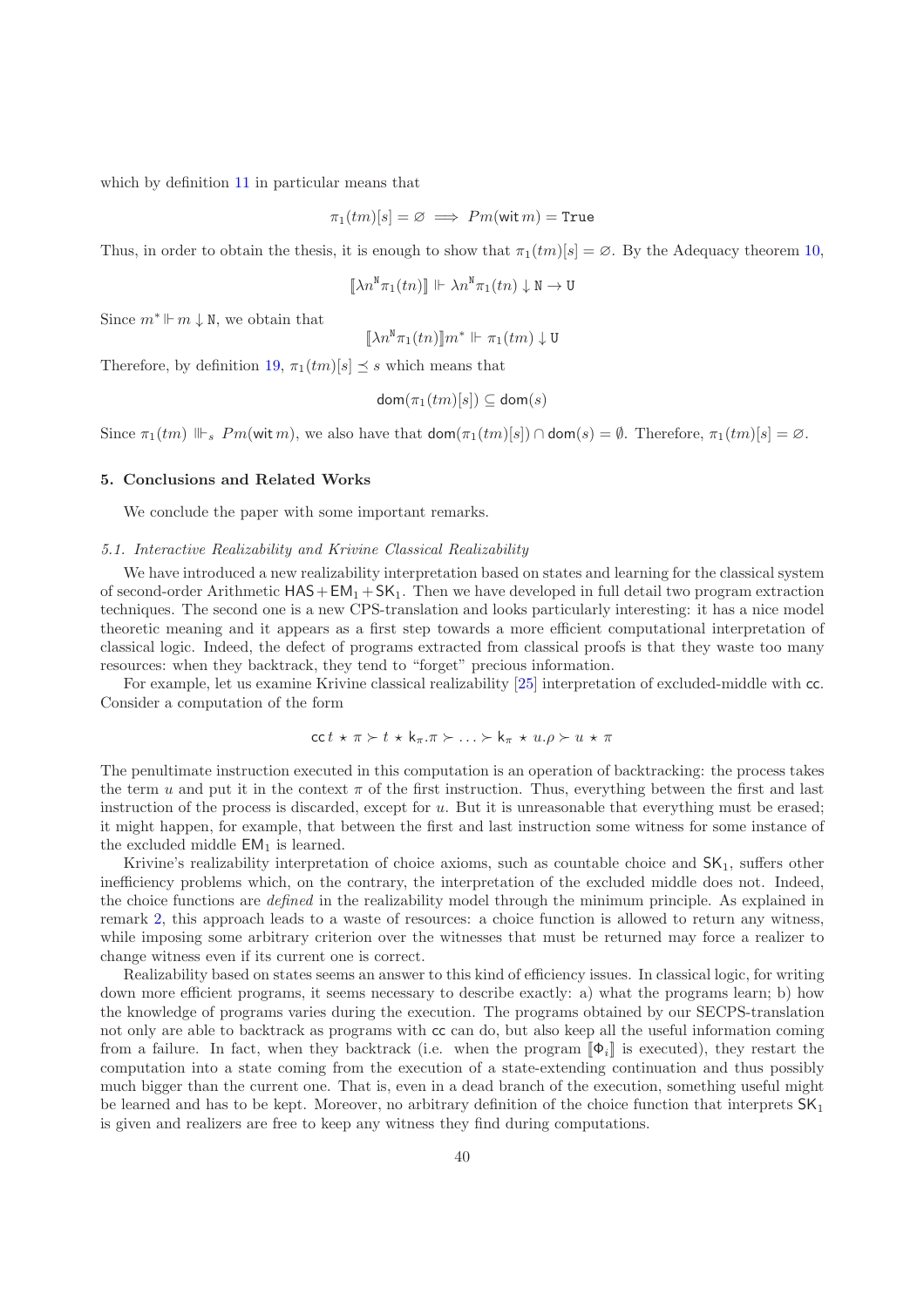which by definition 11 in particular means that

$$\pi_1(tm)[s] = \varnothing \implies Pm(\mathsf{wit}\, m) = \mathtt{True}$$

Thus, in order to obtain the thesis, it is enough to show that $\pi_1(tm)[s] = \varnothing$. By the Adequacy theorem 10,

$$[\![\lambda n^{\mathtt{N}} \pi_1(tn)]\!] \Vdash \lambda n^{\mathtt{N}} \pi_1(tn) \downarrow \mathtt{N} \to \mathtt{U}$$

Since $m^* \Vdash m \downarrow \mathtt{N}$, we obtain that

$$[\![\lambda n^{\mathtt{N}} \pi_1(tn)]\!] m^* \Vdash \pi_1(tm) \downarrow \mathtt{U}$$

Therefore, by definition 19, $\pi_1(tm)[s] \preceq s$ which means that

$$\mathsf{dom}(\pi_1(tm)[s]) \subseteq \mathsf{dom}(s)$$

Since $\pi_1(tm) \Vvdash_s Pm(\mathsf{wit}\, m)$, we also have that $\mathsf{dom}(\pi_1(tm)[s]) \cap \mathsf{dom}(s) = \emptyset$. Therefore, $\pi_1(tm)[s] = \varnothing$.

## 5. Conclusions and Related Works

We conclude the paper with some important remarks.

### 5.1. Interactive Realizability and Krivine Classical Realizability

We have introduced a new realizability interpretation based on states and learning for the classical system of second-order Arithmetic $\mathsf{HAS} + \mathsf{EM}_1 + \mathsf{SK}_1$. Then we have developed in full detail two program extraction techniques. The second one is a new CPS-translation and looks particularly interesting: it has a nice model theoretic meaning and it appears as a first step towards a more efficient computational interpretation of classical logic. Indeed, the defect of programs extracted from classical proofs is that they waste too many resources: when they backtrack, they tend to "forget" precious information.

For example, let us examine Krivine classical realizability [25] interpretation of excluded-middle with $\mathsf{cc}$. Consider a computation of the form

$$\mathsf{cc}\, t \star \pi \succ t \star \mathsf{k}_\pi . \pi \succ \ldots \succ \mathsf{k}_\pi \star u.\rho \succ u \star \pi$$

The penultimate instruction executed in this computation is an operation of backtracking: the process takes the term $u$ and put it in the context $\pi$ of the first instruction. Thus, everything between the first and last instruction of the process is discarded, except for $u$. But it is unreasonable that everything must be erased; it might happen, for example, that between the first and last instruction some witness for some instance of the excluded middle $\mathsf{EM}_1$ is learned.

Krivine's realizability interpretation of choice axioms, such as countable choice and $\mathsf{SK}_1$, suffers other inefficiency problems which, on the contrary, the interpretation of the excluded middle does not. Indeed, the choice functions are *defined* in the realizability model through the minimum principle. As explained in remark 2, this approach leads to a waste of resources: a choice function is allowed to return any witness, while imposing some arbitrary criterion over the witnesses that must be returned may force a realizer to change witness even if its current one is correct.

Realizability based on states seems an answer to this kind of efficiency issues. In classical logic, for writing down more efficient programs, it seems necessary to describe exactly: a) what the programs learn; b) how the knowledge of programs varies during the execution. The programs obtained by our SECPS-translation not only are able to backtrack as programs with $\mathsf{cc}$ can do, but also keep all the useful information coming from a failure. In fact, when they backtrack (i.e. when the program $[\![\Phi_i]\!]$ is executed), they restart the computation into a state coming from the execution of a state-extending continuation and thus possibly much bigger than the current one. That is, even in a dead branch of the execution, something useful might be learned and has to be kept. Moreover, no arbitrary definition of the choice function that interprets $\mathsf{SK}_1$ is given and realizers are free to keep any witness they find during computations.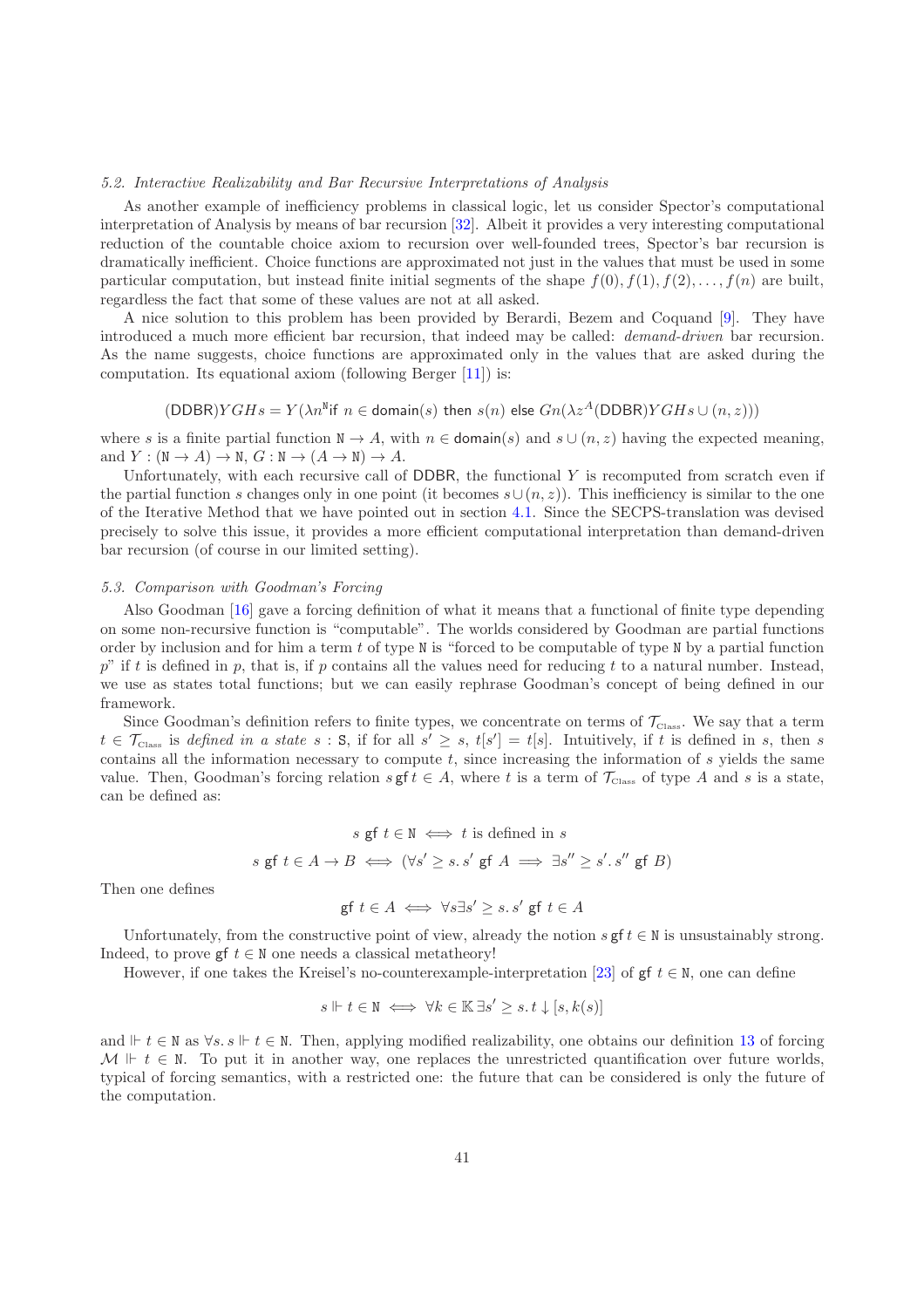### 5.2. Interactive Realizability and Bar Recursive Interpretations of Analysis

As another example of inefficiency problems in classical logic, let us consider Spector's computational interpretation of Analysis by means of bar recursion [32]. Albeit it provides a very interesting computational reduction of the countable choice axiom to recursion over well-founded trees, Spector's bar recursion is dramatically inefficient. Choice functions are approximated not just in the values that must be used in some particular computation, but instead finite initial segments of the shape $f(0), f(1), f(2), \ldots, f(n)$ are built, regardless the fact that some of these values are not at all asked.

A nice solution to this problem has been provided by Berardi, Bezem and Coquand [9]. They have introduced a much more efficient bar recursion, that indeed may be called: *demand-driven* bar recursion. As the name suggests, choice functions are approximated only in the values that are asked during the computation. Its equational axiom (following Berger [11]) is:

$$(\mathsf{DDBR})YGHs = Y(\lambda n^{\mathtt{N}}\mathsf{if}\ n \in \mathsf{domain}(s)\ \mathsf{then}\ s(n)\ \mathsf{else}\ Gn(\lambda z^{A}(\mathsf{DDBR})YGHs \cup (n, z)))$$

where $s$ is a finite partial function $\mathtt{N} \to A$, with $n \in \mathsf{domain}(s)$ and $s \cup (n, z)$ having the expected meaning, and $Y : (\mathtt{N} \to A) \to \mathtt{N}$, $G : \mathtt{N} \to (A \to \mathtt{N}) \to A$.

Unfortunately, with each recursive call of DDBR, the functional $Y$ is recomputed from scratch even if the partial function $s$ changes only in one point (it becomes $s \cup (n, z)$). This inefficiency is similar to the one of the Iterative Method that we have pointed out in section 4.1. Since the SECPS-translation was devised precisely to solve this issue, it provides a more efficient computational interpretation than demand-driven bar recursion (of course in our limited setting).

### 5.3. Comparison with Goodman's Forcing

Also Goodman [16] gave a forcing definition of what it means that a functional of finite type depending on some non-recursive function is "computable". The worlds considered by Goodman are partial functions order by inclusion and for him a term $t$ of type N is "forced to be computable of type N by a partial function $p$" if $t$ is defined in $p$, that is, if $p$ contains all the values need for reducing $t$ to a natural number. Instead, we use as states total functions; but we can easily rephrase Goodman's concept of being defined in our framework.

Since Goodman's definition refers to finite types, we concentrate on terms of $\mathcal{T}_{\text{Class}}$. We say that a term $t \in \mathcal{T}_{\text{Class}}$ is *defined in a state* $s : \mathtt{S}$, if for all $s' \geq s$, $t[s'] = t[s]$. Intuitively, if $t$ is defined in $s$, then $s$ contains all the information necessary to compute $t$, since increasing the information of $s$ yields the same value. Then, Goodman's forcing relation $s\,\mathsf{gf}\,t \in A$, where $t$ is a term of $\mathcal{T}_{\text{Class}}$ of type $A$ and $s$ is a state, can be defined as:

$$s \ \mathsf{gf}\ t \in \mathtt{N} \iff t \text{ is defined in } s$$

$$s \ \mathsf{gf}\ t \in A \to B \iff (\forall s' \geq s.\, s' \ \mathsf{gf}\ A \implies \exists s'' \geq s'.\, s'' \ \mathsf{gf}\ B)$$

Then one defines

$$\mathsf{gf}\ t \in A \iff \forall s \exists s' \geq s.\, s' \ \mathsf{gf}\ t \in A$$

Unfortunately, from the constructive point of view, already the notion $s\,\mathsf{gf}\,t \in \mathtt{N}$ is unsustainably strong. Indeed, to prove $\mathsf{gf}\ t \in \mathtt{N}$ one needs a classical metatheory!

However, if one takes the Kreisel's no-counterexample-interpretation [23] of $\mathsf{gf}\ t \in \mathtt{N}$, one can define

$$s \Vdash t \in \mathtt{N} \iff \forall k \in \mathbb{K}\, \exists s' \geq s.\, t \downarrow [s, k(s)]$$

and $\Vdash t \in \mathtt{N}$ as $\forall s.\, s \Vdash t \in \mathtt{N}$. Then, applying modified realizability, one obtains our definition 13 of forcing $\mathcal{M} \Vdash t \in \mathtt{N}$. To put it in another way, one replaces the unrestricted quantification over future worlds, typical of forcing semantics, with a restricted one: the future that can be considered is only the future of the computation.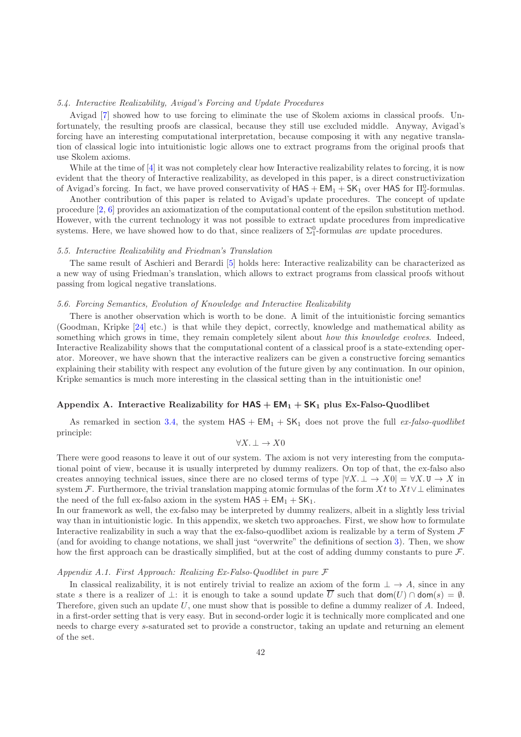### 5.4. Interactive Realizability, Avigad's Forcing and Update Procedures

Avigad [7] showed how to use forcing to eliminate the use of Skolem axioms in classical proofs. Unfortunately, the resulting proofs are classical, because they still use excluded middle. Anyway, Avigad's forcing have an interesting computational interpretation, because composing it with any negative translation of classical logic into intuitionistic logic allows one to extract programs from the original proofs that use Skolem axioms.

While at the time of [4] it was not completely clear how Interactive realizability relates to forcing, it is now evident that the theory of Interactive realizability, as developed in this paper, is a direct constructivization of Avigad's forcing. In fact, we have proved conservativity of $\mathsf{HAS} + \mathsf{EM}_1 + \mathsf{SK}_1$ over $\mathsf{HAS}$ for $\Pi^0_2$-formulas.

Another contribution of this paper is related to Avigad's update procedures. The concept of update procedure [2, 6] provides an axiomatization of the computational content of the epsilon substitution method. However, with the current technology it was not possible to extract update procedures from impredicative systems. Here, we have showed how to do that, since realizers of $\Sigma^0_1$-formulas *are* update procedures.

### 5.5. Interactive Realizability and Friedman's Translation

The same result of Aschieri and Berardi [5] holds here: Interactive realizability can be characterized as a new way of using Friedman's translation, which allows to extract programs from classical proofs without passing from logical negative translations.

### 5.6. Forcing Semantics, Evolution of Knowledge and Interactive Realizability

There is another observation which is worth to be done. A limit of the intuitionistic forcing semantics (Goodman, Kripke [24] etc.) is that while they depict, correctly, knowledge and mathematical ability as something which grows in time, they remain completely silent about *how this knowledge evolves*. Indeed, Interactive Realizability shows that the computational content of a classical proof is a state-extending operator. Moreover, we have shown that the interactive realizers can be given a constructive forcing semantics explaining their stability with respect any evolution of the future given by any continuation. In our opinion, Kripke semantics is much more interesting in the classical setting than in the intuitionistic one!

## Appendix A. Interactive Realizability for $\mathsf{HAS} + \mathsf{EM}_1 + \mathsf{SK}_1$ plus Ex-Falso-Quodlibet

As remarked in section 3.4, the system $\mathsf{HAS} + \mathsf{EM}_1 + \mathsf{SK}_1$ does not prove the full *ex-falso-quodlibet* principle:

$$\forall X. \bot \to X0$$

There were good reasons to leave it out of our system. The axiom is not very interesting from the computational point of view, because it is usually interpreted by dummy realizers. On top of that, the ex-falso also creates annoying technical issues, since there are no closed terms of type $|\forall X. \bot \to X0| = \forall X. \mathtt{U} \to X$ in system $\mathcal{F}$. Furthermore, the trivial translation mapping atomic formulas of the form $Xt$ to $Xt \vee \bot$ eliminates the need of the full ex-falso axiom in the system $\mathsf{HAS} + \mathsf{EM}_1 + \mathsf{SK}_1$.

In our framework as well, the ex-falso may be interpreted by dummy realizers, albeit in a slightly less trivial way than in intuitionistic logic. In this appendix, we sketch two approaches. First, we show how to formulate Interactive realizability in such a way that the ex-falso-quodlibet axiom is realizable by a term of System $\mathcal{F}$ (and for avoiding to change notations, we shall just "overwrite" the definitions of section 3). Then, we show how the first approach can be drastically simplified, but at the cost of adding dummy constants to pure $\mathcal{F}$.

### Appendix A.1. First Approach: Realizing Ex-Falso-Quodlibet in pure $\mathcal{F}$

In classical realizability, it is not entirely trivial to realize an axiom of the form $\bot \to A$, since in any state $s$ there is a realizer of $\bot$: it is enough to take a sound update $\overline{U}$ such that $\mathsf{dom}(U) \cap \mathsf{dom}(s) = \emptyset$. Therefore, given such an update $U$, one must show that is possible to define a dummy realizer of $A$. Indeed, in a first-order setting that is very easy. But in second-order logic it is technically more complicated and one needs to charge every $s$-saturated set to provide a constructor, taking an update and returning an element of the set.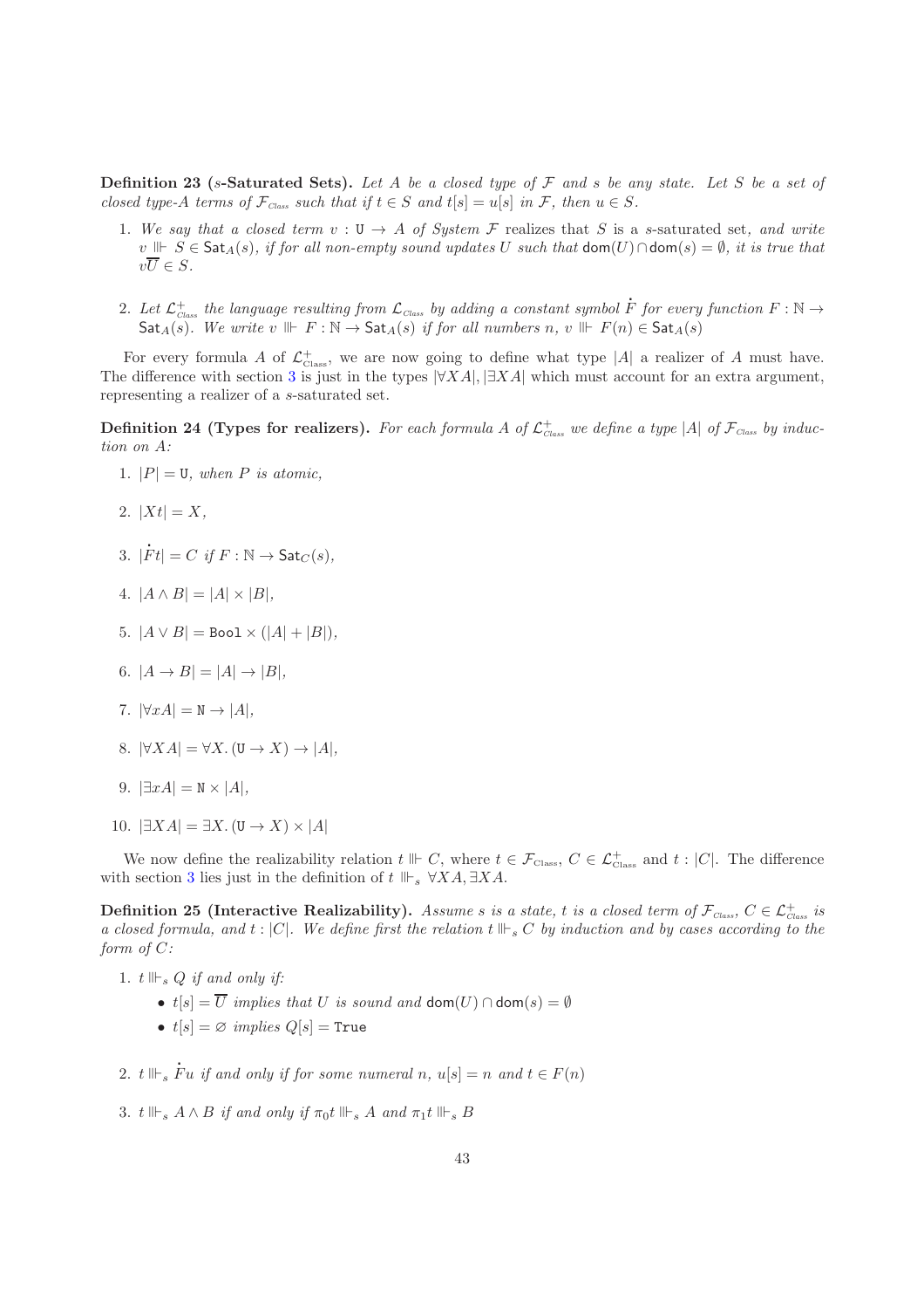**Definition 23 ($s$-Saturated Sets).** *Let $A$ be a closed type of $\mathcal{F}$ and $s$ be any state. Let $S$ be a set of closed type-$A$ terms of $\mathcal{F}_{\text{Class}}$ such that if $t \in S$ and $t[s] = u[s]$ in $\mathcal{F}$, then $u \in S$.*

1. *We say that a closed term $v : \mathtt{U} \to A$ of System $\mathcal{F}$ realizes that $S$ is a $s$-saturated set, and write $v \Vdash S \in \mathsf{Sat}_A(s)$, if for all non-empty sound updates $U$ such that $\mathsf{dom}(U) \cap \mathsf{dom}(s) = \emptyset$, it is true that $v\overline{U} \in S$.*

2. *Let $\mathcal{L}^{+}_{\text{Class}}$ the language resulting from $\mathcal{L}_{\text{Class}}$ by adding a constant symbol $\dot{F}$ for every function $F : \mathbb{N} \to \mathsf{Sat}_A(s)$. We write $v \Vdash F : \mathbb{N} \to \mathsf{Sat}_A(s)$ if for all numbers $n$, $v \Vdash F(n) \in \mathsf{Sat}_A(s)$*

For every formula $A$ of $\mathcal{L}^{+}_{\text{Class}}$, we are now going to define what type $|A|$ a realizer of $A$ must have. The difference with section 3 is just in the types $|\forall XA|, |\exists XA|$ which must account for an extra argument, representing a realizer of a $s$-saturated set.

**Definition 24 (Types for realizers).** *For each formula $A$ of $\mathcal{L}^{+}_{\text{Class}}$ we define a type $|A|$ of $\mathcal{F}_{\text{Class}}$ by induction on $A$:*

1. $|P| = \mathtt{U}$, *when $P$ is atomic,*

2. $|Xt| = X$,

3. $|\dot{F}t| = C$ *if $F : \mathbb{N} \to \mathsf{Sat}_C(s)$,*

4. $|A \wedge B| = |A| \times |B|$,

5. $|A \vee B| = \mathtt{Bool} \times (|A| + |B|)$,

6. $|A \to B| = |A| \to |B|$,

7. $|\forall xA| = \mathtt{N} \to |A|$,

8. $|\forall XA| = \forall X. (\mathtt{U} \to X) \to |A|$,

9. $|\exists xA| = \mathtt{N} \times |A|$,

10. $|\exists XA| = \exists X. (\mathtt{U} \to X) \times |A|$

We now define the realizability relation $t \Vdash C$, where $t \in \mathcal{F}_{\text{Class}}$, $C \in \mathcal{L}^{+}_{\text{Class}}$ and $t : |C|$. The difference with section 3 lies just in the definition of $t \Vdash_s \forall XA, \exists XA$.

**Definition 25 (Interactive Realizability).** *Assume $s$ is a state, $t$ is a closed term of $\mathcal{F}_{\text{Class}}$, $C \in \mathcal{L}^{+}_{\text{Class}}$ is a closed formula, and $t : |C|$. We define first the relation $t \Vdash_s C$ by induction and by cases according to the form of $C$:*

1. *$t \Vdash_s Q$ if and only if:*
   - *$t[s] = \overline{U}$ implies that $U$ is sound and $\mathsf{dom}(U) \cap \mathsf{dom}(s) = \emptyset$*
   - *$t[s] = \varnothing$ implies $Q[s] = \mathtt{True}$*

2. *$t \Vdash_s \dot{F}u$ if and only if for some numeral $n$, $u[s] = n$ and $t \in F(n)$*

3. *$t \Vdash_s A \wedge B$ if and only if $\pi_0 t \Vdash_s A$ and $\pi_1 t \Vdash_s B$*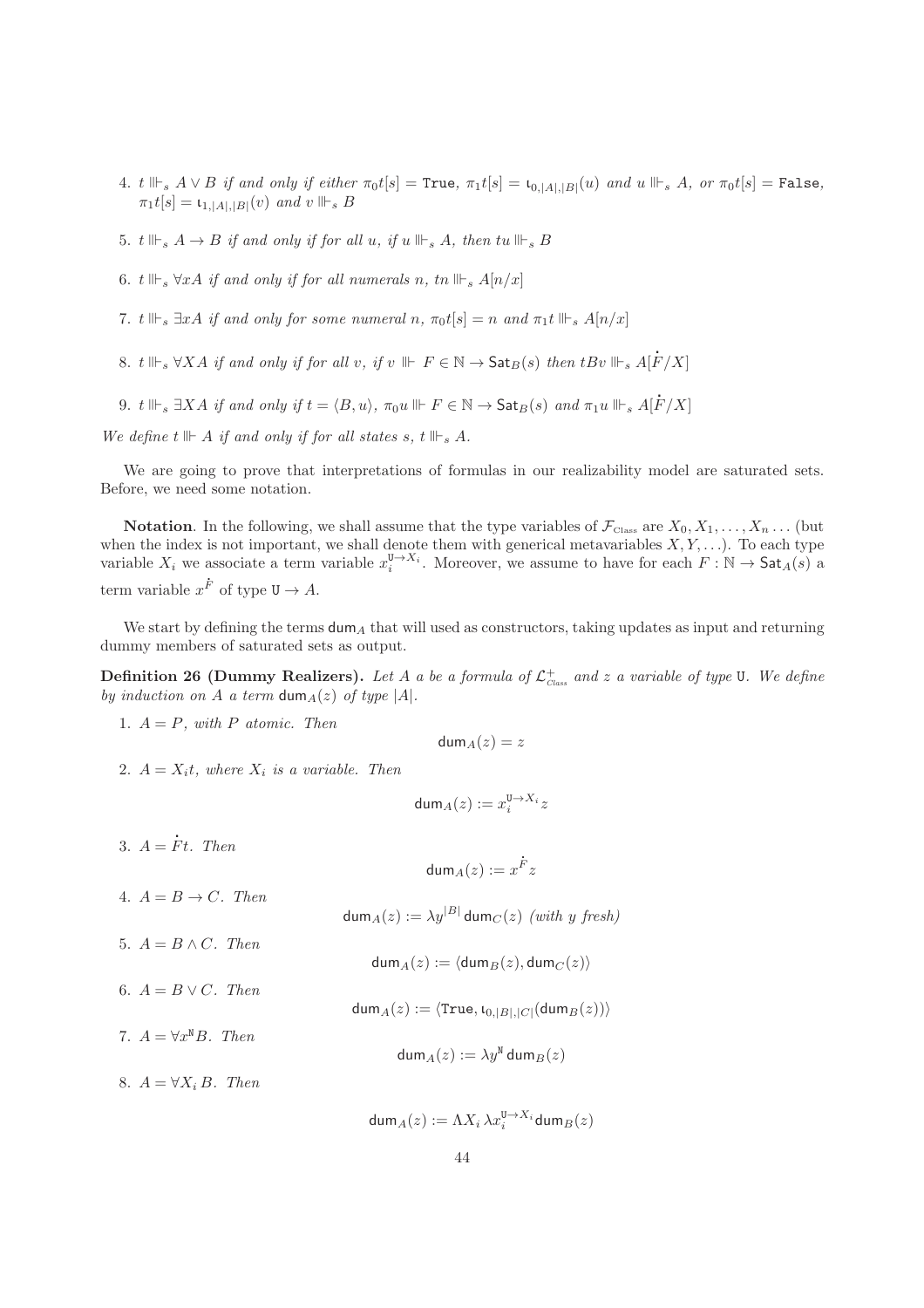4. $t \Vdash_s A \vee B$ if and only if either $\pi_0 t[s] = \texttt{True}$, $\pi_1 t[s] = \mathfrak{\iota}_{0,|A|,|B|}(u)$ and $u \Vdash_s A$, or $\pi_0 t[s] = \texttt{False}$, $\pi_1 t[s] = \mathfrak{\iota}_{1,|A|,|B|}(v)$ and $v \Vdash_s B$

5. $t \Vdash_s A \rightarrow B$ if and only if for all $u$, if $u \Vdash_s A$, then $tu \Vdash_s B$

6. $t \Vdash_s \forall x A$ if and only if for all numerals $n$, $tn \Vdash_s A[n/x]$

7. $t \Vdash_s \exists x A$ if and only for some numeral $n$, $\pi_0 t[s] = n$ and $\pi_1 t \Vdash_s A[n/x]$

8. $t \Vdash_s \forall X A$ if and only if for all $v$, if $v \Vdash F \in \mathbb{N} \rightarrow \mathsf{Sat}_B(s)$ then $tBv \Vdash_s A[\dot{F}/X]$

9. $t \Vdash_s \exists X A$ if and only if $t = \langle B, u\rangle$, $\pi_0 u \Vdash F \in \mathbb{N} \rightarrow \mathsf{Sat}_B(s)$ and $\pi_1 u \Vdash_s A[\dot{F}/X]$

*We define $t \Vdash A$ if and only if for all states $s$, $t \Vdash_s A$.*

We are going to prove that interpretations of formulas in our realizability model are saturated sets. Before, we need some notation.

**Notation**. In the following, we shall assume that the type variables of $\mathcal{F}_{\text{Class}}$ are $X_0, X_1, \ldots, X_n \ldots$ (but when the index is not important, we shall denote them with generical metavariables $X, Y, \ldots$). To each type variable $X_i$ we associate a term variable $x_i^{\mathtt{U} \rightarrow X_i}$. Moreover, we assume to have for each $F : \mathbb{N} \rightarrow \mathsf{Sat}_A(s)$ a term variable $x^{\dot{F}}$ of type $\mathtt{U} \rightarrow A$.

We start by defining the terms $\mathsf{dum}_A$ that will used as constructors, taking updates as input and returning dummy members of saturated sets as output.

**Definition 26 (Dummy Realizers).** *Let $A$ a be a formula of $\mathcal{L}^+_{\text{Class}}$ and $z$ a variable of type $\mathtt{U}$. We define by induction on $A$ a term $\mathsf{dum}_A(z)$ of type $|A|$.*

1. $A = P$, with $P$ atomic. Then
$$\mathsf{dum}_A(z) = z$$

2. $A = X_i t$, where $X_i$ is a variable. Then
$$\mathsf{dum}_A(z) := x_i^{\mathtt{U} \rightarrow X_i} z$$

3. $A = \dot{F} t$. Then
$$\mathsf{dum}_A(z) := x^{\dot{F}} z$$

4. $A = B \rightarrow C$. Then
$$\mathsf{dum}_A(z) := \lambda y^{|B|}\, \mathsf{dum}_C(z) \text{ (with } y \text{ fresh)}$$

5. $A = B \wedge C$. Then
$$\mathsf{dum}_A(z) := \langle \mathsf{dum}_B(z), \mathsf{dum}_C(z) \rangle$$

6. $A = B \vee C$. Then
$$\mathsf{dum}_A(z) := \langle \texttt{True}, \mathfrak{\iota}_{0,|B|,|C|}(\mathsf{dum}_B(z)) \rangle$$

7. $A = \forall x^{\mathtt{N}} B$. Then
$$\mathsf{dum}_A(z) := \lambda y^{\mathtt{N}}\, \mathsf{dum}_B(z)$$

8. $A = \forall X_i\, B$. Then
$$\mathsf{dum}_A(z) := \Lambda X_i\, \lambda x_i^{\mathtt{U} \rightarrow X_i} \mathsf{dum}_B(z)$$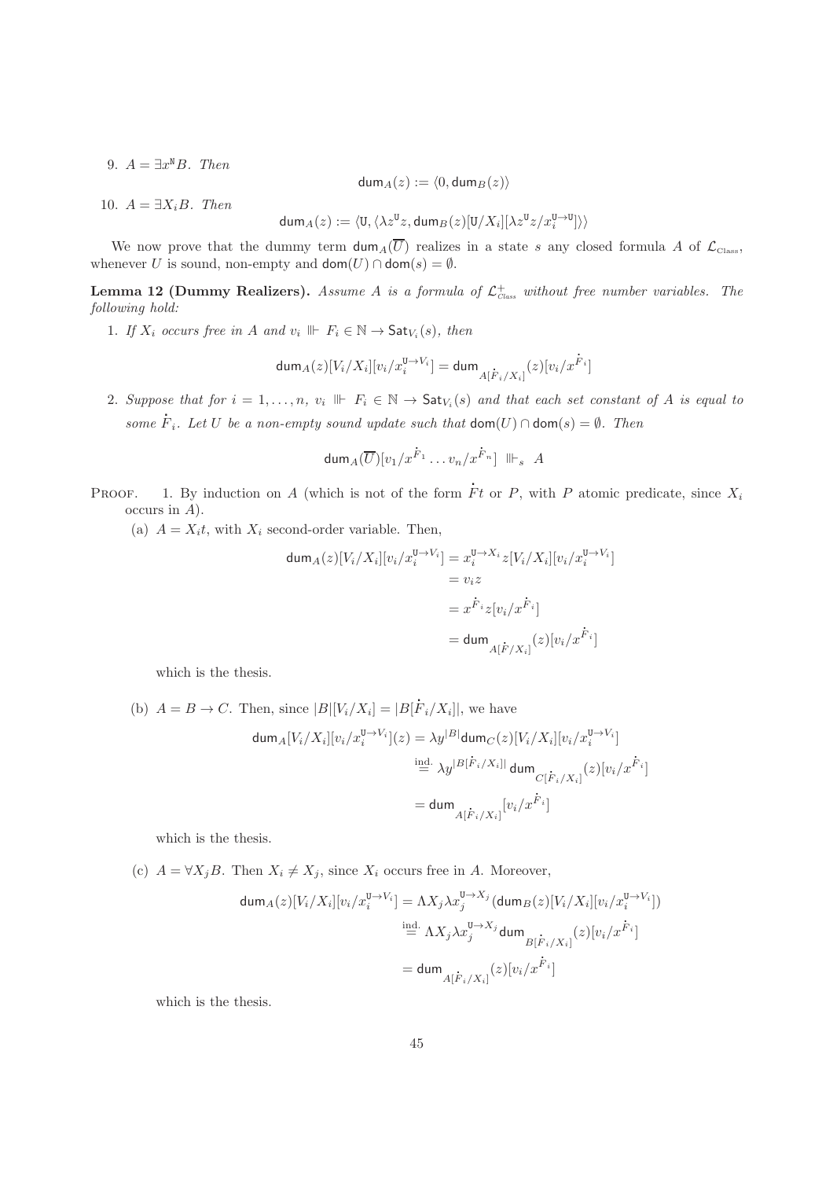9. $A = \exists x^{\mathtt{N}} B$. *Then*

$$\mathsf{dum}_A(z) := \langle 0, \mathsf{dum}_B(z) \rangle$$

10. $A = \exists X_i B$. *Then*

$$\mathsf{dum}_A(z) := \langle \mathtt{U}, \langle \lambda z^{\mathtt{U}} z, \mathsf{dum}_B(z)[\mathtt{U}/X_i][\lambda z^{\mathtt{U}} z / x_i^{\mathtt{U} \to \mathtt{U}}] \rangle \rangle$$

We now prove that the dummy term $\mathsf{dum}_A(\overline{U})$ realizes in a state $s$ any closed formula $A$ of $\mathcal{L}_{\text{Class}}$, whenever $U$ is sound, non-empty and $\mathsf{dom}(U) \cap \mathsf{dom}(s) = \emptyset$.

**Lemma 12 (Dummy Realizers).** *Assume $A$ is a formula of $\mathcal{L}^+_{\text{Class}}$ without free number variables. The following hold:*

1. *If $X_i$ occurs free in $A$ and $v_i \Vdash F_i \in \mathbb{N} \to \mathsf{Sat}_{V_i}(s)$, then*

$$\mathsf{dum}_A(z)[V_i/X_i][v_i/x_i^{\mathtt{U} \to V_i}] = \mathsf{dum}_{A[\dot{F}_i/X_i]}(z)[v_i/x^{\dot{F}_i}]$$

2. *Suppose that for $i = 1, \ldots, n$, $v_i \Vdash F_i \in \mathbb{N} \to \mathsf{Sat}_{V_i}(s)$ and that each set constant of $A$ is equal to some $\dot{F}_i$. Let $U$ be a non-empty sound update such that $\mathsf{dom}(U) \cap \mathsf{dom}(s) = \emptyset$. Then*

$$\mathsf{dum}_A(\overline{U})[v_1/x^{\dot{F}_1} \ldots v_n/x^{\dot{F}_n}] \Vdash_s A$$

Proof. 1. By induction on $A$ (which is not of the form $\dot{F}t$ or $P$, with $P$ atomic predicate, since $X_i$ occurs in $A$).

(a) $A = X_i t$, with $X_i$ second-order variable. Then,

$$\begin{aligned}
\mathsf{dum}_A(z)[V_i/X_i][v_i/x_i^{\mathtt{U} \to V_i}] &= x_i^{\mathtt{U} \to X_i} z [V_i/X_i][v_i/x_i^{\mathtt{U} \to V_i}] \\
&= v_i z \\
&= x^{\dot{F}_i} z [v_i/x^{\dot{F}_i}] \\
&= \mathsf{dum}_{A[\dot{F}/X_i]}(z)[v_i/x^{\dot{F}_i}]
\end{aligned}$$

which is the thesis.

(b) $A = B \to C$. Then, since $|B|[V_i/X_i] = |B[\dot{F}_i/X_i]|$, we have

$$\begin{aligned}
\mathsf{dum}_A[V_i/X_i][v_i/x_i^{\mathtt{U} \to V_i}](z) &= \lambda y^{|B|} \mathsf{dum}_C(z)[V_i/X_i][v_i/x_i^{\mathtt{U} \to V_i}] \\
&\stackrel{\text{ind.}}{=} \lambda y^{|B[\dot{F}_i/X_i]|} \mathsf{dum}_{C[\dot{F}_i/X_i]}(z)[v_i/x^{\dot{F}_i}] \\
&= \mathsf{dum}_{A[\dot{F}_i/X_i]}[v_i/x^{\dot{F}_i}]
\end{aligned}$$

which is the thesis.

(c) $A = \forall X_j B$. Then $X_i \neq X_j$, since $X_i$ occurs free in $A$. Moreover,

$$\begin{aligned}
\mathsf{dum}_A(z)[V_i/X_i][v_i/x_i^{\mathtt{U} \to V_i}] &= \Lambda X_j \lambda x_j^{\mathtt{U} \to X_j} (\mathsf{dum}_B(z)[V_i/X_i][v_i/x_i^{\mathtt{U} \to V_i}]) \\
&\stackrel{\text{ind.}}{=} \Lambda X_j \lambda x_j^{\mathtt{U} \to X_j} \mathsf{dum}_{B[\dot{F}_i/X_i]}(z)[v_i/x^{\dot{F}_i}] \\
&= \mathsf{dum}_{A[\dot{F}_i/X_i]}(z)[v_i/x^{\dot{F}_i}]
\end{aligned}$$

which is the thesis.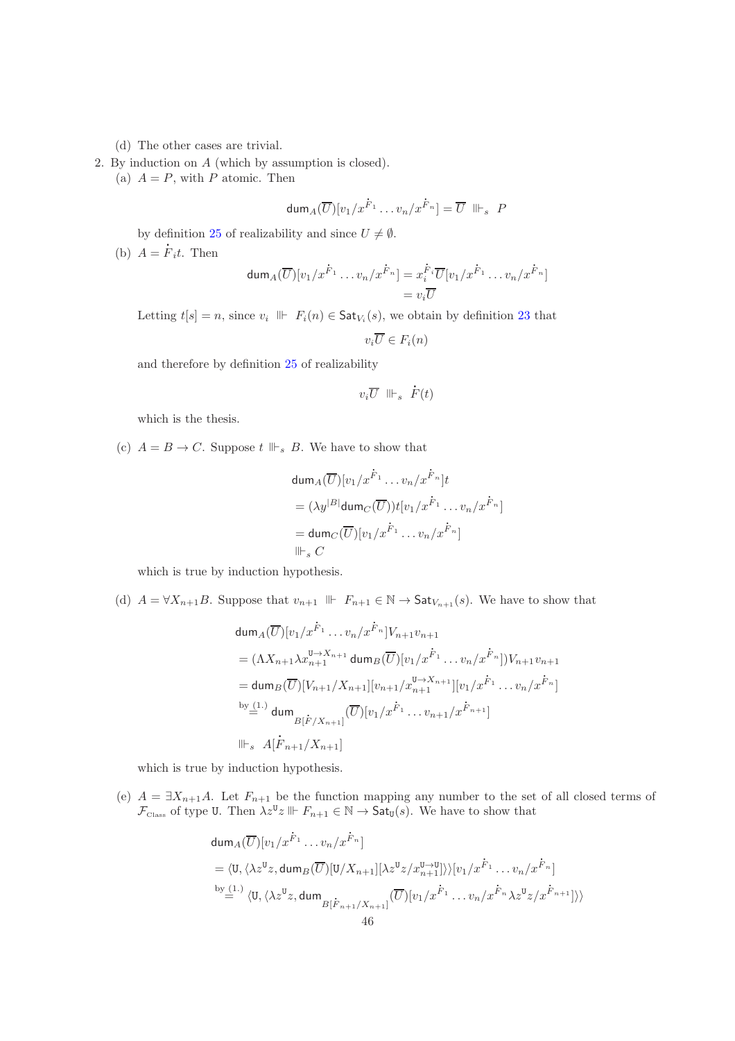(d) The other cases are trivial.

2. By induction on $A$ (which by assumption is closed).

   (a) $A = P$, with $P$ atomic. Then

$$\mathsf{dum}_A(\overline{U})[v_1/x^{\dot{F}_1} \dots v_n/x^{\dot{F}_n}] = \overline{U} \ \Vdash_s \ P$$

   by definition 25 of realizability and since $U \neq \emptyset$.

   (b) $A = \dot{F}_i t$. Then

$$\begin{aligned}\mathsf{dum}_A(\overline{U})[v_1/x^{\dot{F}_1} \dots v_n/x^{\dot{F}_n}] &= x_i^{\dot{F}_i}\overline{U}[v_1/x^{\dot{F}_1} \dots v_n/x^{\dot{F}_n}] \\ &= v_i\overline{U}\end{aligned}$$

   Letting $t[s] = n$, since $v_i \ \Vdash \ F_i(n) \in \mathsf{Sat}_{V_i}(s)$, we obtain by definition 23 that

$$v_i\overline{U} \in F_i(n)$$

   and therefore by definition 25 of realizability

$$v_i\overline{U} \ \Vdash_s \ \dot{F}(t)$$

   which is the thesis.

   (c) $A = B \to C$. Suppose $t \Vdash_s B$. We have to show that

$$\begin{aligned}&\mathsf{dum}_A(\overline{U})[v_1/x^{\dot{F}_1} \dots v_n/x^{\dot{F}_n}]t \\ &= (\lambda y^{|B|}\mathsf{dum}_C(\overline{U}))t[v_1/x^{\dot{F}_1} \dots v_n/x^{\dot{F}_n}] \\ &= \mathsf{dum}_C(\overline{U})[v_1/x^{\dot{F}_1} \dots v_n/x^{\dot{F}_n}] \\ &\Vdash_s C\end{aligned}$$

   which is true by induction hypothesis.

   (d) $A = \forall X_{n+1} B$. Suppose that $v_{n+1} \ \Vdash \ F_{n+1} \in \mathbb{N} \to \mathsf{Sat}_{V_{n+1}}(s)$. We have to show that

$$\begin{aligned}&\mathsf{dum}_A(\overline{U})[v_1/x^{\dot{F}_1} \dots v_n/x^{\dot{F}_n}]V_{n+1}v_{n+1} \\ &= (\Lambda X_{n+1}\lambda x_{n+1}^{\mathtt{U}\to X_{n+1}}\,\mathsf{dum}_B(\overline{U})[v_1/x^{\dot{F}_1} \dots v_n/x^{\dot{F}_n}])V_{n+1}v_{n+1} \\ &= \mathsf{dum}_B(\overline{U})[V_{n+1}/X_{n+1}][v_{n+1}/x_{n+1}^{\mathtt{U}\to X_{n+1}}][v_1/x^{\dot{F}_1} \dots v_n/x^{\dot{F}_n}] \\ &\overset{\text{by (1.)}}{=} \mathsf{dum}_{B[\dot{F}/X_{n+1}]}(\overline{U})[v_1/x^{\dot{F}_1} \dots v_{n+1}/x^{\dot{F}_{n+1}}] \\ &\Vdash_s \ A[\dot{F}_{n+1}/X_{n+1}]\end{aligned}$$

   which is true by induction hypothesis.

   (e) $A = \exists X_{n+1} A$. Let $F_{n+1}$ be the function mapping any number to the set of all closed terms of $\mathcal{F}_{\text{Class}}$ of type $\mathtt{U}$. Then $\lambda z^{\mathtt{U}} z \Vdash F_{n+1} \in \mathbb{N} \to \mathsf{Sat}_{\mathtt{U}}(s)$. We have to show that

$$\begin{aligned}&\mathsf{dum}_A(\overline{U})[v_1/x^{\dot{F}_1} \dots v_n/x^{\dot{F}_n}] \\ &= \langle \mathtt{U}, \langle \lambda z^{\mathtt{U}} z, \mathsf{dum}_B(\overline{U})[\mathtt{U}/X_{n+1}][\lambda z^{\mathtt{U}} z/x_{n+1}^{\mathtt{U}\to\mathtt{U}}]\rangle\rangle[v_1/x^{\dot{F}_1} \dots v_n/x^{\dot{F}_n}] \\ &\overset{\text{by (1.)}}{=} \langle \mathtt{U}, \langle \lambda z^{\mathtt{U}} z, \mathsf{dum}_{B[\dot{F}_{n+1}/X_{n+1}]}(\overline{U})[v_1/x^{\dot{F}_1} \dots v_n/x^{\dot{F}_n}\lambda z^{\mathtt{U}} z/x^{\dot{F}_{n+1}}]\rangle\rangle\end{aligned}$$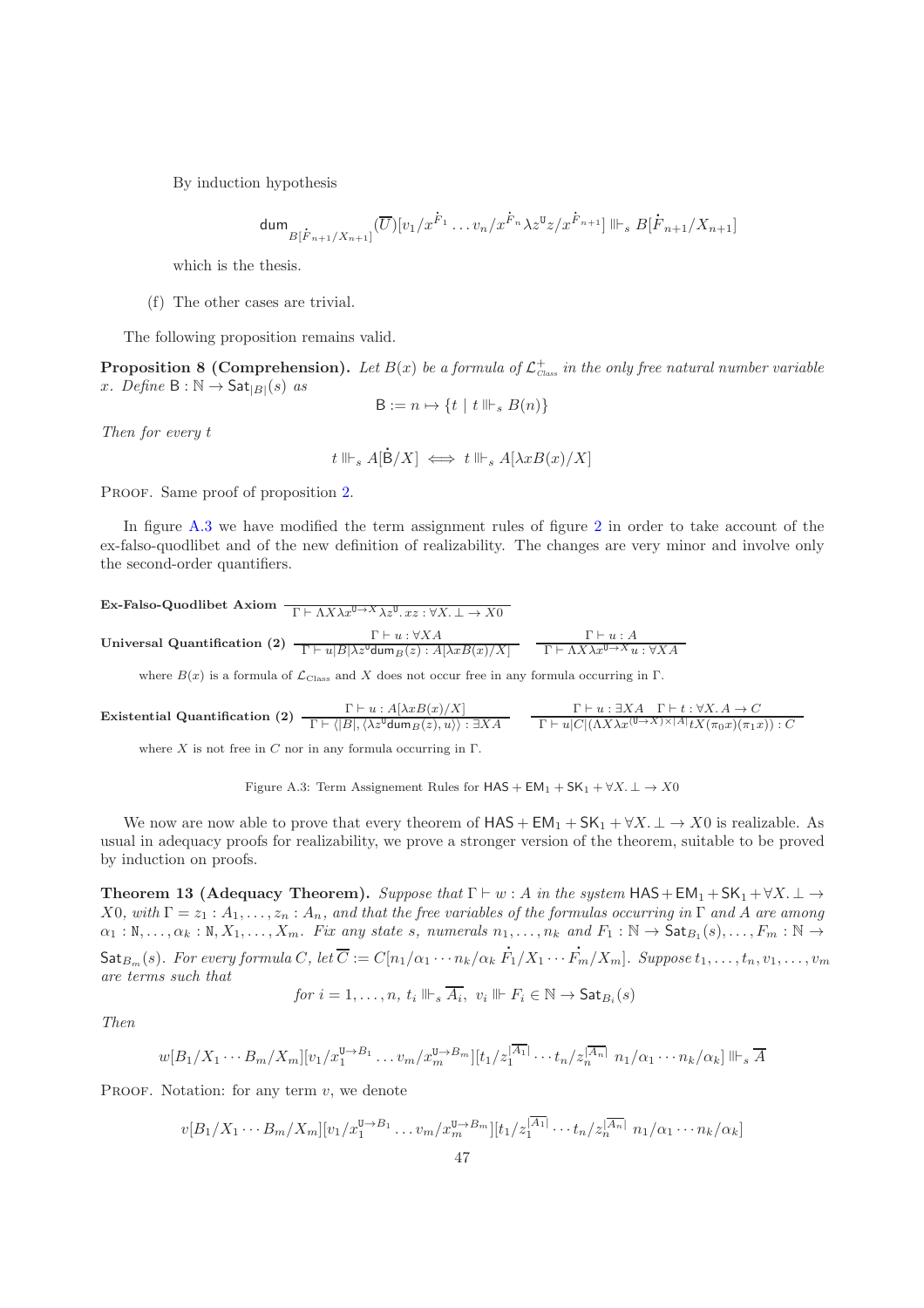By induction hypothesis

$$\mathsf{dum}_{B[\dot{F}_{n+1}/X_{n+1}]}(\overline{U})[v_1/x^{\dot{F}_1} \ldots v_n/x^{\dot{F}_n} \lambda z^{\mathtt{U}} z/x^{\dot{F}_{n+1}}] \Vdash_s B[\dot{F}_{n+1}/X_{n+1}]$$

which is the thesis.

(f) The other cases are trivial.

The following proposition remains valid.

**Proposition 8 (Comprehension).** *Let $B(x)$ be a formula of $\mathcal{L}^{+}_{\text{Class}}$ in the only free natural number variable $x$. Define $\mathsf{B} : \mathbb{N} \to \mathsf{Sat}_{|B|}(s)$ as*

$$\mathsf{B} := n \mapsto \{t \mid t \Vdash_s B(n)\}$$

*Then for every $t$*

$$t \Vdash_s A[\dot{\mathsf{B}}/X] \iff t \Vdash_s A[\lambda x B(x)/X]$$

Proof. Same proof of proposition 2.

In figure A.3 we have modified the term assignment rules of figure 2 in order to take account of the ex-falso-quodlibet and of the new definition of realizability. The changes are very minor and involve only the second-order quantifiers.

**Ex-Falso-Quodlibet Axiom** $\dfrac{}{\Gamma \vdash \Lambda X \lambda x^{\mathtt{U} \to X} \lambda z^{\mathtt{U}}. xz : \forall X. \bot \to X0}$

**Universal Quantification (2)** $\dfrac{\Gamma \vdash u : \forall X A}{\Gamma \vdash u|B|\lambda z^{\mathtt{U}} \mathsf{dum}_B(z) : A[\lambda x B(x)/X]}$ $\quad$ $\dfrac{\Gamma \vdash u : A}{\Gamma \vdash \Lambda X \lambda x^{\mathtt{U} \to X} u : \forall X A}$

where $B(x)$ is a formula of $\mathcal{L}_{\text{Class}}$ and $X$ does not occur free in any formula occurring in $\Gamma$.

**Existential Quantification (2)** $\dfrac{\Gamma \vdash u : A[\lambda x B(x)/X]}{\Gamma \vdash \langle |B|, \langle \lambda z^{\mathtt{U}} \mathsf{dum}_B(z), u\rangle\rangle : \exists X A}$ $\quad$ $\dfrac{\Gamma \vdash u : \exists X A \quad \Gamma \vdash t : \forall X. A \to C}{\Gamma \vdash u|C|(\Lambda X \lambda x^{(\mathtt{U} \to X) \times |A|} tX(\pi_0 x)(\pi_1 x)) : C}$

where $X$ is not free in $C$ nor in any formula occurring in $\Gamma$.

Figure A.3: Term Assignement Rules for $\mathsf{HAS} + \mathsf{EM}_1 + \mathsf{SK}_1 + \forall X. \bot \to X0$

We now are now able to prove that every theorem of $\mathsf{HAS} + \mathsf{EM}_1 + \mathsf{SK}_1 + \forall X. \bot \to X0$ is realizable. As usual in adequacy proofs for realizability, we prove a stronger version of the theorem, suitable to be proved by induction on proofs.

**Theorem 13 (Adequacy Theorem).** *Suppose that $\Gamma \vdash w : A$ in the system $\mathsf{HAS} + \mathsf{EM}_1 + \mathsf{SK}_1 + \forall X. \bot \to X0$, with $\Gamma = z_1 : A_1, \ldots, z_n : A_n$, and that the free variables of the formulas occurring in $\Gamma$ and $A$ are among $\alpha_1 : \mathtt{N}, \ldots, \alpha_k : \mathtt{N}, X_1, \ldots, X_m$. Fix any state $s$, numerals $n_1, \ldots, n_k$ and $F_1 : \mathbb{N} \to \mathsf{Sat}_{B_1}(s), \ldots, F_m : \mathbb{N} \to \mathsf{Sat}_{B_m}(s)$. For every formula $C$, let $\overline{C} := C[n_1/\alpha_1 \cdots n_k/\alpha_k\ \dot{F}_1/X_1 \cdots \dot{F}_m/X_m]$. Suppose $t_1, \ldots, t_n, v_1, \ldots, v_m$ are terms such that*

$$\textit{for } i = 1, \ldots, n,\ t_i \Vdash_s \overline{A_i},\ v_i \Vdash F_i \in \mathbb{N} \to \mathsf{Sat}_{B_i}(s)$$

*Then*

$$w[B_1/X_1 \cdots B_m/X_m][v_1/x_1^{\mathtt{U} \to B_1} \ldots v_m/x_m^{\mathtt{U} \to B_m}][t_1/z_1^{|\overline{A_1}|} \cdots t_n/z_n^{|\overline{A_n}|}\ n_1/\alpha_1 \cdots n_k/\alpha_k] \Vdash_s \overline{A}$$

Proof. Notation: for any term $v$, we denote

$$v[B_1/X_1 \cdots B_m/X_m][v_1/x_1^{\mathtt{U} \to B_1} \ldots v_m/x_m^{\mathtt{U} \to B_m}][t_1/z_1^{|\overline{A_1}|} \cdots t_n/z_n^{|\overline{A_n}|}\ n_1/\alpha_1 \cdots n_k/\alpha_k]$$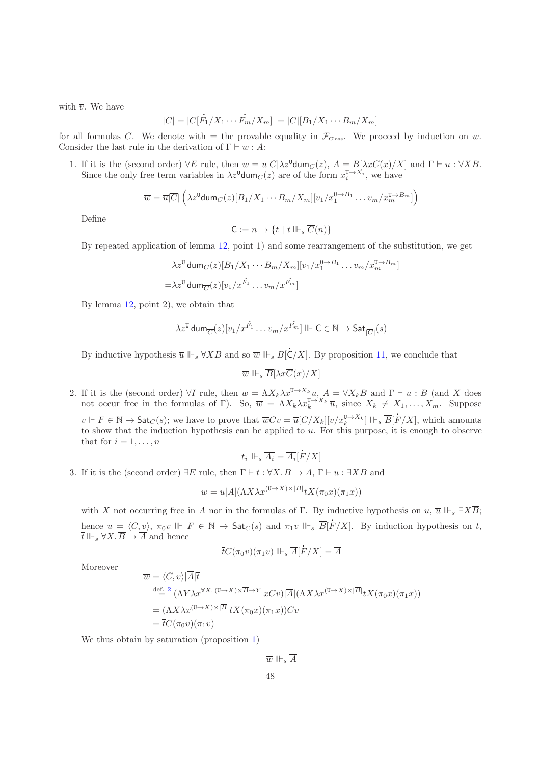with $\overline{v}$. We have

$$|\overline{C}| = |C[\dot{F_1}/X_1 \cdots \dot{F_m}/X_m]| = |C|[B_1/X_1 \cdots B_m/X_m]$$

for all formulas $C$. We denote with $=$ the provable equality in $\mathcal{F}_{\text{Class}}$. We proceed by induction on $w$. Consider the last rule in the derivation of $\Gamma \vdash w : A$:

1. If it is the (second order) $\forall E$ rule, then $w = u|C|\lambda z^{\mathtt{U}}\mathsf{dum}_C(z)$, $A = B[\lambda x C(x)/X]$ and $\Gamma \vdash u : \forall X B$. Since the only free term variables in $\lambda z^{\mathtt{U}}\mathsf{dum}_C(z)$ are of the form $x_i^{\mathtt{U}\to X_i}$, we have

$$\overline{w} = \overline{u}|\overline{C}|\left(\lambda z^{\mathtt{U}}\mathsf{dum}_C(z)[B_1/X_1 \cdots B_m/X_m][v_1/x_1^{\mathtt{U}\to B_1} \ldots v_m/x_m^{\mathtt{U}\to B_m}]\right)$$

   Define

$$\mathsf{C} := n \mapsto \{t \mid t \Vdash_s \overline{C}(n)\}$$

   By repeated application of lemma 12, point 1) and some rearrangement of the substitution, we get

$$\begin{aligned}
&\lambda z^{\mathtt{U}}\,\mathsf{dum}_C(z)[B_1/X_1 \cdots B_m/X_m][v_1/x_1^{\mathtt{U}\to B_1} \ldots v_m/x_m^{\mathtt{U}\to B_m}] \\
=&\lambda z^{\mathtt{U}}\,\mathsf{dum}_{\overline{C}}(z)[v_1/x^{\dot{F_1}} \ldots v_m/x^{\dot{F_m}}]
\end{aligned}$$

   By lemma 12, point 2), we obtain that

$$\lambda z^{\mathtt{U}}\,\mathsf{dum}_{\overline{C}}(z)[v_1/x^{\dot{F_1}} \ldots v_m/x^{\dot{F_m}}] \Vdash \mathsf{C} \in \mathbb{N} \to \mathsf{Sat}_{|\overline{C}|}(s)$$

   By inductive hypothesis $\overline{u} \Vdash_s \forall X\overline{B}$ and so $\overline{w} \Vdash_s \overline{B}[\dot{\mathsf{C}}/X]$. By proposition 11, we conclude that

$$\overline{w} \Vdash_s \overline{B}[\lambda x\overline{C}(x)/X]$$

2. If it is the (second order) $\forall I$ rule, then $w = \Lambda X_k \lambda x^{\mathtt{U}\to X_k} u$, $A = \forall X_k B$ and $\Gamma \vdash u : B$ (and $X$ does not occur free in the formulas of $\Gamma$). So, $\overline{w} = \Lambda X_k \lambda x_k^{\mathtt{U}\to X_k}\,\overline{u}$, since $X_k \neq X_1, \ldots, X_m$. Suppose $v \Vdash F \in \mathbb{N} \to \mathsf{Sat}_C(s)$; we have to prove that $\overline{w}Cv = \overline{u}[C/X_k][v/x_k^{\mathtt{U}\to X_k}] \Vdash_s \overline{B}[\dot{F}/X]$, which amounts to show that the induction hypothesis can be applied to $u$. For this purpose, it is enough to observe that for $i = 1, \ldots, n$

$$t_i \Vdash_s \overline{A_i} = \overline{A_i}[\dot{F}/X]$$

3. If it is the (second order) $\exists E$ rule, then $\Gamma \vdash t : \forall X.\, B \to A$, $\Gamma \vdash u : \exists X B$ and

$$w = u|A|(\Lambda X \lambda x^{(\mathtt{U}\to X)\times|B|} tX(\pi_0 x)(\pi_1 x))$$

   with $X$ not occurring free in $A$ nor in the formulas of $\Gamma$. By inductive hypothesis on $u$, $\overline{u} \Vdash_s \exists X\overline{B}$; hence $\overline{u} = \langle C, v\rangle$, $\pi_0 v \Vdash F \in \mathbb{N} \to \mathsf{Sat}_C(s)$ and $\pi_1 v \Vdash_s \overline{B}[\dot{F}/X]$. By induction hypothesis on $t$, $\overline{t} \Vdash_s \forall X.\, \overline{B} \to \overline{A}$ and hence

$$\overline{t}C(\pi_0 v)(\pi_1 v) \Vdash_s \overline{A}[\dot{F}/X] = \overline{A}$$

   Moreover

$$\begin{aligned}
\overline{w} &= \langle C, v\rangle|\overline{A}|\overline{t} \\
&\overset{\text{def. } 2}{=} (\Lambda Y \lambda x^{\forall X.\,(\mathtt{U}\to X)\times\overline{B}\to Y}\, xCv)|\overline{A}|(\Lambda X \lambda x^{(\mathtt{U}\to X)\times|\overline{B}|} tX(\pi_0 x)(\pi_1 x)) \\
&= (\Lambda X \lambda x^{(\mathtt{U}\to X)\times|\overline{B}|} tX(\pi_0 x)(\pi_1 x))Cv \\
&= \overline{t}C(\pi_0 v)(\pi_1 v)
\end{aligned}$$

   We thus obtain by saturation (proposition 1)

$$\overline{w} \Vdash_s \overline{A}$$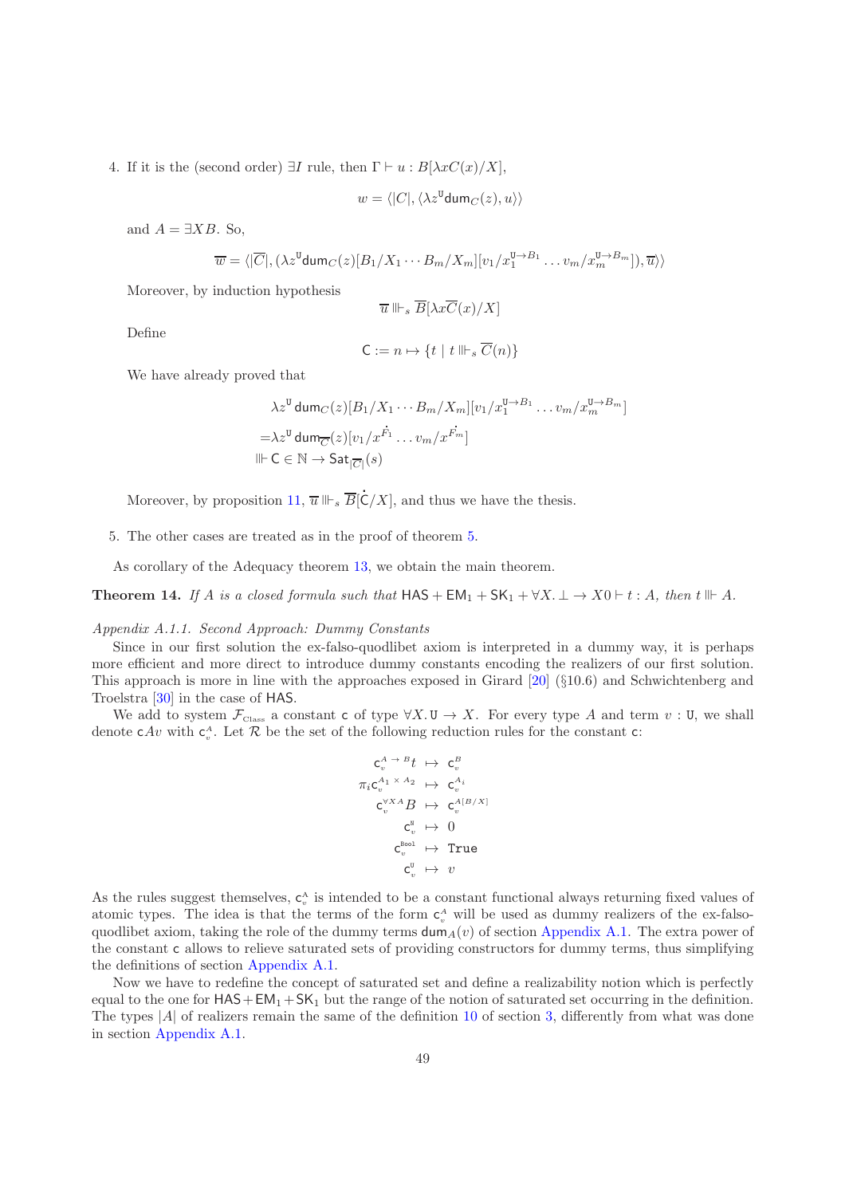4. If it is the (second order) $\exists I$ rule, then $\Gamma \vdash u : B[\lambda x C(x)/X]$,

$$w = \langle |C|, \langle \lambda z^{\mathtt{U}} \mathsf{dum}_C(z), u \rangle \rangle$$

and $A = \exists X B$. So,

$$\overline{w} = \langle |\overline{C}|, (\lambda z^{\mathtt{U}} \mathsf{dum}_C(z)[B_1/X_1 \cdots B_m/X_m][v_1/x_1^{\mathtt{U} \to B_1} \ldots v_m/x_m^{\mathtt{U} \to B_m}]), \overline{u} \rangle \rangle$$

Moreover, by induction hypothesis

$$\overline{u} \Vdash_s \overline{B}[\lambda x \overline{C}(x)/X]$$

Define

$$\mathsf{C} := n \mapsto \{t \mid t \Vdash_s \overline{C}(n)\}$$

We have already proved that

$$\begin{aligned} &\lambda z^{\mathtt{U}}\, \mathsf{dum}_C(z)[B_1/X_1 \cdots B_m/X_m][v_1/x_1^{\mathtt{U} \to B_1} \ldots v_m/x_m^{\mathtt{U} \to B_m}] \\ =&\lambda z^{\mathtt{U}}\, \mathsf{dum}_{\overline{C}}(z)[v_1/x^{\dot{F_1}} \ldots v_m/x^{\dot{F_m}}] \\ \Vdash& \mathsf{C} \in \mathbb{N} \to \mathsf{Sat}_{|\overline{C}|}(s) \end{aligned}$$

Moreover, by proposition 11, $\overline{u} \Vdash_s \overline{B}[\dot{\mathsf{C}}/X]$, and thus we have the thesis.

5. The other cases are treated as in the proof of theorem 5.

As corollary of the Adequacy theorem 13, we obtain the main theorem.

**Theorem 14.** *If $A$ is a closed formula such that $\mathsf{HAS} + \mathsf{EM}_1 + \mathsf{SK}_1 + \forall X. \bot \to X0 \vdash t : A$, then $t \Vdash A$.*

*Appendix A.1.1. Second Approach: Dummy Constants*

Since in our first solution the ex-falso-quodlibet axiom is interpreted in a dummy way, it is perhaps more efficient and more direct to introduce dummy constants encoding the realizers of our first solution. This approach is more in line with the approaches exposed in Girard [20] (§10.6) and Schwichtenberg and Troelstra [30] in the case of HAS.

We add to system $\mathcal{F}_{\text{Class}}$ a constant $\mathsf{c}$ of type $\forall X. \mathtt{U} \to X$. For every type $A$ and term $v : \mathtt{U}$, we shall denote $\mathsf{c}Av$ with $\mathsf{c}_v^A$. Let $\mathcal{R}$ be the set of the following reduction rules for the constant $\mathsf{c}$:

$$\begin{aligned} \mathsf{c}_v^{A \to B} t &\mapsto \mathsf{c}_v^B \\ \pi_i \mathsf{c}_v^{A_1 \times A_2} &\mapsto \mathsf{c}_v^{A_i} \\ \mathsf{c}_v^{\forall X A} B &\mapsto \mathsf{c}_v^{A[B/X]} \\ \mathsf{c}_v^{\mathtt{N}} &\mapsto 0 \\ \mathsf{c}_v^{\mathtt{Bool}} &\mapsto \mathtt{True} \\ \mathsf{c}_v^{\mathtt{U}} &\mapsto v \end{aligned}$$

As the rules suggest themselves, $\mathsf{c}_v^A$ is intended to be a constant functional always returning fixed values of atomic types. The idea is that the terms of the form $\mathsf{c}_v^A$ will be used as dummy realizers of the ex-falso-quodlibet axiom, taking the role of the dummy terms $\mathsf{dum}_A(v)$ of section Appendix A.1. The extra power of the constant $\mathsf{c}$ allows to relieve saturated sets of providing constructors for dummy terms, thus simplifying the definitions of section Appendix A.1.

Now we have to redefine the concept of saturated set and define a realizability notion which is perfectly equal to the one for $\mathsf{HAS} + \mathsf{EM}_1 + \mathsf{SK}_1$ but the range of the notion of saturated set occurring in the definition. The types $|A|$ of realizers remain the same of the definition 10 of section 3, differently from what was done in section Appendix A.1.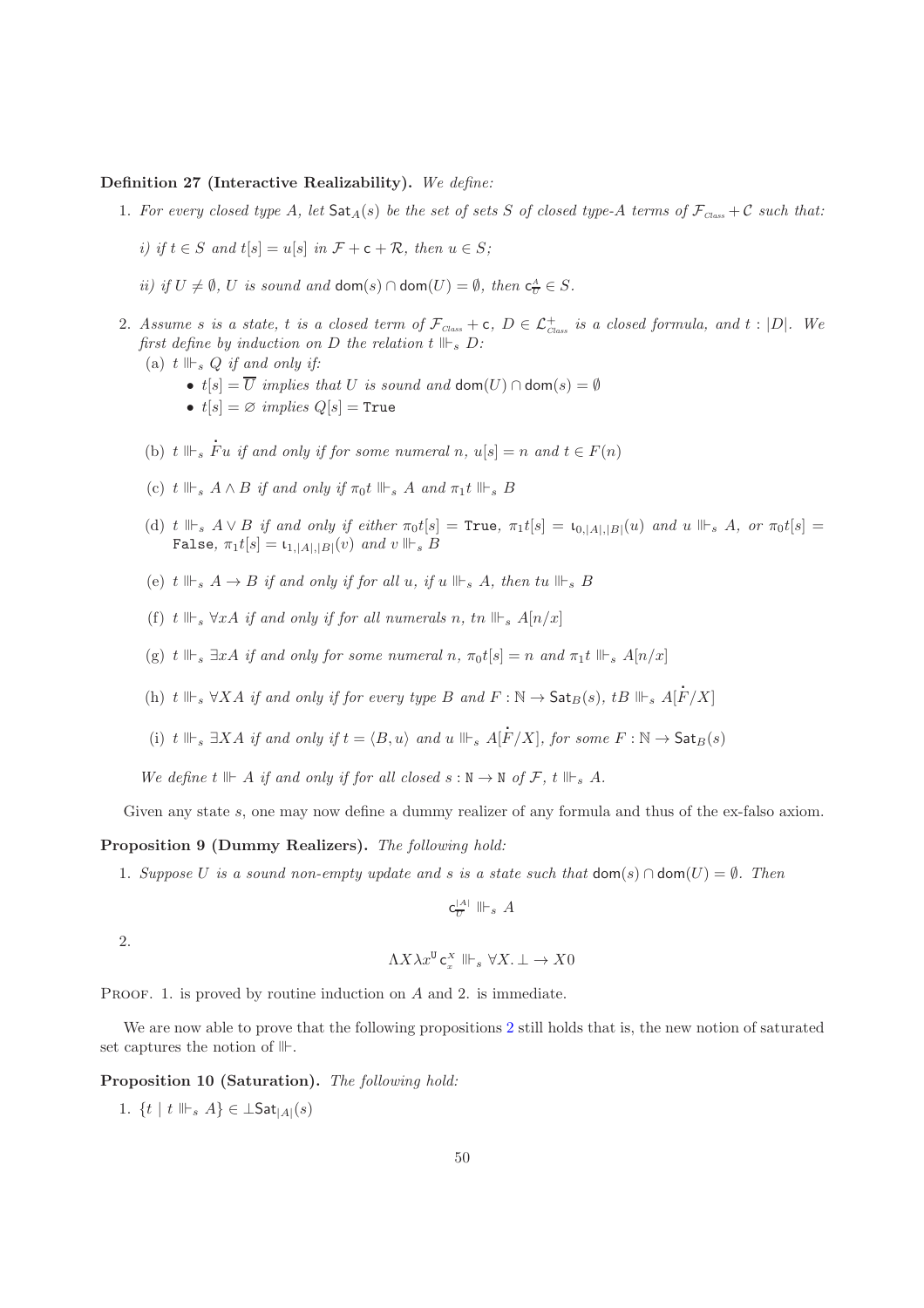**Definition 27 (Interactive Realizability).** *We define:*

1. *For every closed type $A$, let $\mathsf{Sat}_A(s)$ be the set of sets $S$ of closed type-$A$ terms of $\mathcal{F}_{Class} + \mathcal{C}$ such that:*

   *i) if $t \in S$ and $t[s] = u[s]$ in $\mathcal{F} + \mathsf{c} + \mathcal{R}$, then $u \in S$;*

   *ii) if $U \neq \emptyset$, $U$ is sound and $\mathsf{dom}(s) \cap \mathsf{dom}(U) = \emptyset$, then $\mathsf{c}^A_{\overline{U}} \in S$.*

2. *Assume $s$ is a state, $t$ is a closed term of $\mathcal{F}_{Class} + \mathsf{c}$, $D \in \mathcal{L}^+_{Class}$ is a closed formula, and $t : |D|$. We first define by induction on $D$ the relation $t \Vdash_s D$:*

   (a) *$t \Vdash_s Q$ if and only if:*
   - *$t[s] = \overline{U}$ implies that $U$ is sound and $\mathsf{dom}(U) \cap \mathsf{dom}(s) = \emptyset$*
   - *$t[s] = \varnothing$ implies $Q[s] = \mathtt{True}$*

   (b) *$t \Vdash_s \dot{F}u$ if and only if for some numeral $n$, $u[s] = n$ and $t \in F(n)$*

   (c) *$t \Vdash_s A \wedge B$ if and only if $\pi_0 t \Vdash_s A$ and $\pi_1 t \Vdash_s B$*

   (d) *$t \Vdash_s A \vee B$ if and only if either $\pi_0 t[s] = \mathtt{True}$, $\pi_1 t[s] = \iota_{0,|A|,|B|}(u)$ and $u \Vdash_s A$, or $\pi_0 t[s] = \mathtt{False}$, $\pi_1 t[s] = \iota_{1,|A|,|B|}(v)$ and $v \Vdash_s B$*

   (e) *$t \Vdash_s A \to B$ if and only if for all $u$, if $u \Vdash_s A$, then $tu \Vdash_s B$*

   (f) *$t \Vdash_s \forall x A$ if and only if for all numerals $n$, $tn \Vdash_s A[n/x]$*

   (g) *$t \Vdash_s \exists x A$ if and only for some numeral $n$, $\pi_0 t[s] = n$ and $\pi_1 t \Vdash_s A[n/x]$*

   (h) *$t \Vdash_s \forall X A$ if and only if for every type $B$ and $F : \mathbb{N} \to \mathsf{Sat}_B(s)$, $tB \Vdash_s A[\dot{F}/X]$*

   (i) *$t \Vdash_s \exists X A$ if and only if $t = \langle B, u\rangle$ and $u \Vdash_s A[\dot{F}/X]$, for some $F : \mathbb{N} \to \mathsf{Sat}_B(s)$*

   *We define $t \Vdash A$ if and only if for all closed $s : \mathtt{N} \to \mathtt{N}$ of $\mathcal{F}$, $t \Vdash_s A$.*

Given any state $s$, one may now define a dummy realizer of any formula and thus of the ex-falso axiom.

**Proposition 9 (Dummy Realizers).** *The following hold:*

1. *Suppose $U$ is a sound non-empty update and $s$ is a state such that $\mathsf{dom}(s) \cap \mathsf{dom}(U) = \emptyset$. Then*

$$\mathsf{c}^{|A|}_{\overline{U}} \Vdash_s A$$

2.

$$\Lambda X \lambda x^{\mathtt{U}} \mathsf{c}^X_x \Vdash_s \forall X. \bot \to X0$$

Proof. 1. is proved by routine induction on $A$ and 2. is immediate.

We are now able to prove that the following propositions 2 still holds that is, the new notion of saturated set captures the notion of $\Vdash$.

**Proposition 10 (Saturation).** *The following hold:*

1. $\{t \mid t \Vdash_s A\} \in \bot\mathsf{Sat}_{|A|}(s)$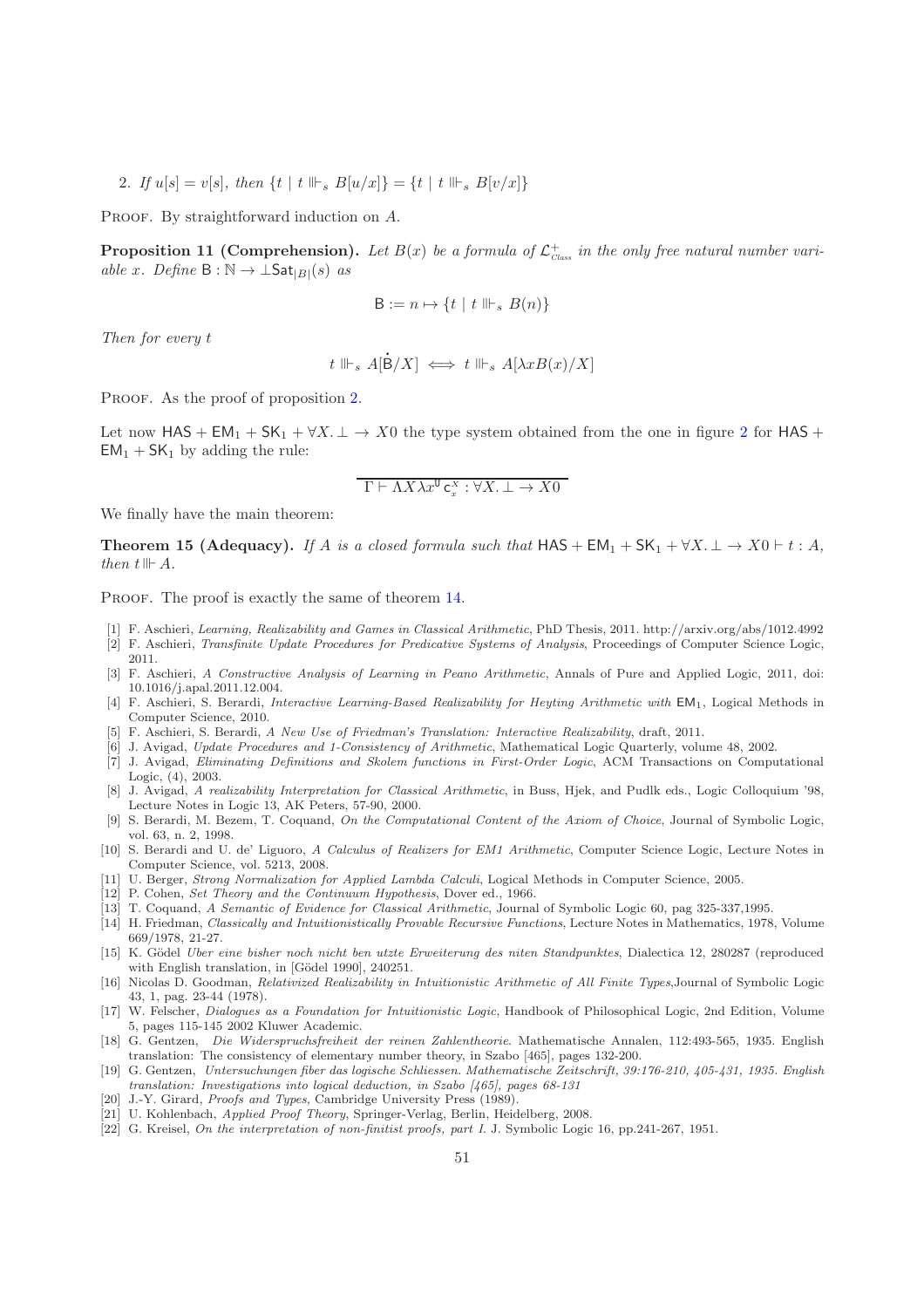2. *If* $u[s] = v[s]$, *then* $\{t \mid t \Vdash_s B[u/x]\} = \{t \mid t \Vdash_s B[v/x]\}$

Proof. By straightforward induction on $A$.

**Proposition 11 (Comprehension).** *Let* $B(x)$ *be a formula of* $\mathcal{L}^+_{\text{Class}}$ *in the only free natural number variable* $x$. *Define* $\mathsf{B} : \mathbb{N} \rightarrow \bot\mathsf{Sat}_{|B|}(s)$ *as*

$$\mathsf{B} := n \mapsto \{t \mid t \Vdash_s B(n)\}$$

*Then for every* $t$

$$t \Vdash_s A[\dot{\mathsf{B}}/X] \iff t \Vdash_s A[\lambda x B(x)/X]$$

Proof. As the proof of proposition 2.

Let now $\mathsf{HAS} + \mathsf{EM}_1 + \mathsf{SK}_1 + \forall X. \bot \rightarrow X0$ the type system obtained from the one in figure 2 for $\mathsf{HAS} + \mathsf{EM}_1 + \mathsf{SK}_1$ by adding the rule:

$$\overline{\Gamma \vdash \Lambda X \lambda x^{\mathtt{U}}\, \mathsf{c}^X_x : \forall X. \bot \rightarrow X0}$$

We finally have the main theorem:

**Theorem 15 (Adequacy).** *If* $A$ *is a closed formula such that* $\mathsf{HAS} + \mathsf{EM}_1 + \mathsf{SK}_1 + \forall X. \bot \rightarrow X0 \vdash t : A$, *then* $t \Vdash A$.

Proof. The proof is exactly the same of theorem 14.

[1] F. Aschieri, *Learning, Realizability and Games in Classical Arithmetic*, PhD Thesis, 2011. http://arxiv.org/abs/1012.4992

[2] F. Aschieri, *Transfinite Update Procedures for Predicative Systems of Analysis*, Proceedings of Computer Science Logic, 2011.

[3] F. Aschieri, *A Constructive Analysis of Learning in Peano Arithmetic*, Annals of Pure and Applied Logic, 2011, doi: 10.1016/j.apal.2011.12.004.

[4] F. Aschieri, S. Berardi, *Interactive Learning-Based Realizability for Heyting Arithmetic with* $\mathsf{EM}_1$, Logical Methods in Computer Science, 2010.

[5] F. Aschieri, S. Berardi, *A New Use of Friedman's Translation: Interactive Realizability*, draft, 2011.

[6] J. Avigad, *Update Procedures and 1-Consistency of Arithmetic*, Mathematical Logic Quarterly, volume 48, 2002.

[7] J. Avigad, *Eliminating Definitions and Skolem functions in First-Order Logic*, ACM Transactions on Computational Logic, (4), 2003.

[8] J. Avigad, *A realizability Interpretation for Classical Arithmetic*, in Buss, Hjek, and Pudlk eds., Logic Colloquium '98, Lecture Notes in Logic 13, AK Peters, 57-90, 2000.

[9] S. Berardi, M. Bezem, T. Coquand, *On the Computational Content of the Axiom of Choice*, Journal of Symbolic Logic, vol. 63, n. 2, 1998.

[10] S. Berardi and U. de' Liguoro, *A Calculus of Realizers for EM1 Arithmetic*, Computer Science Logic, Lecture Notes in Computer Science, vol. 5213, 2008.

[11] U. Berger, *Strong Normalization for Applied Lambda Calculi*, Logical Methods in Computer Science, 2005.

[12] P. Cohen, *Set Theory and the Continuum Hypothesis*, Dover ed., 1966.

[13] T. Coquand, *A Semantic of Evidence for Classical Arithmetic*, Journal of Symbolic Logic 60, pag 325-337,1995.

[14] H. Friedman, *Classically and Intuitionistically Provable Recursive Functions*, Lecture Notes in Mathematics, 1978, Volume 669/1978, 21-27.

[15] K. Gödel *Uber eine bisher noch nicht ben utzte Erweiterung des niten Standpunktes*, Dialectica 12, 280287 (reproduced with English translation, in [Gödel 1990], 240251.

[16] Nicolas D. Goodman, *Relativized Realizability in Intuitionistic Arithmetic of All Finite Types*,Journal of Symbolic Logic 43, 1, pag. 23-44 (1978).

[17] W. Felscher, *Dialogues as a Foundation for Intuitionistic Logic*, Handbook of Philosophical Logic, 2nd Edition, Volume 5, pages 115-145 2002 Kluwer Academic.

[18] G. Gentzen, *Die Widerspruchsfreiheit der reinen Zahlentheorie.* Mathematische Annalen, 112:493-565, 1935. English translation: The consistency of elementary number theory, in Szabo [465], pages 132-200.

[19] G. Gentzen, *Untersuchungen fiber das logische Schliessen. Mathematische Zeitschrift, 39:176-210, 405-431, 1935. English translation: Investigations into logical deduction, in Szabo [465], pages 68-131*

[20] J.-Y. Girard, *Proofs and Types*, Cambridge University Press (1989).

[21] U. Kohlenbach, *Applied Proof Theory*, Springer-Verlag, Berlin, Heidelberg, 2008.

[22] G. Kreisel, *On the interpretation of non-finitist proofs, part I.* J. Symbolic Logic 16, pp.241-267, 1951.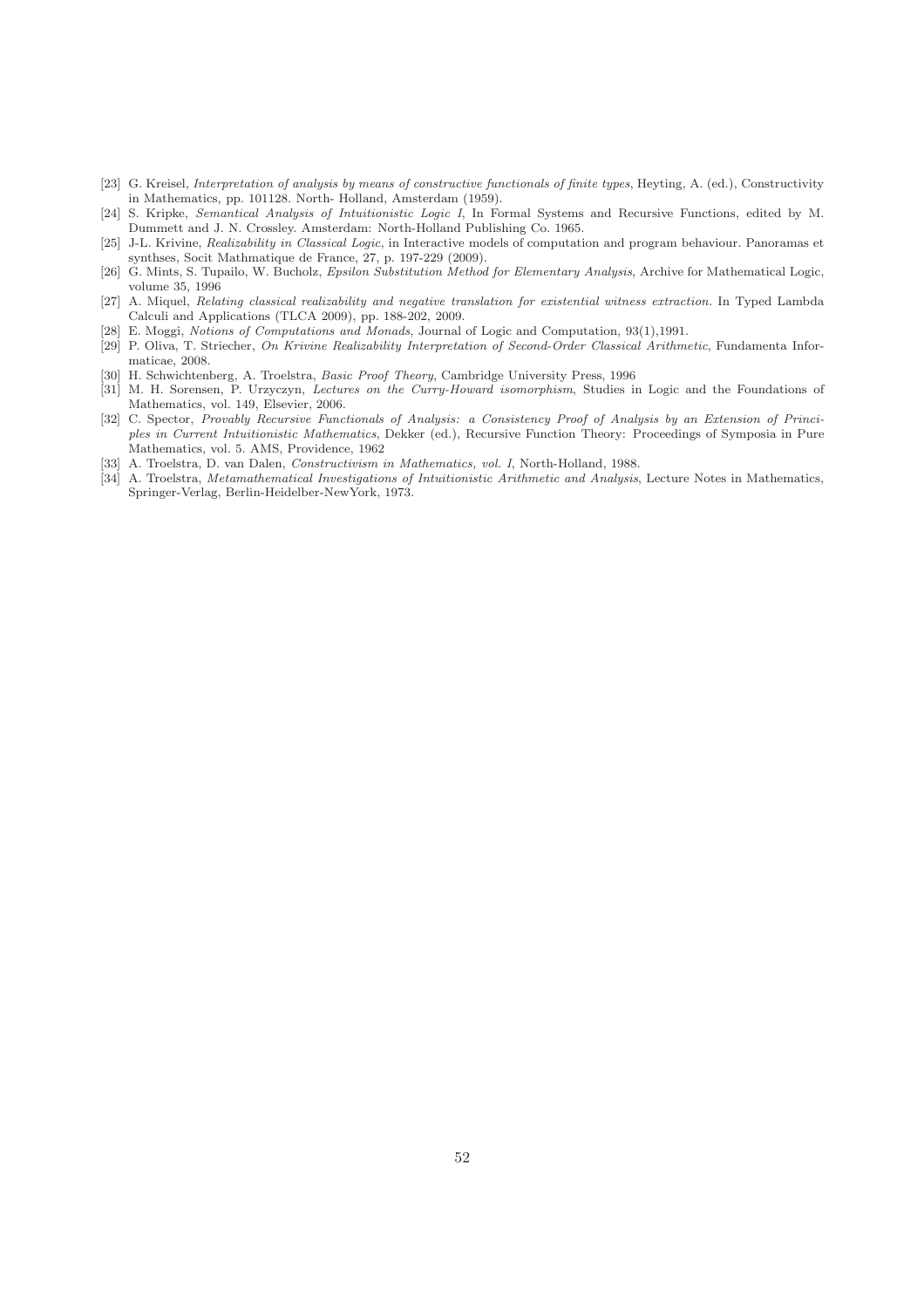- [23] G. Kreisel, *Interpretation of analysis by means of constructive functionals of finite types*, Heyting, A. (ed.), Constructivity in Mathematics, pp. 101128. North- Holland, Amsterdam (1959).
- [24] S. Kripke, *Semantical Analysis of Intuitionistic Logic I*, In Formal Systems and Recursive Functions, edited by M. Dummett and J. N. Crossley. Amsterdam: North-Holland Publishing Co. 1965.
- [25] J-L. Krivine, *Realizability in Classical Logic*, in Interactive models of computation and program behaviour. Panoramas et synthses, Socit Mathmatique de France, 27, p. 197-229 (2009).
- [26] G. Mints, S. Tupailo, W. Bucholz, *Epsilon Substitution Method for Elementary Analysis*, Archive for Mathematical Logic, volume 35, 1996
- [27] A. Miquel, *Relating classical realizability and negative translation for existential witness extraction.* In Typed Lambda Calculi and Applications (TLCA 2009), pp. 188-202, 2009.
- [28] E. Moggi, *Notions of Computations and Monads*, Journal of Logic and Computation, 93(1),1991.
- [29] P. Oliva, T. Striecher, *On Krivine Realizability Interpretation of Second-Order Classical Arithmetic*, Fundamenta Informaticae, 2008.
- [30] H. Schwichtenberg, A. Troelstra, *Basic Proof Theory*, Cambridge University Press, 1996
- [31] M. H. Sorensen, P. Urzyczyn, *Lectures on the Curry-Howard isomorphism*, Studies in Logic and the Foundations of Mathematics, vol. 149, Elsevier, 2006.
- [32] C. Spector, *Provably Recursive Functionals of Analysis: a Consistency Proof of Analysis by an Extension of Principles in Current Intuitionistic Mathematics*, Dekker (ed.), Recursive Function Theory: Proceedings of Symposia in Pure Mathematics, vol. 5. AMS, Providence, 1962
- [33] A. Troelstra, D. van Dalen, *Constructivism in Mathematics, vol. I*, North-Holland, 1988.
- [34] A. Troelstra, *Metamathematical Investigations of Intuitionistic Arithmetic and Analysis*, Lecture Notes in Mathematics, Springer-Verlag, Berlin-Heidelber-NewYork, 1973.